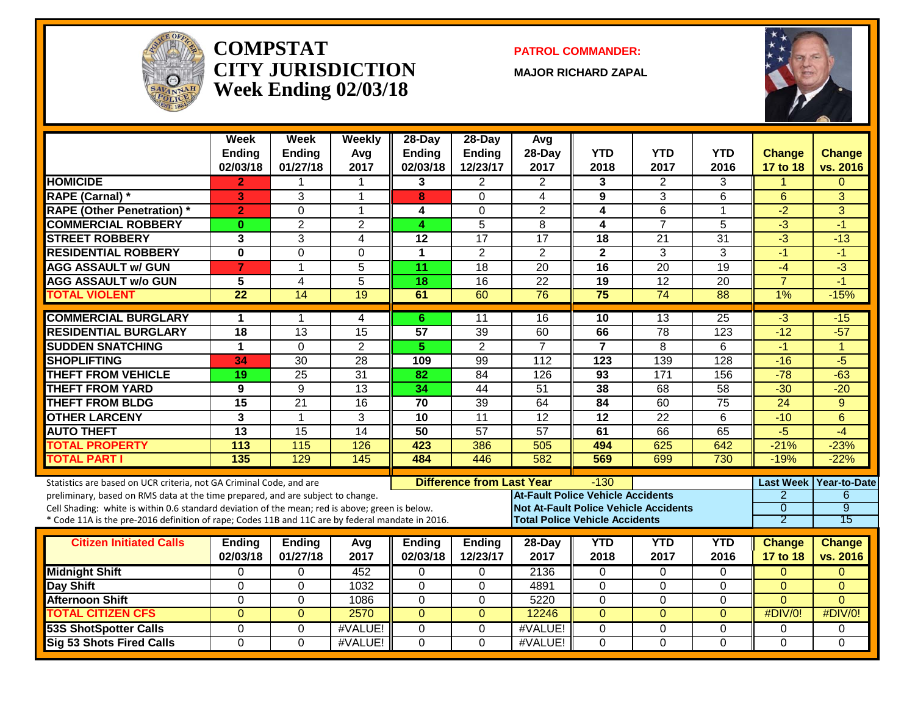# COMPSTAT
# CITY JURISDICTION
# Week Ending 02/03/18

**PATROL COMMANDER:**

**MAJOR RICHARD ZAPAL**

| | Week Ending 02/03/18 | Week Ending 01/27/18 | Weekly Avg 2017 | 28-Day Ending 02/03/18 | 28-Day Ending 12/23/17 | Avg 28-Day 2017 | YTD 2018 | YTD 2017 | YTD 2016 | Change 17 to 18 | Change vs. 2016 |
|---|---|---|---|---|---|---|---|---|---|---|---|
| HOMICIDE | 2 | 1 | 1 | 3 | 2 | 2 | 3 | 2 | 3 | 1 | 0 |
| RAPE (Carnal) * | 3 | 3 | 1 | 8 | 0 | 4 | 9 | 3 | 6 | 6 | 3 |
| RAPE (Other Penetration) * | 2 | 0 | 1 | 4 | 0 | 2 | 4 | 6 | 1 | -2 | 3 |
| COMMERCIAL ROBBERY | 0 | 2 | 2 | 4 | 5 | 8 | 4 | 7 | 5 | -3 | -1 |
| STREET ROBBERY | 3 | 3 | 4 | 12 | 17 | 17 | 18 | 21 | 31 | -3 | -13 |
| RESIDENTIAL ROBBERY | 0 | 0 | 0 | 1 | 2 | 2 | 2 | 3 | 3 | -1 | -1 |
| AGG ASSAULT w/ GUN | 7 | 1 | 5 | 11 | 18 | 20 | 16 | 20 | 19 | -4 | -3 |
| AGG ASSAULT w/o GUN | 5 | 4 | 5 | 18 | 16 | 22 | 19 | 12 | 20 | 7 | -1 |
| TOTAL VIOLENT | 22 | 14 | 19 | 61 | 60 | 76 | 75 | 74 | 88 | 1% | -15% |
| COMMERCIAL BURGLARY | 1 | 1 | 4 | 6 | 11 | 16 | 10 | 13 | 25 | -3 | -15 |
| RESIDENTIAL BURGLARY | 18 | 13 | 15 | 57 | 39 | 60 | 66 | 78 | 123 | -12 | -57 |
| SUDDEN SNATCHING | 1 | 0 | 2 | 5 | 2 | 7 | 7 | 8 | 6 | -1 | 1 |
| SHOPLIFTING | 34 | 30 | 28 | 109 | 99 | 112 | 123 | 139 | 128 | -16 | -5 |
| THEFT FROM VEHICLE | 19 | 25 | 31 | 82 | 84 | 126 | 93 | 171 | 156 | -78 | -63 |
| THEFT FROM YARD | 9 | 9 | 13 | 34 | 44 | 51 | 38 | 68 | 58 | -30 | -20 |
| THEFT FROM BLDG | 15 | 21 | 16 | 70 | 39 | 64 | 84 | 60 | 75 | 24 | 9 |
| OTHER LARCENY | 3 | 1 | 3 | 10 | 11 | 12 | 12 | 22 | 6 | -10 | 6 |
| AUTO THEFT | 13 | 15 | 14 | 50 | 57 | 57 | 61 | 66 | 65 | -5 | -4 |
| TOTAL PROPERTY | 113 | 115 | 126 | 423 | 386 | 505 | 494 | 625 | 642 | -21% | -23% |
| TOTAL PART I | 135 | 129 | 145 | 484 | 446 | 582 | 569 | 699 | 730 | -19% | -22% |

Statistics are based on UCR criteria, not GA Criminal Code, and are preliminary, based on RMS data at the time prepared, and are subject to change.
Cell Shading: white is within 0.6 standard deviation of the mean; red is above; green is below.
* Code 11A is the pre-2016 definition of rape; Codes 11B and 11C are by federal mandate in 2016.

**Difference from Last Year**: -130

| | Last Week | Year-to-Date |
|---|---|---|
| At-Fault Police Vehicle Accidents | 2 | 6 |
| Not At-Fault Police Vehicle Accidents | 0 | 9 |
| Total Police Vehicle Accidents | 2 | 15 |

| Citizen Initiated Calls | Ending 02/03/18 | Ending 01/27/18 | Avg 2017 | Ending 02/03/18 | Ending 12/23/17 | 28-Day 2017 | YTD 2018 | YTD 2017 | YTD 2016 | Change 17 to 18 | Change vs. 2016 |
|---|---|---|---|---|---|---|---|---|---|---|---|
| Midnight Shift | 0 | 0 | 452 | 0 | 0 | 2136 | 0 | 0 | 0 | 0 | 0 |
| Day Shift | 0 | 0 | 1032 | 0 | 0 | 4891 | 0 | 0 | 0 | 0 | 0 |
| Afternoon Shift | 0 | 0 | 1086 | 0 | 0 | 5220 | 0 | 0 | 0 | 0 | 0 |
| TOTAL CITIZEN CFS | 0 | 0 | 2570 | 0 | 0 | 12246 | 0 | 0 | 0 | #DIV/0! | #DIV/0! |
| 53S ShotSpotter Calls | 0 | 0 | #VALUE! | 0 | 0 | #VALUE! | 0 | 0 | 0 | 0 | 0 |
| Sig 53 Shots Fired Calls | 0 | 0 | #VALUE! | 0 | 0 | #VALUE! | 0 | 0 | 0 | 0 | 0 |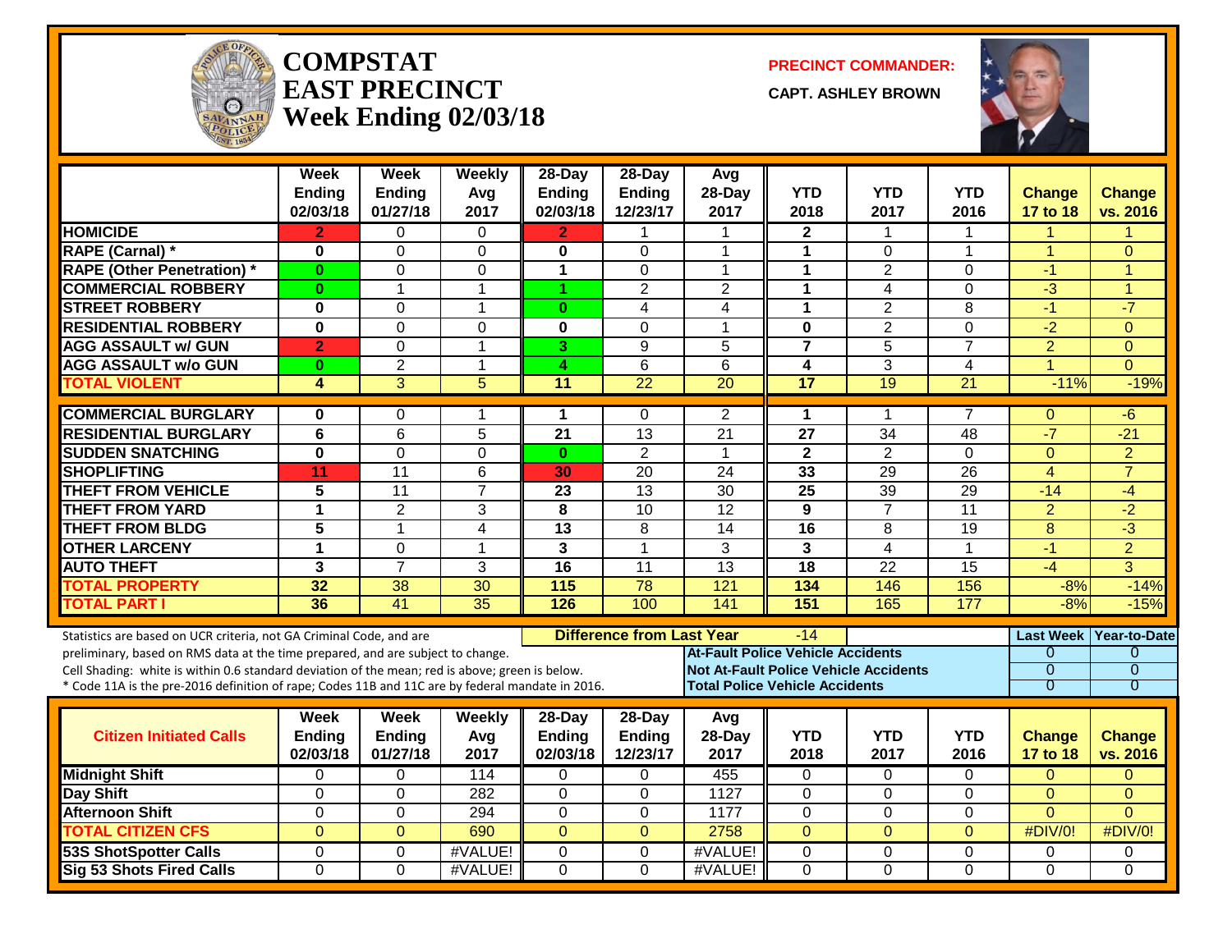# COMPSTAT
# EAST PRECINCT
# Week Ending 02/03/18

**PRECINCT COMMANDER:**

**CAPT. ASHLEY BROWN**

| | Week Ending 02/03/18 | Week Ending 01/27/18 | Weekly Avg 2017 | 28-Day Ending 02/03/18 | 28-Day Ending 12/23/17 | Avg 28-Day 2017 | YTD 2018 | YTD 2017 | YTD 2016 | Change 17 to 18 | Change vs. 2016 |
|---|---|---|---|---|---|---|---|---|---|---|---|
| HOMICIDE | 2 | 0 | 0 | 2 | 1 | 1 | 2 | 1 | 1 | 1 | 1 |
| RAPE (Carnal) * | 0 | 0 | 0 | 0 | 0 | 1 | 1 | 0 | 1 | 1 | 0 |
| RAPE (Other Penetration) * | 0 | 0 | 0 | 1 | 0 | 1 | 1 | 2 | 0 | -1 | 1 |
| COMMERCIAL ROBBERY | 0 | 1 | 1 | 1 | 2 | 2 | 1 | 4 | 0 | -3 | 1 |
| STREET ROBBERY | 0 | 0 | 1 | 0 | 4 | 4 | 1 | 2 | 8 | -1 | -7 |
| RESIDENTIAL ROBBERY | 0 | 0 | 0 | 0 | 0 | 1 | 0 | 2 | 0 | -2 | 0 |
| AGG ASSAULT w/ GUN | 2 | 0 | 1 | 3 | 9 | 5 | 7 | 5 | 7 | 2 | 0 |
| AGG ASSAULT w/o GUN | 0 | 2 | 1 | 4 | 6 | 6 | 4 | 3 | 4 | 1 | 0 |
| TOTAL VIOLENT | 4 | 3 | 5 | 11 | 22 | 20 | 17 | 19 | 21 | -11% | -19% |
| COMMERCIAL BURGLARY | 0 | 0 | 1 | 1 | 0 | 2 | 1 | 1 | 7 | 0 | -6 |
| RESIDENTIAL BURGLARY | 6 | 6 | 5 | 21 | 13 | 21 | 27 | 34 | 48 | -7 | -21 |
| SUDDEN SNATCHING | 0 | 0 | 0 | 0 | 2 | 1 | 2 | 2 | 0 | 0 | 2 |
| SHOPLIFTING | 11 | 11 | 6 | 30 | 20 | 24 | 33 | 29 | 26 | 4 | 7 |
| THEFT FROM VEHICLE | 5 | 11 | 7 | 23 | 13 | 30 | 25 | 39 | 29 | -14 | -4 |
| THEFT FROM YARD | 1 | 2 | 3 | 8 | 10 | 12 | 9 | 7 | 11 | 2 | -2 |
| THEFT FROM BLDG | 5 | 1 | 4 | 13 | 8 | 14 | 16 | 8 | 19 | 8 | -3 |
| OTHER LARCENY | 1 | 0 | 1 | 3 | 1 | 3 | 3 | 4 | 1 | -1 | 2 |
| AUTO THEFT | 3 | 7 | 3 | 16 | 11 | 13 | 18 | 22 | 15 | -4 | 3 |
| TOTAL PROPERTY | 32 | 38 | 30 | 115 | 78 | 121 | 134 | 146 | 156 | -8% | -14% |
| TOTAL PART I | 36 | 41 | 35 | 126 | 100 | 141 | 151 | 165 | 177 | -8% | -15% |

Statistics are based on UCR criteria, not GA Criminal Code, and are preliminary, based on RMS data at the time prepared, and are subject to change.
Cell Shading: white is within 0.6 standard deviation of the mean; red is above; green is below.
* Code 11A is the pre-2016 definition of rape; Codes 11B and 11C are by federal mandate in 2016.

**Difference from Last Year**: -14

| | Last Week | Year-to-Date |
|---|---|---|
| At-Fault Police Vehicle Accidents | 0 | 0 |
| Not At-Fault Police Vehicle Accidents | 0 | 0 |
| Total Police Vehicle Accidents | 0 | 0 |

| Citizen Initiated Calls | Week Ending 02/03/18 | Week Ending 01/27/18 | Weekly Avg 2017 | 28-Day Ending 02/03/18 | 28-Day Ending 12/23/17 | Avg 28-Day 2017 | YTD 2018 | YTD 2017 | YTD 2016 | Change 17 to 18 | Change vs. 2016 |
|---|---|---|---|---|---|---|---|---|---|---|---|
| Midnight Shift | 0 | 0 | 114 | 0 | 0 | 455 | 0 | 0 | 0 | 0 | 0 |
| Day Shift | 0 | 0 | 282 | 0 | 0 | 1127 | 0 | 0 | 0 | 0 | 0 |
| Afternoon Shift | 0 | 0 | 294 | 0 | 0 | 1177 | 0 | 0 | 0 | 0 | 0 |
| TOTAL CITIZEN CFS | 0 | 0 | 690 | 0 | 0 | 2758 | 0 | 0 | 0 | #DIV/0! | #DIV/0! |
| 53S ShotSpotter Calls | 0 | 0 | #VALUE! | 0 | 0 | #VALUE! | 0 | 0 | 0 | 0 | 0 |
| Sig 53 Shots Fired Calls | 0 | 0 | #VALUE! | 0 | 0 | #VALUE! | 0 | 0 | 0 | 0 | 0 |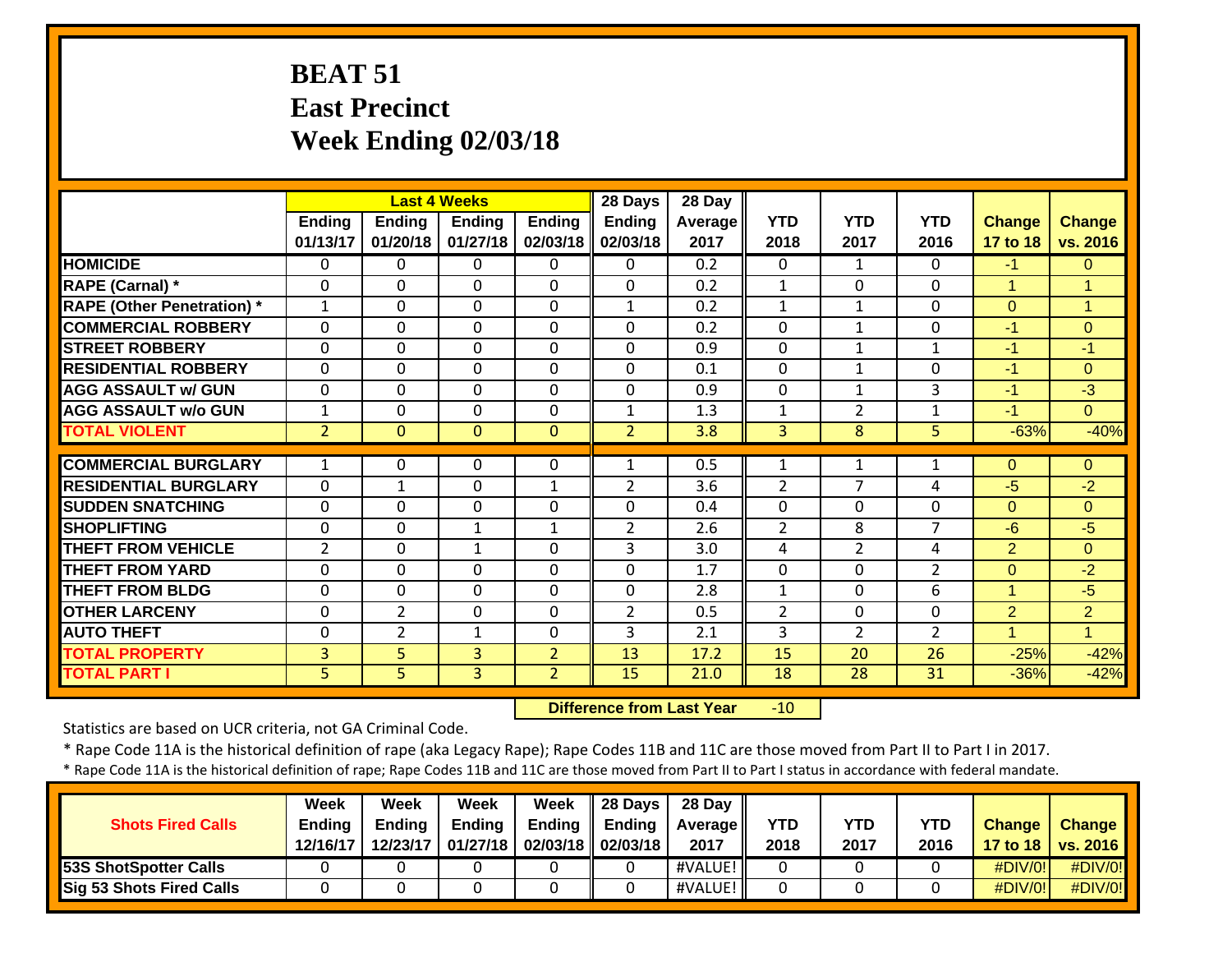# BEAT 51
# East Precinct
# Week Ending 02/03/18

| | Last 4 Weeks | | | | 28 Days | 28 Day | | | | | |
|---|---|---|---|---|---|---|---|---|---|---|---|
| | Ending 01/13/17 | Ending 01/20/18 | Ending 01/27/18 | Ending 02/03/18 | Ending 02/03/18 | Average 2017 | YTD 2018 | YTD 2017 | YTD 2016 | Change 17 to 18 | Change vs. 2016 |
| **HOMICIDE** | 0 | 0 | 0 | 0 | 0 | 0.2 | 0 | 1 | 0 | -1 | 0 |
| **RAPE (Carnal) *** | 0 | 0 | 0 | 0 | 0 | 0.2 | 1 | 0 | 0 | 1 | 1 |
| **RAPE (Other Penetration) *** | 1 | 0 | 0 | 0 | 1 | 0.2 | 1 | 1 | 0 | 0 | 1 |
| **COMMERCIAL ROBBERY** | 0 | 0 | 0 | 0 | 0 | 0.2 | 0 | 1 | 0 | -1 | 0 |
| **STREET ROBBERY** | 0 | 0 | 0 | 0 | 0 | 0.9 | 0 | 1 | 1 | -1 | -1 |
| **RESIDENTIAL ROBBERY** | 0 | 0 | 0 | 0 | 0 | 0.1 | 0 | 1 | 0 | -1 | 0 |
| **AGG ASSAULT w/ GUN** | 0 | 0 | 0 | 0 | 0 | 0.9 | 0 | 1 | 3 | -1 | -3 |
| **AGG ASSAULT w/o GUN** | 1 | 0 | 0 | 0 | 1 | 1.3 | 1 | 2 | 1 | -1 | 0 |
| **TOTAL VIOLENT** | 2 | 0 | 0 | 0 | 2 | 3.8 | 3 | 8 | 5 | -63% | -40% |
| **COMMERCIAL BURGLARY** | 1 | 0 | 0 | 0 | 1 | 0.5 | 1 | 1 | 1 | 0 | 0 |
| **RESIDENTIAL BURGLARY** | 0 | 1 | 0 | 1 | 2 | 3.6 | 2 | 7 | 4 | -5 | -2 |
| **SUDDEN SNATCHING** | 0 | 0 | 0 | 0 | 0 | 0.4 | 0 | 0 | 0 | 0 | 0 |
| **SHOPLIFTING** | 0 | 0 | 1 | 1 | 2 | 2.6 | 2 | 8 | 7 | -6 | -5 |
| **THEFT FROM VEHICLE** | 2 | 0 | 1 | 0 | 3 | 3.0 | 4 | 2 | 4 | 2 | 0 |
| **THEFT FROM YARD** | 0 | 0 | 0 | 0 | 0 | 1.7 | 0 | 0 | 2 | 0 | -2 |
| **THEFT FROM BLDG** | 0 | 0 | 0 | 0 | 0 | 2.8 | 1 | 0 | 6 | 1 | -5 |
| **OTHER LARCENY** | 0 | 2 | 0 | 0 | 2 | 0.5 | 2 | 0 | 0 | 2 | 2 |
| **AUTO THEFT** | 0 | 2 | 1 | 0 | 3 | 2.1 | 3 | 2 | 2 | 1 | 1 |
| **TOTAL PROPERTY** | 3 | 5 | 3 | 2 | 13 | 17.2 | 15 | 20 | 26 | -25% | -42% |
| **TOTAL PART I** | 5 | 5 | 3 | 2 | 15 | 21.0 | 18 | 28 | 31 | -36% | -42% |

**Difference from Last Year** -10

Statistics are based on UCR criteria, not GA Criminal Code.

\* Rape Code 11A is the historical definition of rape (aka Legacy Rape); Rape Codes 11B and 11C are those moved from Part II to Part I in 2017.

\* Rape Code 11A is the historical definition of rape; Rape Codes 11B and 11C are those moved from Part II to Part I status in accordance with federal mandate.

| Shots Fired Calls | Week Ending 12/16/17 | Week Ending 12/23/17 | Week Ending 01/27/18 | Week Ending 02/03/18 | 28 Days Ending 02/03/18 | 28 Day Average 2017 | YTD 2018 | YTD 2017 | YTD 2016 | Change 17 to 18 | Change vs. 2016 |
|---|---|---|---|---|---|---|---|---|---|---|---|
| **53S ShotSpotter Calls** | 0 | 0 | 0 | 0 | 0 | #VALUE! | 0 | 0 | 0 | #DIV/0! | #DIV/0! |
| **Sig 53 Shots Fired Calls** | 0 | 0 | 0 | 0 | 0 | #VALUE! | 0 | 0 | 0 | #DIV/0! | #DIV/0! |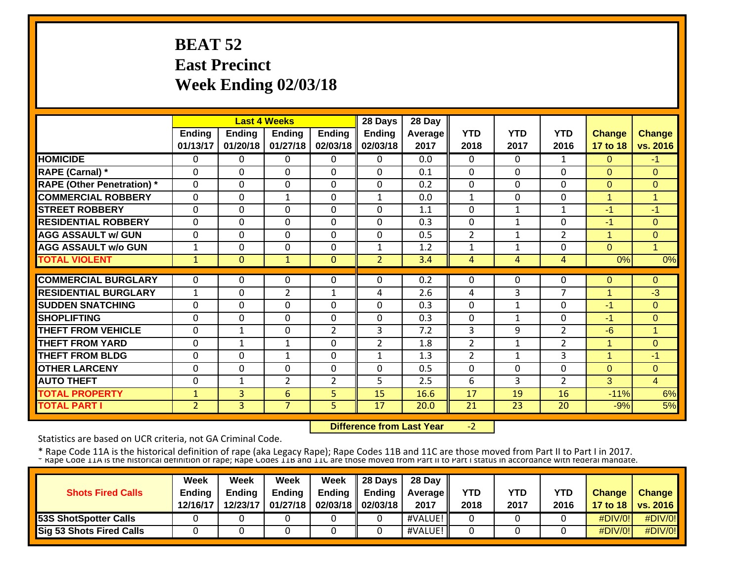# BEAT 52
## East Precinct
## Week Ending 02/03/18

| | Last 4 Weeks | | | | 28 Days | 28 Day | | | | | |
|---|---|---|---|---|---|---|---|---|---|---|---|
| | Ending 01/13/17 | Ending 01/20/18 | Ending 01/27/18 | Ending 02/03/18 | Ending 02/03/18 | Average 2017 | YTD 2018 | YTD 2017 | YTD 2016 | Change 17 to 18 | Change vs. 2016 |
| HOMICIDE | 0 | 0 | 0 | 0 | 0 | 0.0 | 0 | 0 | 1 | 0 | -1 |
| RAPE (Carnal) * | 0 | 0 | 0 | 0 | 0 | 0.1 | 0 | 0 | 0 | 0 | 0 |
| RAPE (Other Penetration) * | 0 | 0 | 0 | 0 | 0 | 0.2 | 0 | 0 | 0 | 0 | 0 |
| COMMERCIAL ROBBERY | 0 | 0 | 1 | 0 | 1 | 0.0 | 1 | 0 | 0 | 1 | 1 |
| STREET ROBBERY | 0 | 0 | 0 | 0 | 0 | 1.1 | 0 | 1 | 1 | -1 | -1 |
| RESIDENTIAL ROBBERY | 0 | 0 | 0 | 0 | 0 | 0.3 | 0 | 1 | 0 | -1 | 0 |
| AGG ASSAULT w/ GUN | 0 | 0 | 0 | 0 | 0 | 0.5 | 2 | 1 | 2 | 1 | 0 |
| AGG ASSAULT w/o GUN | 1 | 0 | 0 | 0 | 1 | 1.2 | 1 | 1 | 0 | 0 | 1 |
| TOTAL VIOLENT | 1 | 0 | 1 | 0 | 2 | 3.4 | 4 | 4 | 4 | 0% | 0% |
| COMMERCIAL BURGLARY | 0 | 0 | 0 | 0 | 0 | 0.2 | 0 | 0 | 0 | 0 | 0 |
| RESIDENTIAL BURGLARY | 1 | 0 | 2 | 1 | 4 | 2.6 | 4 | 3 | 7 | 1 | -3 |
| SUDDEN SNATCHING | 0 | 0 | 0 | 0 | 0 | 0.3 | 0 | 1 | 0 | -1 | 0 |
| SHOPLIFTING | 0 | 0 | 0 | 0 | 0 | 0.3 | 0 | 1 | 0 | -1 | 0 |
| THEFT FROM VEHICLE | 0 | 1 | 0 | 2 | 3 | 7.2 | 3 | 9 | 2 | -6 | 1 |
| THEFT FROM YARD | 0 | 1 | 1 | 0 | 2 | 1.8 | 2 | 1 | 2 | 1 | 0 |
| THEFT FROM BLDG | 0 | 0 | 1 | 0 | 1 | 1.3 | 2 | 1 | 3 | 1 | -1 |
| OTHER LARCENY | 0 | 0 | 0 | 0 | 0 | 0.5 | 0 | 0 | 0 | 0 | 0 |
| AUTO THEFT | 0 | 1 | 2 | 2 | 5 | 2.5 | 6 | 3 | 2 | 3 | 4 |
| TOTAL PROPERTY | 1 | 3 | 6 | 5 | 15 | 16.6 | 17 | 19 | 16 | -11% | 6% |
| TOTAL PART I | 2 | 3 | 7 | 5 | 17 | 20.0 | 21 | 23 | 20 | -9% | 5% |

**Difference from Last Year** -2

Statistics are based on UCR criteria, not GA Criminal Code.

* Rape Code 11A is the historical definition of rape (aka Legacy Rape); Rape Codes 11B and 11C are those moved from Part II to Part I in 2017.
* Rape Code 11A is the historical definition of rape; Rape Codes 11B and 11C are those moved from Part II to Part I status in accordance with federal mandate.

| Shots Fired Calls | Week Ending 12/16/17 | Week Ending 12/23/17 | Week Ending 01/27/18 | Week Ending 02/03/18 | 28 Days Ending 02/03/18 | 28 Day Average 2017 | YTD 2018 | YTD 2017 | YTD 2016 | Change 17 to 18 | Change vs. 2016 |
|---|---|---|---|---|---|---|---|---|---|---|---|
| 53S ShotSpotter Calls | 0 | 0 | 0 | 0 | 0 | #VALUE! | 0 | 0 | 0 | #DIV/0! | #DIV/0! |
| Sig 53 Shots Fired Calls | 0 | 0 | 0 | 0 | 0 | #VALUE! | 0 | 0 | 0 | #DIV/0! | #DIV/0! |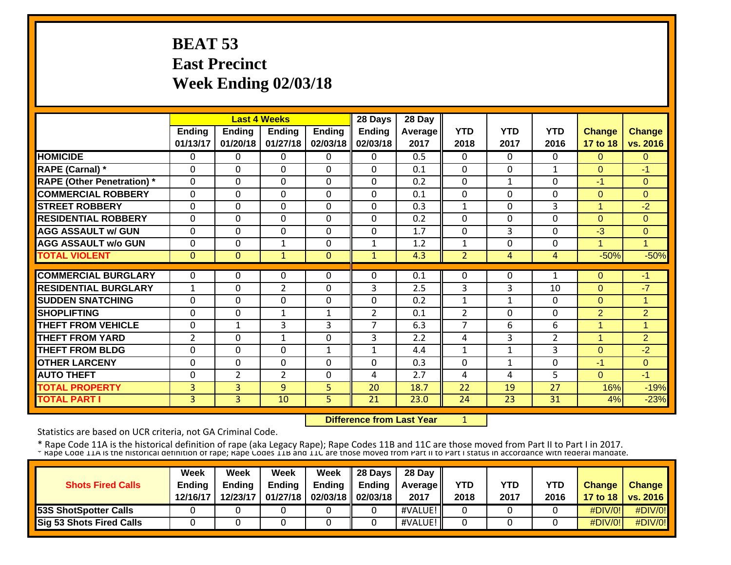# BEAT 53
# East Precinct
# Week Ending 02/03/18

| | Last 4 Weeks | | | | 28 Days | 28 Day | | | | | |
|---|---|---|---|---|---|---|---|---|---|---|---|
| | Ending 01/13/17 | Ending 01/20/18 | Ending 01/27/18 | Ending 02/03/18 | Ending 02/03/18 | Average 2017 | YTD 2018 | YTD 2017 | YTD 2016 | Change 17 to 18 | Change vs. 2016 |
| HOMICIDE | 0 | 0 | 0 | 0 | 0 | 0.5 | 0 | 0 | 0 | 0 | 0 |
| RAPE (Carnal) * | 0 | 0 | 0 | 0 | 0 | 0.1 | 0 | 0 | 1 | 0 | -1 |
| RAPE (Other Penetration) * | 0 | 0 | 0 | 0 | 0 | 0.2 | 0 | 1 | 0 | -1 | 0 |
| COMMERCIAL ROBBERY | 0 | 0 | 0 | 0 | 0 | 0.1 | 0 | 0 | 0 | 0 | 0 |
| STREET ROBBERY | 0 | 0 | 0 | 0 | 0 | 0.3 | 1 | 0 | 3 | 1 | -2 |
| RESIDENTIAL ROBBERY | 0 | 0 | 0 | 0 | 0 | 0.2 | 0 | 0 | 0 | 0 | 0 |
| AGG ASSAULT w/ GUN | 0 | 0 | 0 | 0 | 0 | 1.7 | 0 | 3 | 0 | -3 | 0 |
| AGG ASSAULT w/o GUN | 0 | 0 | 1 | 0 | 1 | 1.2 | 1 | 0 | 0 | 1 | 1 |
| TOTAL VIOLENT | 0 | 0 | 1 | 0 | 1 | 4.3 | 2 | 4 | 4 | -50% | -50% |
| COMMERCIAL BURGLARY | 0 | 0 | 0 | 0 | 0 | 0.1 | 0 | 0 | 1 | 0 | -1 |
| RESIDENTIAL BURGLARY | 1 | 0 | 2 | 0 | 3 | 2.5 | 3 | 3 | 10 | 0 | -7 |
| SUDDEN SNATCHING | 0 | 0 | 0 | 0 | 0 | 0.2 | 1 | 1 | 0 | 0 | 1 |
| SHOPLIFTING | 0 | 0 | 1 | 1 | 2 | 0.1 | 2 | 0 | 0 | 2 | 2 |
| THEFT FROM VEHICLE | 0 | 1 | 3 | 3 | 7 | 6.3 | 7 | 6 | 6 | 1 | 1 |
| THEFT FROM YARD | 2 | 0 | 1 | 0 | 3 | 2.2 | 4 | 3 | 2 | 1 | 2 |
| THEFT FROM BLDG | 0 | 0 | 0 | 1 | 1 | 4.4 | 1 | 1 | 3 | 0 | -2 |
| OTHER LARCENY | 0 | 0 | 0 | 0 | 0 | 0.3 | 0 | 1 | 0 | -1 | 0 |
| AUTO THEFT | 0 | 2 | 2 | 0 | 4 | 2.7 | 4 | 4 | 5 | 0 | -1 |
| TOTAL PROPERTY | 3 | 3 | 9 | 5 | 20 | 18.7 | 22 | 19 | 27 | 16% | -19% |
| TOTAL PART I | 3 | 3 | 10 | 5 | 21 | 23.0 | 24 | 23 | 31 | 4% | -23% |

**Difference from Last Year** 1

Statistics are based on UCR criteria, not GA Criminal Code.

* Rape Code 11A is the historical definition of rape (aka Legacy Rape); Rape Codes 11B and 11C are those moved from Part II to Part I in 2017.
* Rape Code 11A is the historical definition of rape; Rape Codes 11B and 11C are those moved from Part II to Part I status in accordance with federal mandate.

| Shots Fired Calls | Week Ending 12/16/17 | Week Ending 12/23/17 | Week Ending 01/27/18 | Week Ending 02/03/18 | 28 Days Ending 02/03/18 | 28 Day Average 2017 | YTD 2018 | YTD 2017 | YTD 2016 | Change 17 to 18 | Change vs. 2016 |
|---|---|---|---|---|---|---|---|---|---|---|---|
| 53S ShotSpotter Calls | 0 | 0 | 0 | 0 | 0 | #VALUE! | 0 | 0 | 0 | #DIV/0! | #DIV/0! |
| Sig 53 Shots Fired Calls | 0 | 0 | 0 | 0 | 0 | #VALUE! | 0 | 0 | 0 | #DIV/0! | #DIV/0! |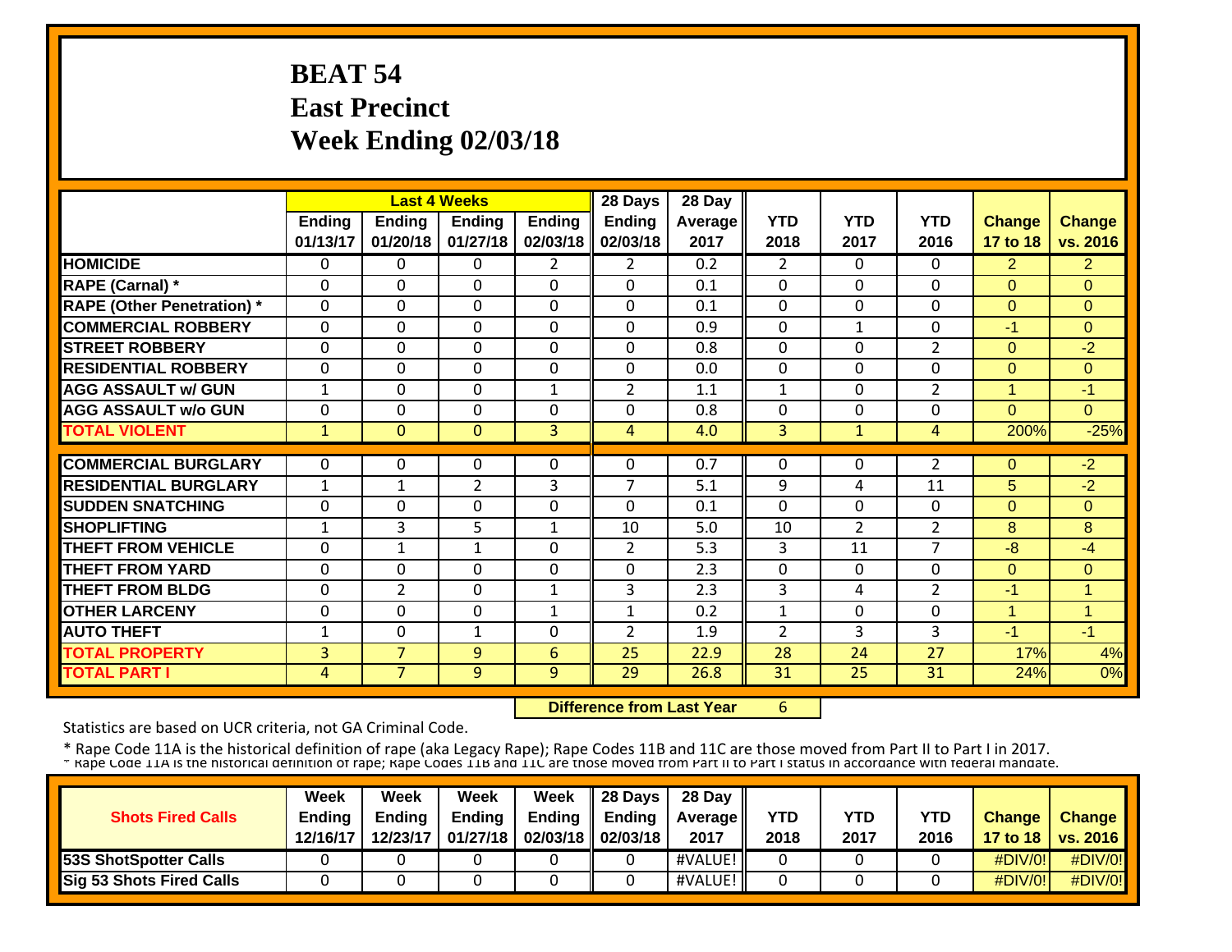# BEAT 54
# East Precinct
# Week Ending 02/03/18

| | Last 4 Weeks | | | | 28 Days | 28 Day | | | | | |
|---|---|---|---|---|---|---|---|---|---|---|---|
| | Ending 01/13/17 | Ending 01/20/18 | Ending 01/27/18 | Ending 02/03/18 | Ending 02/03/18 | Average 2017 | YTD 2018 | YTD 2017 | YTD 2016 | Change 17 to 18 | Change vs. 2016 |
| HOMICIDE | 0 | 0 | 0 | 2 | 2 | 0.2 | 2 | 0 | 0 | 2 | 2 |
| RAPE (Carnal) * | 0 | 0 | 0 | 0 | 0 | 0.1 | 0 | 0 | 0 | 0 | 0 |
| RAPE (Other Penetration) * | 0 | 0 | 0 | 0 | 0 | 0.1 | 0 | 0 | 0 | 0 | 0 |
| COMMERCIAL ROBBERY | 0 | 0 | 0 | 0 | 0 | 0.9 | 0 | 1 | 0 | -1 | 0 |
| STREET ROBBERY | 0 | 0 | 0 | 0 | 0 | 0.8 | 0 | 0 | 2 | 0 | -2 |
| RESIDENTIAL ROBBERY | 0 | 0 | 0 | 0 | 0 | 0.0 | 0 | 0 | 0 | 0 | 0 |
| AGG ASSAULT w/ GUN | 1 | 0 | 0 | 1 | 2 | 1.1 | 1 | 0 | 2 | 1 | -1 |
| AGG ASSAULT w/o GUN | 0 | 0 | 0 | 0 | 0 | 0.8 | 0 | 0 | 0 | 0 | 0 |
| TOTAL VIOLENT | 1 | 0 | 0 | 3 | 4 | 4.0 | 3 | 1 | 4 | 200% | -25% |
| COMMERCIAL BURGLARY | 0 | 0 | 0 | 0 | 0 | 0.7 | 0 | 0 | 2 | 0 | -2 |
| RESIDENTIAL BURGLARY | 1 | 1 | 2 | 3 | 7 | 5.1 | 9 | 4 | 11 | 5 | -2 |
| SUDDEN SNATCHING | 0 | 0 | 0 | 0 | 0 | 0.1 | 0 | 0 | 0 | 0 | 0 |
| SHOPLIFTING | 1 | 3 | 5 | 1 | 10 | 5.0 | 10 | 2 | 2 | 8 | 8 |
| THEFT FROM VEHICLE | 0 | 1 | 1 | 0 | 2 | 5.3 | 3 | 11 | 7 | -8 | -4 |
| THEFT FROM YARD | 0 | 0 | 0 | 0 | 0 | 2.3 | 0 | 0 | 0 | 0 | 0 |
| THEFT FROM BLDG | 0 | 2 | 0 | 1 | 3 | 2.3 | 3 | 4 | 2 | -1 | 1 |
| OTHER LARCENY | 0 | 0 | 0 | 1 | 1 | 0.2 | 1 | 0 | 0 | 1 | 1 |
| AUTO THEFT | 1 | 0 | 1 | 0 | 2 | 1.9 | 2 | 3 | 3 | -1 | -1 |
| TOTAL PROPERTY | 3 | 7 | 9 | 6 | 25 | 22.9 | 28 | 24 | 27 | 17% | 4% |
| TOTAL PART I | 4 | 7 | 9 | 9 | 29 | 26.8 | 31 | 25 | 31 | 24% | 0% |

**Difference from Last Year** 6

Statistics are based on UCR criteria, not GA Criminal Code.

* Rape Code 11A is the historical definition of rape (aka Legacy Rape); Rape Codes 11B and 11C are those moved from Part II to Part I in 2017.
* Rape Code 11A is the historical definition of rape; Rape Codes 11B and 11C are those moved from Part II to Part I status in accordance with federal mandate.

| Shots Fired Calls | Week Ending 12/16/17 | Week Ending 12/23/17 | Week Ending 01/27/18 | Week Ending 02/03/18 | 28 Days Ending 02/03/18 | 28 Day Average 2017 | YTD 2018 | YTD 2017 | YTD 2016 | Change 17 to 18 | Change vs. 2016 |
|---|---|---|---|---|---|---|---|---|---|---|---|
| 53S ShotSpotter Calls | 0 | 0 | 0 | 0 | 0 | #VALUE! | 0 | 0 | 0 | #DIV/0! | #DIV/0! |
| Sig 53 Shots Fired Calls | 0 | 0 | 0 | 0 | 0 | #VALUE! | 0 | 0 | 0 | #DIV/0! | #DIV/0! |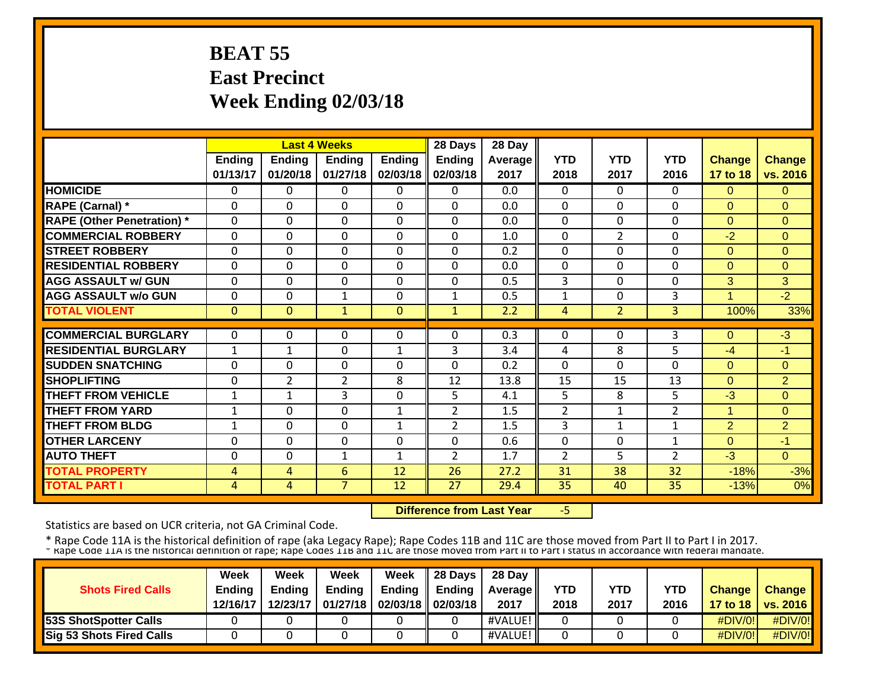# BEAT 55
# East Precinct
# Week Ending 02/03/18

| | Last 4 Weeks | | | | 28 Days | 28 Day | | | | | |
|---|---|---|---|---|---|---|---|---|---|---|---|
| | Ending 01/13/17 | Ending 01/20/18 | Ending 01/27/18 | Ending 02/03/18 | Ending 02/03/18 | Average 2017 | YTD 2018 | YTD 2017 | YTD 2016 | Change 17 to 18 | Change vs. 2016 |
| HOMICIDE | 0 | 0 | 0 | 0 | 0 | 0.0 | 0 | 0 | 0 | 0 | 0 |
| RAPE (Carnal) * | 0 | 0 | 0 | 0 | 0 | 0.0 | 0 | 0 | 0 | 0 | 0 |
| RAPE (Other Penetration) * | 0 | 0 | 0 | 0 | 0 | 0.0 | 0 | 0 | 0 | 0 | 0 |
| COMMERCIAL ROBBERY | 0 | 0 | 0 | 0 | 0 | 1.0 | 0 | 2 | 0 | -2 | 0 |
| STREET ROBBERY | 0 | 0 | 0 | 0 | 0 | 0.2 | 0 | 0 | 0 | 0 | 0 |
| RESIDENTIAL ROBBERY | 0 | 0 | 0 | 0 | 0 | 0.0 | 0 | 0 | 0 | 0 | 0 |
| AGG ASSAULT w/ GUN | 0 | 0 | 0 | 0 | 0 | 0.5 | 3 | 0 | 0 | 3 | 3 |
| AGG ASSAULT w/o GUN | 0 | 0 | 1 | 0 | 1 | 0.5 | 1 | 0 | 3 | 1 | -2 |
| TOTAL VIOLENT | 0 | 0 | 1 | 0 | 1 | 2.2 | 4 | 2 | 3 | 100% | 33% |
| COMMERCIAL BURGLARY | 0 | 0 | 0 | 0 | 0 | 0.3 | 0 | 0 | 3 | 0 | -3 |
| RESIDENTIAL BURGLARY | 1 | 1 | 0 | 1 | 3 | 3.4 | 4 | 8 | 5 | -4 | -1 |
| SUDDEN SNATCHING | 0 | 0 | 0 | 0 | 0 | 0.2 | 0 | 0 | 0 | 0 | 0 |
| SHOPLIFTING | 0 | 2 | 2 | 8 | 12 | 13.8 | 15 | 15 | 13 | 0 | 2 |
| THEFT FROM VEHICLE | 1 | 1 | 3 | 0 | 5 | 4.1 | 5 | 8 | 5 | -3 | 0 |
| THEFT FROM YARD | 1 | 0 | 0 | 1 | 2 | 1.5 | 2 | 1 | 2 | 1 | 0 |
| THEFT FROM BLDG | 1 | 0 | 0 | 1 | 2 | 1.5 | 3 | 1 | 1 | 2 | 2 |
| OTHER LARCENY | 0 | 0 | 0 | 0 | 0 | 0.6 | 0 | 0 | 1 | 0 | -1 |
| AUTO THEFT | 0 | 0 | 1 | 1 | 2 | 1.7 | 2 | 5 | 2 | -3 | 0 |
| TOTAL PROPERTY | 4 | 4 | 6 | 12 | 26 | 27.2 | 31 | 38 | 32 | -18% | -3% |
| TOTAL PART I | 4 | 4 | 7 | 12 | 27 | 29.4 | 35 | 40 | 35 | -13% | 0% |

**Difference from Last Year** -5

Statistics are based on UCR criteria, not GA Criminal Code.

* Rape Code 11A is the historical definition of rape (aka Legacy Rape); Rape Codes 11B and 11C are those moved from Part II to Part I in 2017.

| Shots Fired Calls | Week Ending 12/16/17 | Week Ending 12/23/17 | Week Ending 01/27/18 | Week Ending 02/03/18 | 28 Days Ending 02/03/18 | 28 Day Average 2017 | YTD 2018 | YTD 2017 | YTD 2016 | Change 17 to 18 | Change vs. 2016 |
|---|---|---|---|---|---|---|---|---|---|---|---|
| 53S ShotSpotter Calls | 0 | 0 | 0 | 0 | 0 | #VALUE! | 0 | 0 | 0 | #DIV/0! | #DIV/0! |
| Sig 53 Shots Fired Calls | 0 | 0 | 0 | 0 | 0 | #VALUE! | 0 | 0 | 0 | #DIV/0! | #DIV/0! |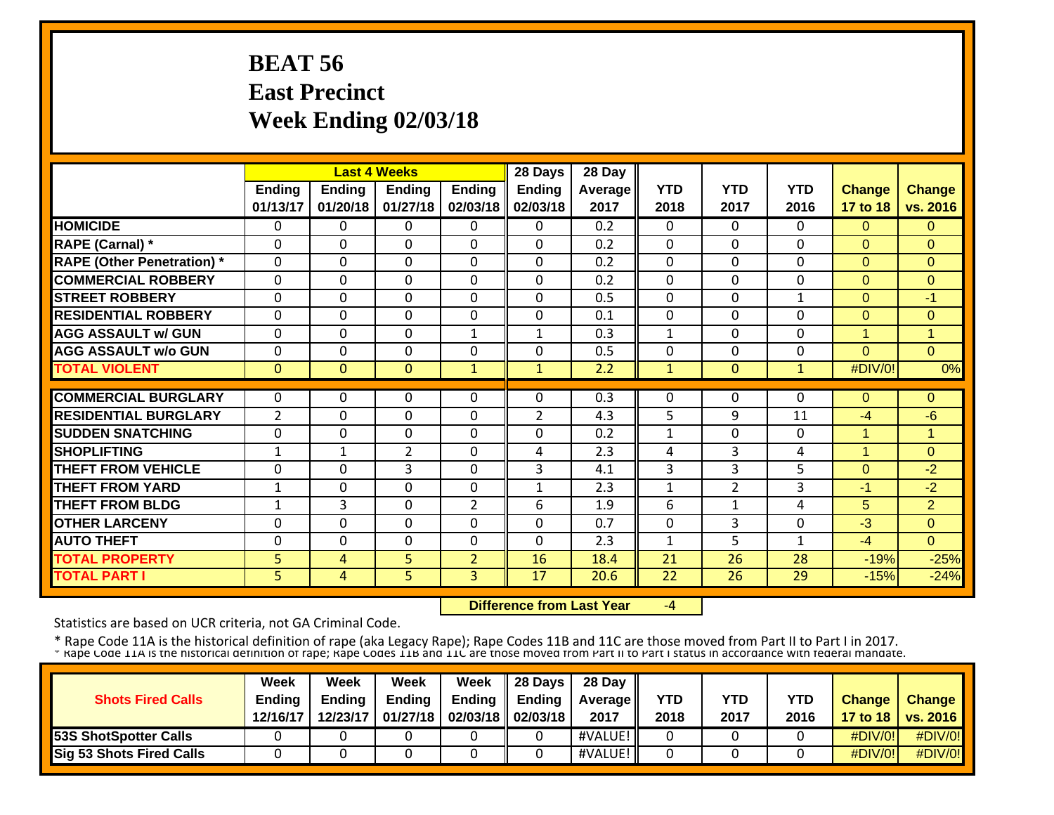# BEAT 56
# East Precinct
# Week Ending 02/03/18

| | Last 4 Weeks | | | | 28 Days | 28 Day | | | | | |
|---|---|---|---|---|---|---|---|---|---|---|---|
| | Ending 01/13/17 | Ending 01/20/18 | Ending 01/27/18 | Ending 02/03/18 | Ending 02/03/18 | Average 2017 | YTD 2018 | YTD 2017 | YTD 2016 | Change 17 to 18 | Change vs. 2016 |
| HOMICIDE | 0 | 0 | 0 | 0 | 0 | 0.2 | 0 | 0 | 0 | 0 | 0 |
| RAPE (Carnal) * | 0 | 0 | 0 | 0 | 0 | 0.2 | 0 | 0 | 0 | 0 | 0 |
| RAPE (Other Penetration) * | 0 | 0 | 0 | 0 | 0 | 0.2 | 0 | 0 | 0 | 0 | 0 |
| COMMERCIAL ROBBERY | 0 | 0 | 0 | 0 | 0 | 0.2 | 0 | 0 | 0 | 0 | 0 |
| STREET ROBBERY | 0 | 0 | 0 | 0 | 0 | 0.5 | 0 | 0 | 1 | 0 | -1 |
| RESIDENTIAL ROBBERY | 0 | 0 | 0 | 0 | 0 | 0.1 | 0 | 0 | 0 | 0 | 0 |
| AGG ASSAULT w/ GUN | 0 | 0 | 0 | 1 | 1 | 0.3 | 1 | 0 | 0 | 1 | 1 |
| AGG ASSAULT w/o GUN | 0 | 0 | 0 | 0 | 0 | 0.5 | 0 | 0 | 0 | 0 | 0 |
| TOTAL VIOLENT | 0 | 0 | 0 | 1 | 1 | 2.2 | 1 | 0 | 1 | #DIV/0! | 0% |
| COMMERCIAL BURGLARY | 0 | 0 | 0 | 0 | 0 | 0.3 | 0 | 0 | 0 | 0 | 0 |
| RESIDENTIAL BURGLARY | 2 | 0 | 0 | 0 | 2 | 4.3 | 5 | 9 | 11 | -4 | -6 |
| SUDDEN SNATCHING | 0 | 0 | 0 | 0 | 0 | 0.2 | 1 | 0 | 0 | 1 | 1 |
| SHOPLIFTING | 1 | 1 | 2 | 0 | 4 | 2.3 | 4 | 3 | 4 | 1 | 0 |
| THEFT FROM VEHICLE | 0 | 0 | 3 | 0 | 3 | 4.1 | 3 | 3 | 5 | 0 | -2 |
| THEFT FROM YARD | 1 | 0 | 0 | 0 | 1 | 2.3 | 1 | 2 | 3 | -1 | -2 |
| THEFT FROM BLDG | 1 | 3 | 0 | 2 | 6 | 1.9 | 6 | 1 | 4 | 5 | 2 |
| OTHER LARCENY | 0 | 0 | 0 | 0 | 0 | 0.7 | 0 | 3 | 0 | -3 | 0 |
| AUTO THEFT | 0 | 0 | 0 | 0 | 0 | 2.3 | 1 | 5 | 1 | -4 | 0 |
| TOTAL PROPERTY | 5 | 4 | 5 | 2 | 16 | 18.4 | 21 | 26 | 28 | -19% | -25% |
| TOTAL PART I | 5 | 4 | 5 | 3 | 17 | 20.6 | 22 | 26 | 29 | -15% | -24% |

**Difference from Last Year** -4

Statistics are based on UCR criteria, not GA Criminal Code.

* Rape Code 11A is the historical definition of rape (aka Legacy Rape); Rape Codes 11B and 11C are those moved from Part II to Part I in 2017.
* Rape Code 11A is the historical definition of rape; Rape Codes 11B and 11C are those moved from Part II to Part I status in accordance with federal mandate.

| Shots Fired Calls | Week Ending 12/16/17 | Week Ending 12/23/17 | Week Ending 01/27/18 | Week Ending 02/03/18 | 28 Days Ending 02/03/18 | 28 Day Average 2017 | YTD 2018 | YTD 2017 | YTD 2016 | Change 17 to 18 | Change vs. 2016 |
|---|---|---|---|---|---|---|---|---|---|---|---|
| 53S ShotSpotter Calls | 0 | 0 | 0 | 0 | 0 | #VALUE! | 0 | 0 | 0 | #DIV/0! | #DIV/0! |
| Sig 53 Shots Fired Calls | 0 | 0 | 0 | 0 | 0 | #VALUE! | 0 | 0 | 0 | #DIV/0! | #DIV/0! |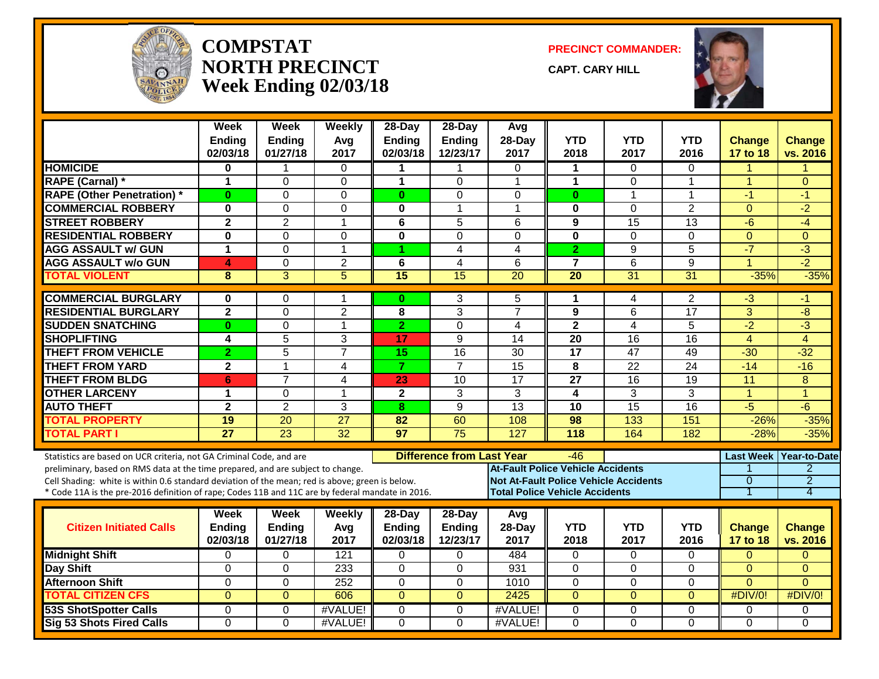# COMPSTAT
# NORTH PRECINCT
# Week Ending 02/03/18

**PRECINCT COMMANDER:**

**CAPT. CARY HILL**

| | Week Ending 02/03/18 | Week Ending 01/27/18 | Weekly Avg 2017 | 28-Day Ending 02/03/18 | 28-Day Ending 12/23/17 | Avg 28-Day 2017 | YTD 2018 | YTD 2017 | YTD 2016 | Change 17 to 18 | Change vs. 2016 |
|---|---|---|---|---|---|---|---|---|---|---|---|
| HOMICIDE | 0 | 1 | 0 | 1 | 1 | 0 | 1 | 0 | 0 | 1 | 1 |
| RAPE (Carnal) * | 1 | 0 | 0 | 1 | 0 | 1 | 1 | 0 | 1 | 1 | 0 |
| RAPE (Other Penetration) * | 0 | 0 | 0 | 0 | 0 | 0 | 0 | 1 | 1 | -1 | -1 |
| COMMERCIAL ROBBERY | 0 | 0 | 0 | 0 | 1 | 1 | 0 | 0 | 2 | 0 | -2 |
| STREET ROBBERY | 2 | 2 | 1 | 6 | 5 | 6 | 9 | 15 | 13 | -6 | -4 |
| RESIDENTIAL ROBBERY | 0 | 0 | 0 | 0 | 0 | 0 | 0 | 0 | 0 | 0 | 0 |
| AGG ASSAULT w/ GUN | 1 | 0 | 1 | 1 | 4 | 4 | 2 | 9 | 5 | -7 | -3 |
| AGG ASSAULT w/o GUN | 4 | 0 | 2 | 6 | 4 | 6 | 7 | 6 | 9 | 1 | -2 |
| TOTAL VIOLENT | 8 | 3 | 5 | 15 | 15 | 20 | 20 | 31 | 31 | -35% | -35% |
| COMMERCIAL BURGLARY | 0 | 0 | 1 | 0 | 3 | 5 | 1 | 4 | 2 | -3 | -1 |
| RESIDENTIAL BURGLARY | 2 | 0 | 2 | 8 | 3 | 7 | 9 | 6 | 17 | 3 | -8 |
| SUDDEN SNATCHING | 0 | 0 | 1 | 2 | 0 | 4 | 2 | 4 | 5 | -2 | -3 |
| SHOPLIFTING | 4 | 5 | 3 | 17 | 9 | 14 | 20 | 16 | 16 | 4 | 4 |
| THEFT FROM VEHICLE | 2 | 5 | 7 | 15 | 16 | 30 | 17 | 47 | 49 | -30 | -32 |
| THEFT FROM YARD | 2 | 1 | 4 | 7 | 7 | 15 | 8 | 22 | 24 | -14 | -16 |
| THEFT FROM BLDG | 6 | 7 | 4 | 23 | 10 | 17 | 27 | 16 | 19 | 11 | 8 |
| OTHER LARCENY | 1 | 0 | 1 | 2 | 3 | 3 | 4 | 3 | 3 | 1 | 1 |
| AUTO THEFT | 2 | 2 | 3 | 8 | 9 | 13 | 10 | 15 | 16 | -5 | -6 |
| TOTAL PROPERTY | 19 | 20 | 27 | 82 | 60 | 108 | 98 | 133 | 151 | -26% | -35% |
| TOTAL PART I | 27 | 23 | 32 | 97 | 75 | 127 | 118 | 164 | 182 | -28% | -35% |

Statistics are based on UCR criteria, not GA Criminal Code, and are preliminary, based on RMS data at the time prepared, and are subject to change.
Cell Shading: white is within 0.6 standard deviation of the mean; red is above; green is below.
* Code 11A is the pre-2016 definition of rape; Codes 11B and 11C are by federal mandate in 2016.

**Difference from Last Year:** -46

| | Last Week | Year-to-Date |
|---|---|---|
| At-Fault Police Vehicle Accidents | 1 | 2 |
| Not At-Fault Police Vehicle Accidents | 0 | 2 |
| Total Police Vehicle Accidents | 1 | 4 |

| Citizen Initiated Calls | Week Ending 02/03/18 | Week Ending 01/27/18 | Weekly Avg 2017 | 28-Day Ending 02/03/18 | 28-Day Ending 12/23/17 | Avg 28-Day 2017 | YTD 2018 | YTD 2017 | YTD 2016 | Change 17 to 18 | Change vs. 2016 |
|---|---|---|---|---|---|---|---|---|---|---|---|
| Midnight Shift | 0 | 0 | 121 | 0 | 0 | 484 | 0 | 0 | 0 | 0 | 0 |
| Day Shift | 0 | 0 | 233 | 0 | 0 | 931 | 0 | 0 | 0 | 0 | 0 |
| Afternoon Shift | 0 | 0 | 252 | 0 | 0 | 1010 | 0 | 0 | 0 | 0 | 0 |
| TOTAL CITIZEN CFS | 0 | 0 | 606 | 0 | 0 | 2425 | 0 | 0 | 0 | #DIV/0! | #DIV/0! |
| 53S ShotSpotter Calls | 0 | 0 | #VALUE! | 0 | 0 | #VALUE! | 0 | 0 | 0 | 0 | 0 |
| Sig 53 Shots Fired Calls | 0 | 0 | #VALUE! | 0 | 0 | #VALUE! | 0 | 0 | 0 | 0 | 0 |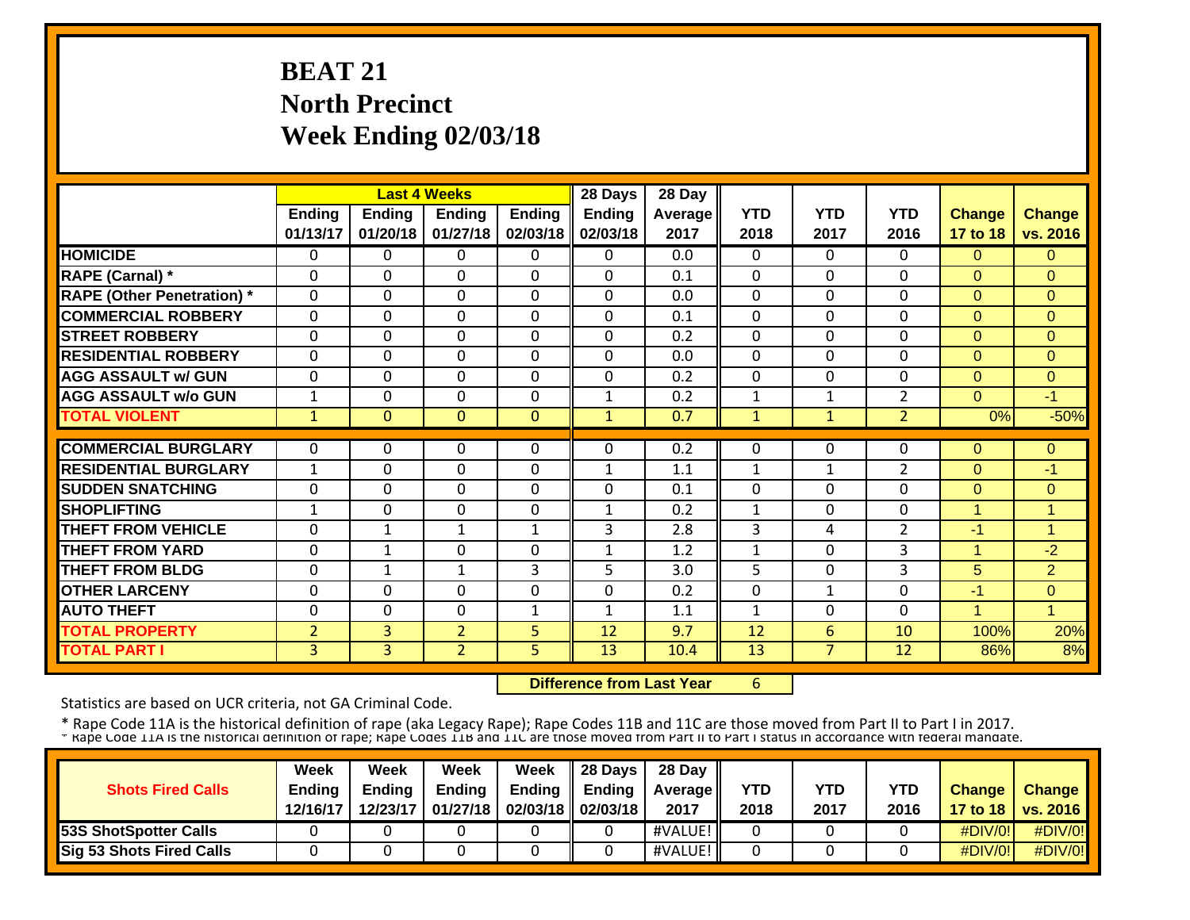# BEAT 21
# North Precinct
# Week Ending 02/03/18

| | Last 4 Weeks | | | | 28 Days | 28 Day | | | | | |
|---|---|---|---|---|---|---|---|---|---|---|---|
| | Ending 01/13/17 | Ending 01/20/18 | Ending 01/27/18 | Ending 02/03/18 | Ending 02/03/18 | Average 2017 | YTD 2018 | YTD 2017 | YTD 2016 | Change 17 to 18 | Change vs. 2016 |
| **HOMICIDE** | 0 | 0 | 0 | 0 | 0 | 0.0 | 0 | 0 | 0 | 0 | 0 |
| **RAPE (Carnal) *** | 0 | 0 | 0 | 0 | 0 | 0.1 | 0 | 0 | 0 | 0 | 0 |
| **RAPE (Other Penetration) *** | 0 | 0 | 0 | 0 | 0 | 0.0 | 0 | 0 | 0 | 0 | 0 |
| **COMMERCIAL ROBBERY** | 0 | 0 | 0 | 0 | 0 | 0.1 | 0 | 0 | 0 | 0 | 0 |
| **STREET ROBBERY** | 0 | 0 | 0 | 0 | 0 | 0.2 | 0 | 0 | 0 | 0 | 0 |
| **RESIDENTIAL ROBBERY** | 0 | 0 | 0 | 0 | 0 | 0.0 | 0 | 0 | 0 | 0 | 0 |
| **AGG ASSAULT w/ GUN** | 0 | 0 | 0 | 0 | 0 | 0.2 | 0 | 0 | 0 | 0 | 0 |
| **AGG ASSAULT w/o GUN** | 1 | 0 | 0 | 0 | 1 | 0.2 | 1 | 1 | 2 | 0 | -1 |
| **TOTAL VIOLENT** | 1 | 0 | 0 | 0 | 1 | 0.7 | 1 | 1 | 2 | 0% | -50% |
| **COMMERCIAL BURGLARY** | 0 | 0 | 0 | 0 | 0 | 0.2 | 0 | 0 | 0 | 0 | 0 |
| **RESIDENTIAL BURGLARY** | 1 | 0 | 0 | 0 | 1 | 1.1 | 1 | 1 | 2 | 0 | -1 |
| **SUDDEN SNATCHING** | 0 | 0 | 0 | 0 | 0 | 0.1 | 0 | 0 | 0 | 0 | 0 |
| **SHOPLIFTING** | 1 | 0 | 0 | 0 | 1 | 0.2 | 1 | 0 | 0 | 1 | 1 |
| **THEFT FROM VEHICLE** | 0 | 1 | 1 | 1 | 3 | 2.8 | 3 | 4 | 2 | -1 | 1 |
| **THEFT FROM YARD** | 0 | 1 | 0 | 0 | 1 | 1.2 | 1 | 0 | 3 | 1 | -2 |
| **THEFT FROM BLDG** | 0 | 1 | 1 | 3 | 5 | 3.0 | 5 | 0 | 3 | 5 | 2 |
| **OTHER LARCENY** | 0 | 0 | 0 | 0 | 0 | 0.2 | 0 | 1 | 0 | -1 | 0 |
| **AUTO THEFT** | 0 | 0 | 0 | 1 | 1 | 1.1 | 1 | 0 | 0 | 1 | 1 |
| **TOTAL PROPERTY** | 2 | 3 | 2 | 5 | 12 | 9.7 | 12 | 6 | 10 | 100% | 20% |
| **TOTAL PART I** | 3 | 3 | 2 | 5 | 13 | 10.4 | 13 | 7 | 12 | 86% | 8% |

**Difference from Last Year** 6

Statistics are based on UCR criteria, not GA Criminal Code.

* Rape Code 11A is the historical definition of rape (aka Legacy Rape); Rape Codes 11B and 11C are those moved from Part II to Part I in 2017.

| Shots Fired Calls | Week Ending 12/16/17 | Week Ending 12/23/17 | Week Ending 01/27/18 | Week Ending 02/03/18 | 28 Days Ending 02/03/18 | 28 Day Average 2017 | YTD 2018 | YTD 2017 | YTD 2016 | Change 17 to 18 | Change vs. 2016 |
|---|---|---|---|---|---|---|---|---|---|---|---|
| **53S ShotSpotter Calls** | 0 | 0 | 0 | 0 | 0 | #VALUE! | 0 | 0 | 0 | #DIV/0! | #DIV/0! |
| **Sig 53 Shots Fired Calls** | 0 | 0 | 0 | 0 | 0 | #VALUE! | 0 | 0 | 0 | #DIV/0! | #DIV/0! |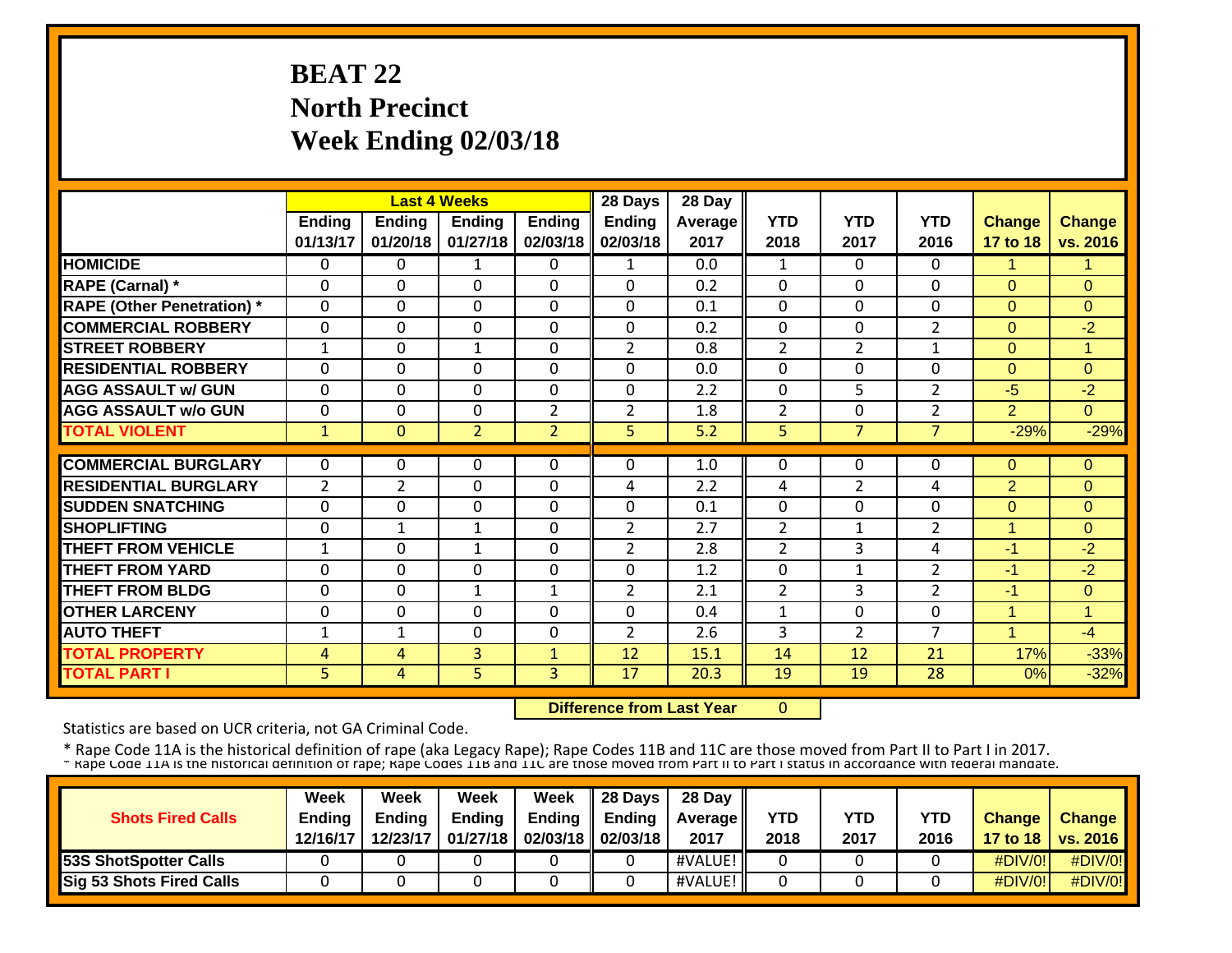# BEAT 22
# North Precinct
# Week Ending 02/03/18

| | Last 4 Weeks | | | | 28 Days | 28 Day | | | | | |
|---|---|---|---|---|---|---|---|---|---|---|---|
| | Ending 01/13/17 | Ending 01/20/18 | Ending 01/27/18 | Ending 02/03/18 | Ending 02/03/18 | Average 2017 | YTD 2018 | YTD 2017 | YTD 2016 | Change 17 to 18 | Change vs. 2016 |
| HOMICIDE | 0 | 0 | 1 | 0 | 1 | 0.0 | 1 | 0 | 0 | 1 | 1 |
| RAPE (Carnal) * | 0 | 0 | 0 | 0 | 0 | 0.2 | 0 | 0 | 0 | 0 | 0 |
| RAPE (Other Penetration) * | 0 | 0 | 0 | 0 | 0 | 0.1 | 0 | 0 | 0 | 0 | 0 |
| COMMERCIAL ROBBERY | 0 | 0 | 0 | 0 | 0 | 0.2 | 0 | 0 | 2 | 0 | -2 |
| STREET ROBBERY | 1 | 0 | 1 | 0 | 2 | 0.8 | 2 | 2 | 1 | 0 | 1 |
| RESIDENTIAL ROBBERY | 0 | 0 | 0 | 0 | 0 | 0.0 | 0 | 0 | 0 | 0 | 0 |
| AGG ASSAULT w/ GUN | 0 | 0 | 0 | 0 | 0 | 2.2 | 0 | 5 | 2 | -5 | -2 |
| AGG ASSAULT w/o GUN | 0 | 0 | 0 | 2 | 2 | 1.8 | 2 | 0 | 2 | 2 | 0 |
| TOTAL VIOLENT | 1 | 0 | 2 | 2 | 5 | 5.2 | 5 | 7 | 7 | -29% | -29% |
| COMMERCIAL BURGLARY | 0 | 0 | 0 | 0 | 0 | 1.0 | 0 | 0 | 0 | 0 | 0 |
| RESIDENTIAL BURGLARY | 2 | 2 | 0 | 0 | 4 | 2.2 | 4 | 2 | 4 | 2 | 0 |
| SUDDEN SNATCHING | 0 | 0 | 0 | 0 | 0 | 0.1 | 0 | 0 | 0 | 0 | 0 |
| SHOPLIFTING | 0 | 1 | 1 | 0 | 2 | 2.7 | 2 | 1 | 2 | 1 | 0 |
| THEFT FROM VEHICLE | 1 | 0 | 1 | 0 | 2 | 2.8 | 2 | 3 | 4 | -1 | -2 |
| THEFT FROM YARD | 0 | 0 | 0 | 0 | 0 | 1.2 | 0 | 1 | 2 | -1 | -2 |
| THEFT FROM BLDG | 0 | 0 | 1 | 1 | 2 | 2.1 | 2 | 3 | 2 | -1 | 0 |
| OTHER LARCENY | 0 | 0 | 0 | 0 | 0 | 0.4 | 1 | 0 | 0 | 1 | 1 |
| AUTO THEFT | 1 | 1 | 0 | 0 | 2 | 2.6 | 3 | 2 | 7 | 1 | -4 |
| TOTAL PROPERTY | 4 | 4 | 3 | 1 | 12 | 15.1 | 14 | 12 | 21 | 17% | -33% |
| TOTAL PART I | 5 | 4 | 5 | 3 | 17 | 20.3 | 19 | 19 | 28 | 0% | -32% |

**Difference from Last Year** 0

Statistics are based on UCR criteria, not GA Criminal Code.

\* Rape Code 11A is the historical definition of rape (aka Legacy Rape); Rape Codes 11B and 11C are those moved from Part II to Part I in 2017.

| Shots Fired Calls | Week Ending 12/16/17 | Week Ending 12/23/17 | Week Ending 01/27/18 | Week Ending 02/03/18 | 28 Days Ending 02/03/18 | 28 Day Average 2017 | YTD 2018 | YTD 2017 | YTD 2016 | Change 17 to 18 | Change vs. 2016 |
|---|---|---|---|---|---|---|---|---|---|---|---|
| 53S ShotSpotter Calls | 0 | 0 | 0 | 0 | 0 | #VALUE! | 0 | 0 | 0 | #DIV/0! | #DIV/0! |
| Sig 53 Shots Fired Calls | 0 | 0 | 0 | 0 | 0 | #VALUE! | 0 | 0 | 0 | #DIV/0! | #DIV/0! |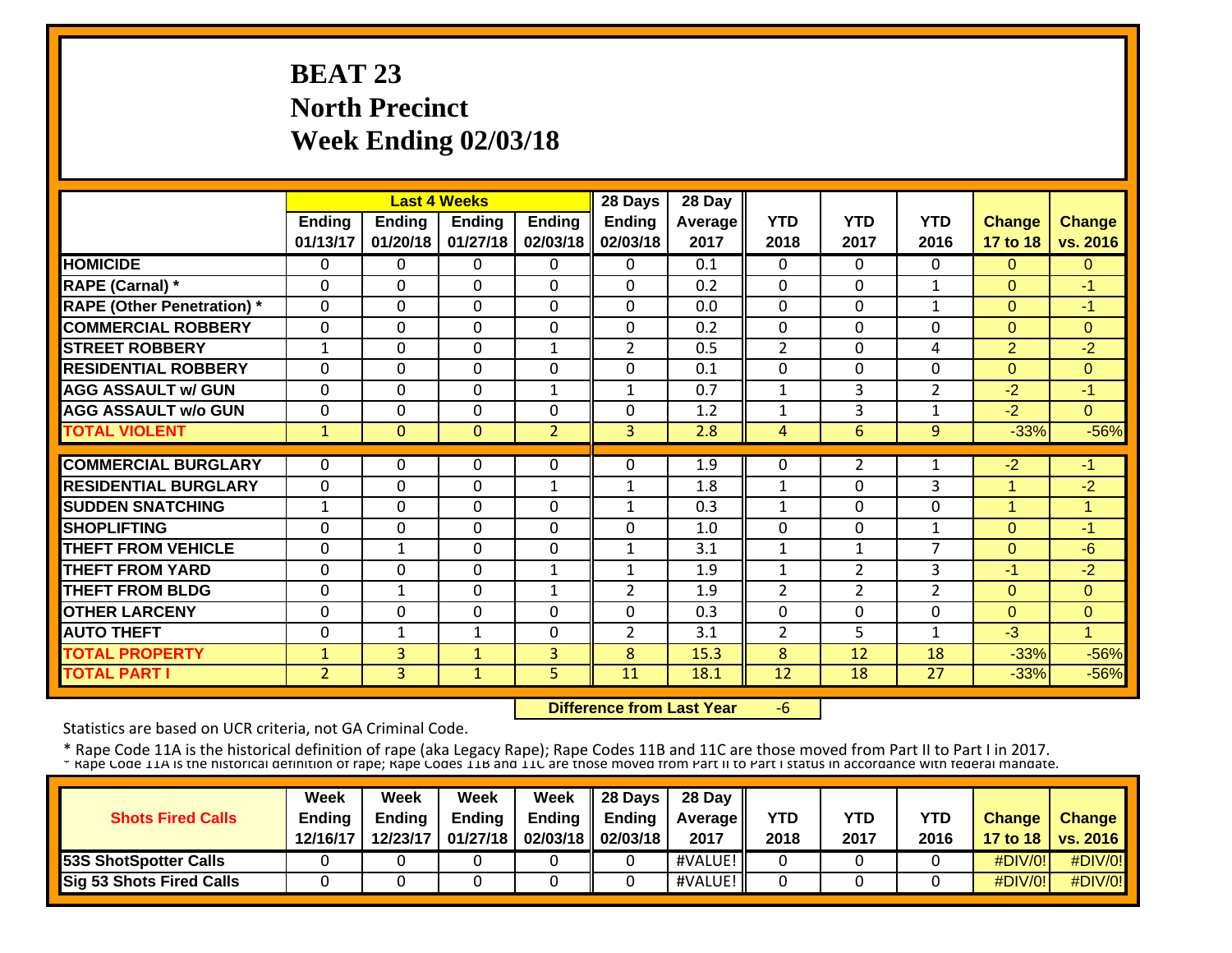# BEAT 23
# North Precinct
# Week Ending 02/03/18

| | Last 4 Weeks | | | | 28 Days | 28 Day | | | | | |
|---|---|---|---|---|---|---|---|---|---|---|---|
| | Ending 01/13/17 | Ending 01/20/18 | Ending 01/27/18 | Ending 02/03/18 | Ending 02/03/18 | Average 2017 | YTD 2018 | YTD 2017 | YTD 2016 | Change 17 to 18 | Change vs. 2016 |
| HOMICIDE | 0 | 0 | 0 | 0 | 0 | 0.1 | 0 | 0 | 0 | 0 | 0 |
| RAPE (Carnal) * | 0 | 0 | 0 | 0 | 0 | 0.2 | 0 | 0 | 1 | 0 | -1 |
| RAPE (Other Penetration) * | 0 | 0 | 0 | 0 | 0 | 0.0 | 0 | 0 | 1 | 0 | -1 |
| COMMERCIAL ROBBERY | 0 | 0 | 0 | 0 | 0 | 0.2 | 0 | 0 | 0 | 0 | 0 |
| STREET ROBBERY | 1 | 0 | 0 | 1 | 2 | 0.5 | 2 | 0 | 4 | 2 | -2 |
| RESIDENTIAL ROBBERY | 0 | 0 | 0 | 0 | 0 | 0.1 | 0 | 0 | 0 | 0 | 0 |
| AGG ASSAULT w/ GUN | 0 | 0 | 0 | 1 | 1 | 0.7 | 1 | 3 | 2 | -2 | -1 |
| AGG ASSAULT w/o GUN | 0 | 0 | 0 | 0 | 0 | 1.2 | 1 | 3 | 1 | -2 | 0 |
| TOTAL VIOLENT | 1 | 0 | 0 | 2 | 3 | 2.8 | 4 | 6 | 9 | -33% | -56% |
| COMMERCIAL BURGLARY | 0 | 0 | 0 | 0 | 0 | 1.9 | 0 | 2 | 1 | -2 | -1 |
| RESIDENTIAL BURGLARY | 0 | 0 | 0 | 1 | 1 | 1.8 | 1 | 0 | 3 | 1 | -2 |
| SUDDEN SNATCHING | 1 | 0 | 0 | 0 | 1 | 0.3 | 1 | 0 | 0 | 1 | 1 |
| SHOPLIFTING | 0 | 0 | 0 | 0 | 0 | 1.0 | 0 | 0 | 1 | 0 | -1 |
| THEFT FROM VEHICLE | 0 | 1 | 0 | 0 | 1 | 3.1 | 1 | 1 | 7 | 0 | -6 |
| THEFT FROM YARD | 0 | 0 | 0 | 1 | 1 | 1.9 | 1 | 2 | 3 | -1 | -2 |
| THEFT FROM BLDG | 0 | 1 | 0 | 1 | 2 | 1.9 | 2 | 2 | 2 | 0 | 0 |
| OTHER LARCENY | 0 | 0 | 0 | 0 | 0 | 0.3 | 0 | 0 | 0 | 0 | 0 |
| AUTO THEFT | 0 | 1 | 1 | 0 | 2 | 3.1 | 2 | 5 | 1 | -3 | 1 |
| TOTAL PROPERTY | 1 | 3 | 1 | 3 | 8 | 15.3 | 8 | 12 | 18 | -33% | -56% |
| TOTAL PART I | 2 | 3 | 1 | 5 | 11 | 18.1 | 12 | 18 | 27 | -33% | -56% |

**Difference from Last Year** -6

Statistics are based on UCR criteria, not GA Criminal Code.

* Rape Code 11A is the historical definition of rape (aka Legacy Rape); Rape Codes 11B and 11C are those moved from Part II to Part I in 2017.
* Rape Code 11A is the historical definition of rape; Rape Codes 11B and 11C are those moved from Part II to Part I status in accordance with federal mandate.

| Shots Fired Calls | Week Ending 12/16/17 | Week Ending 12/23/17 | Week Ending 01/27/18 | Week Ending 02/03/18 | 28 Days Ending 02/03/18 | 28 Day Average 2017 | YTD 2018 | YTD 2017 | YTD 2016 | Change 17 to 18 | Change vs. 2016 |
|---|---|---|---|---|---|---|---|---|---|---|---|
| 53S ShotSpotter Calls | 0 | 0 | 0 | 0 | 0 | #VALUE! | 0 | 0 | 0 | #DIV/0! | #DIV/0! |
| Sig 53 Shots Fired Calls | 0 | 0 | 0 | 0 | 0 | #VALUE! | 0 | 0 | 0 | #DIV/0! | #DIV/0! |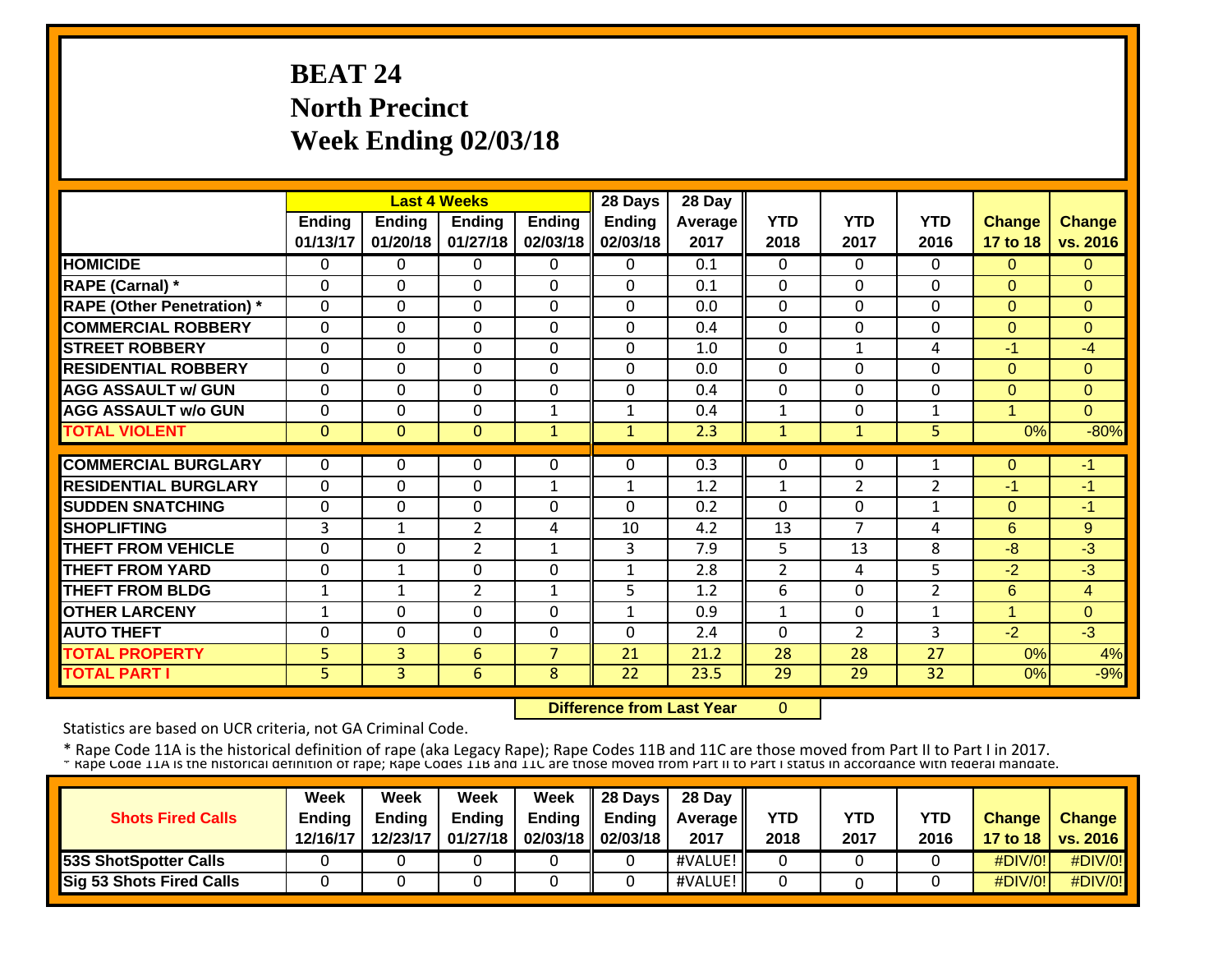# BEAT 24
# North Precinct
# Week Ending 02/03/18

| | Last 4 Weeks | | | | 28 Days | 28 Day | | | | | |
|---|---|---|---|---|---|---|---|---|---|---|---|
| | Ending 01/13/17 | Ending 01/20/18 | Ending 01/27/18 | Ending 02/03/18 | Ending 02/03/18 | Average 2017 | YTD 2018 | YTD 2017 | YTD 2016 | Change 17 to 18 | Change vs. 2016 |
| HOMICIDE | 0 | 0 | 0 | 0 | 0 | 0.1 | 0 | 0 | 0 | 0 | 0 |
| RAPE (Carnal) * | 0 | 0 | 0 | 0 | 0 | 0.1 | 0 | 0 | 0 | 0 | 0 |
| RAPE (Other Penetration) * | 0 | 0 | 0 | 0 | 0 | 0.0 | 0 | 0 | 0 | 0 | 0 |
| COMMERCIAL ROBBERY | 0 | 0 | 0 | 0 | 0 | 0.4 | 0 | 0 | 0 | 0 | 0 |
| STREET ROBBERY | 0 | 0 | 0 | 0 | 0 | 1.0 | 0 | 1 | 4 | -1 | -4 |
| RESIDENTIAL ROBBERY | 0 | 0 | 0 | 0 | 0 | 0.0 | 0 | 0 | 0 | 0 | 0 |
| AGG ASSAULT w/ GUN | 0 | 0 | 0 | 0 | 0 | 0.4 | 0 | 0 | 0 | 0 | 0 |
| AGG ASSAULT w/o GUN | 0 | 0 | 0 | 1 | 1 | 0.4 | 1 | 0 | 1 | 1 | 0 |
| TOTAL VIOLENT | 0 | 0 | 0 | 1 | 1 | 2.3 | 1 | 1 | 5 | 0% | -80% |
| COMMERCIAL BURGLARY | 0 | 0 | 0 | 0 | 0 | 0.3 | 0 | 0 | 1 | 0 | -1 |
| RESIDENTIAL BURGLARY | 0 | 0 | 0 | 1 | 1 | 1.2 | 1 | 2 | 2 | -1 | -1 |
| SUDDEN SNATCHING | 0 | 0 | 0 | 0 | 0 | 0.2 | 0 | 0 | 1 | 0 | -1 |
| SHOPLIFTING | 3 | 1 | 2 | 4 | 10 | 4.2 | 13 | 7 | 4 | 6 | 9 |
| THEFT FROM VEHICLE | 0 | 0 | 2 | 1 | 3 | 7.9 | 5 | 13 | 8 | -8 | -3 |
| THEFT FROM YARD | 0 | 1 | 0 | 0 | 1 | 2.8 | 2 | 4 | 5 | -2 | -3 |
| THEFT FROM BLDG | 1 | 1 | 2 | 1 | 5 | 1.2 | 6 | 0 | 2 | 6 | 4 |
| OTHER LARCENY | 1 | 0 | 0 | 0 | 1 | 0.9 | 1 | 0 | 1 | 1 | 0 |
| AUTO THEFT | 0 | 0 | 0 | 0 | 0 | 2.4 | 0 | 2 | 3 | -2 | -3 |
| TOTAL PROPERTY | 5 | 3 | 6 | 7 | 21 | 21.2 | 28 | 28 | 27 | 0% | 4% |
| TOTAL PART I | 5 | 3 | 6 | 8 | 22 | 23.5 | 29 | 29 | 32 | 0% | -9% |

**Difference from Last Year** 0

Statistics are based on UCR criteria, not GA Criminal Code.

* Rape Code 11A is the historical definition of rape (aka Legacy Rape); Rape Codes 11B and 11C are those moved from Part II to Part I in 2017.
* Rape Code 11A is the historical definition of rape; Rape Codes 11B and 11C are those moved from Part II to Part I status in accordance with federal mandate.

| Shots Fired Calls | Week Ending 12/16/17 | Week Ending 12/23/17 | Week Ending 01/27/18 | Week Ending 02/03/18 | 28 Days Ending 02/03/18 | 28 Day Average 2017 | YTD 2018 | YTD 2017 | YTD 2016 | Change 17 to 18 | Change vs. 2016 |
|---|---|---|---|---|---|---|---|---|---|---|---|
| 53S ShotSpotter Calls | 0 | 0 | 0 | 0 | 0 | #VALUE! | 0 | 0 | 0 | #DIV/0! | #DIV/0! |
| Sig 53 Shots Fired Calls | 0 | 0 | 0 | 0 | 0 | #VALUE! | 0 | 0 | 0 | #DIV/0! | #DIV/0! |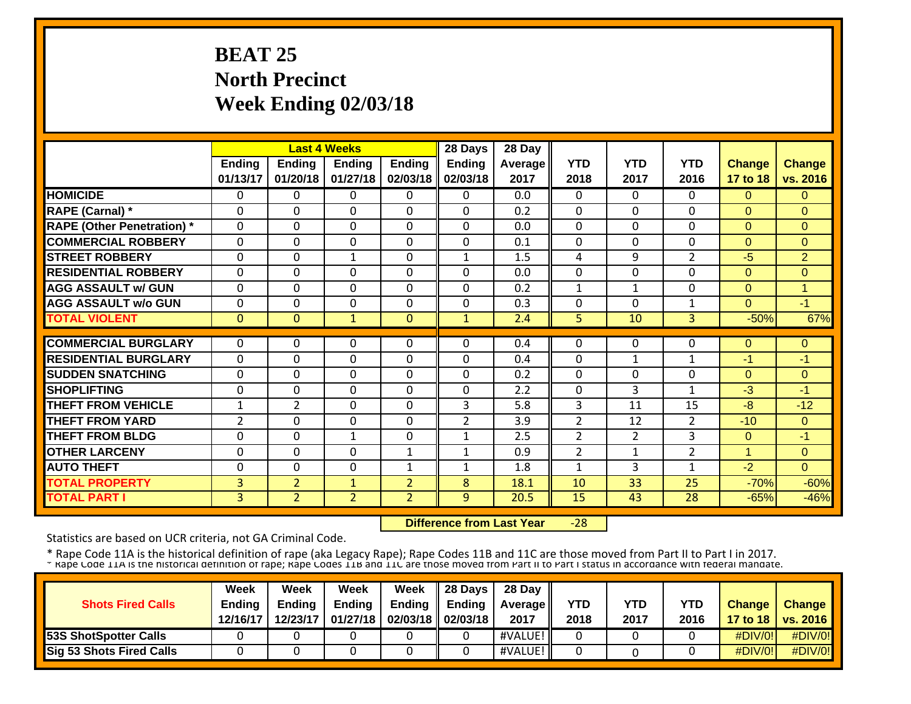# BEAT 25
## North Precinct
## Week Ending 02/03/18

| | Last 4 Weeks | | | | 28 Days | 28 Day | | | | | |
|---|---|---|---|---|---|---|---|---|---|---|---|
| | Ending 01/13/17 | Ending 01/20/18 | Ending 01/27/18 | Ending 02/03/18 | Ending 02/03/18 | Average 2017 | YTD 2018 | YTD 2017 | YTD 2016 | Change 17 to 18 | Change vs. 2016 |
| HOMICIDE | 0 | 0 | 0 | 0 | 0 | 0.0 | 0 | 0 | 0 | 0 | 0 |
| RAPE (Carnal) * | 0 | 0 | 0 | 0 | 0 | 0.2 | 0 | 0 | 0 | 0 | 0 |
| RAPE (Other Penetration) * | 0 | 0 | 0 | 0 | 0 | 0.0 | 0 | 0 | 0 | 0 | 0 |
| COMMERCIAL ROBBERY | 0 | 0 | 0 | 0 | 0 | 0.1 | 0 | 0 | 0 | 0 | 0 |
| STREET ROBBERY | 0 | 0 | 1 | 0 | 1 | 1.5 | 4 | 9 | 2 | -5 | 2 |
| RESIDENTIAL ROBBERY | 0 | 0 | 0 | 0 | 0 | 0.0 | 0 | 0 | 0 | 0 | 0 |
| AGG ASSAULT w/ GUN | 0 | 0 | 0 | 0 | 0 | 0.2 | 1 | 1 | 0 | 0 | 1 |
| AGG ASSAULT w/o GUN | 0 | 0 | 0 | 0 | 0 | 0.3 | 0 | 0 | 1 | 0 | -1 |
| TOTAL VIOLENT | 0 | 0 | 1 | 0 | 1 | 2.4 | 5 | 10 | 3 | -50% | 67% |
| COMMERCIAL BURGLARY | 0 | 0 | 0 | 0 | 0 | 0.4 | 0 | 0 | 0 | 0 | 0 |
| RESIDENTIAL BURGLARY | 0 | 0 | 0 | 0 | 0 | 0.4 | 0 | 1 | 1 | -1 | -1 |
| SUDDEN SNATCHING | 0 | 0 | 0 | 0 | 0 | 0.2 | 0 | 0 | 0 | 0 | 0 |
| SHOPLIFTING | 0 | 0 | 0 | 0 | 0 | 2.2 | 0 | 3 | 1 | -3 | -1 |
| THEFT FROM VEHICLE | 1 | 2 | 0 | 0 | 3 | 5.8 | 3 | 11 | 15 | -8 | -12 |
| THEFT FROM YARD | 2 | 0 | 0 | 0 | 2 | 3.9 | 2 | 12 | 2 | -10 | 0 |
| THEFT FROM BLDG | 0 | 0 | 1 | 0 | 1 | 2.5 | 2 | 2 | 3 | 0 | -1 |
| OTHER LARCENY | 0 | 0 | 0 | 1 | 1 | 0.9 | 2 | 1 | 2 | 1 | 0 |
| AUTO THEFT | 0 | 0 | 0 | 1 | 1 | 1.8 | 1 | 3 | 1 | -2 | 0 |
| TOTAL PROPERTY | 3 | 2 | 1 | 2 | 8 | 18.1 | 10 | 33 | 25 | -70% | -60% |
| TOTAL PART I | 3 | 2 | 2 | 2 | 9 | 20.5 | 15 | 43 | 28 | -65% | -46% |

**Difference from Last Year** -28

Statistics are based on UCR criteria, not GA Criminal Code.

* Rape Code 11A is the historical definition of rape (aka Legacy Rape); Rape Codes 11B and 11C are those moved from Part II to Part I in 2017.
* Rape Code 11A is the historical definition of rape; Rape Codes 11B and 11C are those moved from Part II to Part I status in accordance with federal mandate.

| Shots Fired Calls | Week Ending 12/16/17 | Week Ending 12/23/17 | Week Ending 01/27/18 | Week Ending 02/03/18 | 28 Days Ending 02/03/18 | 28 Day Average 2017 | YTD 2018 | YTD 2017 | YTD 2016 | Change 17 to 18 | Change vs. 2016 |
|---|---|---|---|---|---|---|---|---|---|---|---|
| 53S ShotSpotter Calls | 0 | 0 | 0 | 0 | 0 | #VALUE! | 0 | 0 | 0 | #DIV/0! | #DIV/0! |
| Sig 53 Shots Fired Calls | 0 | 0 | 0 | 0 | 0 | #VALUE! | 0 | 0 | 0 | #DIV/0! | #DIV/0! |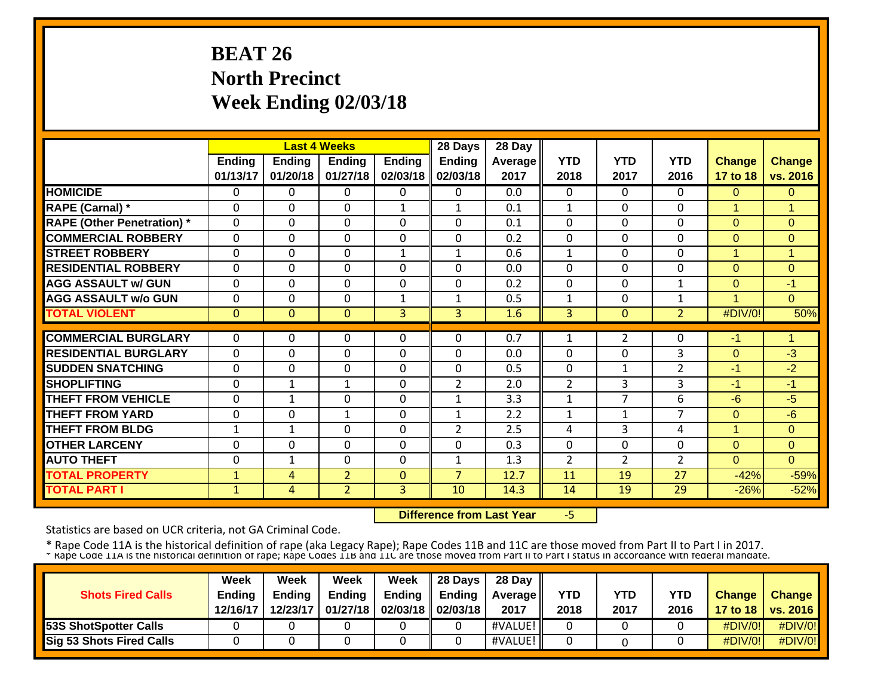# BEAT 26
# North Precinct
# Week Ending 02/03/18

| | Last 4 Weeks | | | | 28 Days | 28 Day | | | | | |
|---|---|---|---|---|---|---|---|---|---|---|---|
| | Ending 01/13/17 | Ending 01/20/18 | Ending 01/27/18 | Ending 02/03/18 | Ending 02/03/18 | Average 2017 | YTD 2018 | YTD 2017 | YTD 2016 | Change 17 to 18 | Change vs. 2016 |
| HOMICIDE | 0 | 0 | 0 | 0 | 0 | 0.0 | 0 | 0 | 0 | 0 | 0 |
| RAPE (Carnal) * | 0 | 0 | 0 | 1 | 1 | 0.1 | 1 | 0 | 0 | 1 | 1 |
| RAPE (Other Penetration) * | 0 | 0 | 0 | 0 | 0 | 0.1 | 0 | 0 | 0 | 0 | 0 |
| COMMERCIAL ROBBERY | 0 | 0 | 0 | 0 | 0 | 0.2 | 0 | 0 | 0 | 0 | 0 |
| STREET ROBBERY | 0 | 0 | 0 | 1 | 1 | 0.6 | 1 | 0 | 0 | 1 | 1 |
| RESIDENTIAL ROBBERY | 0 | 0 | 0 | 0 | 0 | 0.0 | 0 | 0 | 0 | 0 | 0 |
| AGG ASSAULT w/ GUN | 0 | 0 | 0 | 0 | 0 | 0.2 | 0 | 0 | 1 | 0 | -1 |
| AGG ASSAULT w/o GUN | 0 | 0 | 0 | 1 | 1 | 0.5 | 1 | 0 | 1 | 1 | 0 |
| TOTAL VIOLENT | 0 | 0 | 0 | 3 | 3 | 1.6 | 3 | 0 | 2 | #DIV/0! | 50% |
| COMMERCIAL BURGLARY | 0 | 0 | 0 | 0 | 0 | 0.7 | 1 | 2 | 0 | -1 | 1 |
| RESIDENTIAL BURGLARY | 0 | 0 | 0 | 0 | 0 | 0.0 | 0 | 0 | 3 | 0 | -3 |
| SUDDEN SNATCHING | 0 | 0 | 0 | 0 | 0 | 0.5 | 0 | 1 | 2 | -1 | -2 |
| SHOPLIFTING | 0 | 1 | 1 | 0 | 2 | 2.0 | 2 | 3 | 3 | -1 | -1 |
| THEFT FROM VEHICLE | 0 | 1 | 0 | 0 | 1 | 3.3 | 1 | 7 | 6 | -6 | -5 |
| THEFT FROM YARD | 0 | 0 | 1 | 0 | 1 | 2.2 | 1 | 1 | 7 | 0 | -6 |
| THEFT FROM BLDG | 1 | 1 | 0 | 0 | 2 | 2.5 | 4 | 3 | 4 | 1 | 0 |
| OTHER LARCENY | 0 | 0 | 0 | 0 | 0 | 0.3 | 0 | 0 | 0 | 0 | 0 |
| AUTO THEFT | 0 | 1 | 0 | 0 | 1 | 1.3 | 2 | 2 | 2 | 0 | 0 |
| TOTAL PROPERTY | 1 | 4 | 2 | 0 | 7 | 12.7 | 11 | 19 | 27 | -42% | -59% |
| TOTAL PART I | 1 | 4 | 2 | 3 | 10 | 14.3 | 14 | 19 | 29 | -26% | -52% |

**Difference from Last Year** -5

Statistics are based on UCR criteria, not GA Criminal Code.

* Rape Code 11A is the historical definition of rape (aka Legacy Rape); Rape Codes 11B and 11C are those moved from Part II to Part I in 2017.
* Rape Code 11A is the historical definition of rape; Rape Codes 11B and 11C are those moved from Part II to Part I status in accordance with federal mandate.

| Shots Fired Calls | Week Ending 12/16/17 | Week Ending 12/23/17 | Week Ending 01/27/18 | Week Ending 02/03/18 | 28 Days Ending 02/03/18 | 28 Day Average 2017 | YTD 2018 | YTD 2017 | YTD 2016 | Change 17 to 18 | Change vs. 2016 |
|---|---|---|---|---|---|---|---|---|---|---|---|
| 53S ShotSpotter Calls | 0 | 0 | 0 | 0 | 0 | #VALUE! | 0 | 0 | 0 | #DIV/0! | #DIV/0! |
| Sig 53 Shots Fired Calls | 0 | 0 | 0 | 0 | 0 | #VALUE! | 0 | 0 | 0 | #DIV/0! | #DIV/0! |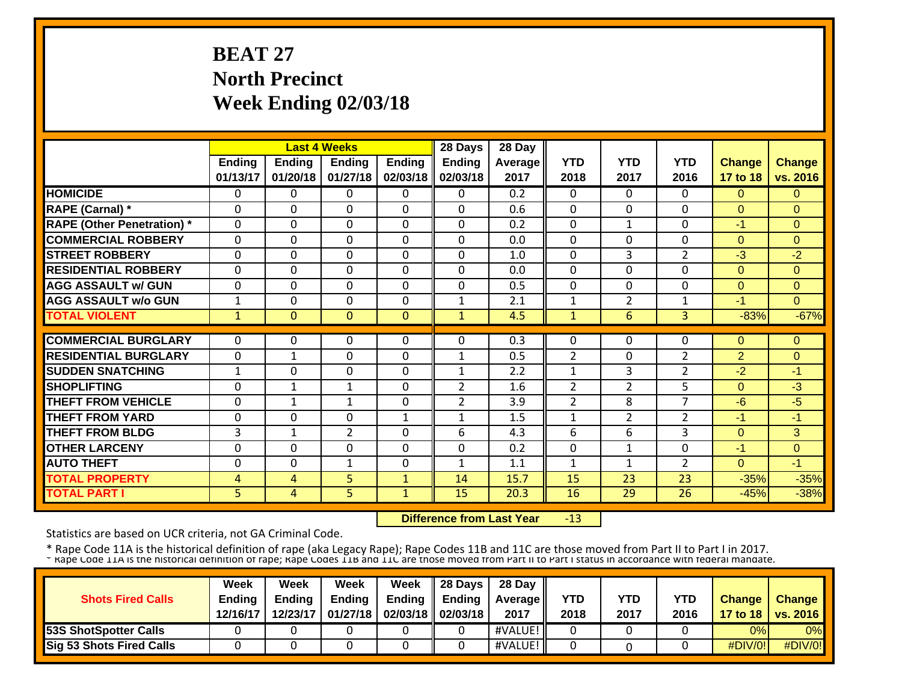# BEAT 27
# North Precinct
# Week Ending 02/03/18

| | Last 4 Weeks | | | | 28 Days | 28 Day | | | | | |
|---|---|---|---|---|---|---|---|---|---|---|---|
| | Ending 01/13/17 | Ending 01/20/18 | Ending 01/27/18 | Ending 02/03/18 | Ending 02/03/18 | Average 2017 | YTD 2018 | YTD 2017 | YTD 2016 | Change 17 to 18 | Change vs. 2016 |
| HOMICIDE | 0 | 0 | 0 | 0 | 0 | 0.2 | 0 | 0 | 0 | 0 | 0 |
| RAPE (Carnal) * | 0 | 0 | 0 | 0 | 0 | 0.6 | 0 | 0 | 0 | 0 | 0 |
| RAPE (Other Penetration) * | 0 | 0 | 0 | 0 | 0 | 0.2 | 0 | 1 | 0 | -1 | 0 |
| COMMERCIAL ROBBERY | 0 | 0 | 0 | 0 | 0 | 0.0 | 0 | 0 | 0 | 0 | 0 |
| STREET ROBBERY | 0 | 0 | 0 | 0 | 0 | 1.0 | 0 | 3 | 2 | -3 | -2 |
| RESIDENTIAL ROBBERY | 0 | 0 | 0 | 0 | 0 | 0.0 | 0 | 0 | 0 | 0 | 0 |
| AGG ASSAULT w/ GUN | 0 | 0 | 0 | 0 | 0 | 0.5 | 0 | 0 | 0 | 0 | 0 |
| AGG ASSAULT w/o GUN | 1 | 0 | 0 | 0 | 1 | 2.1 | 1 | 2 | 1 | -1 | 0 |
| TOTAL VIOLENT | 1 | 0 | 0 | 0 | 1 | 4.5 | 1 | 6 | 3 | -83% | -67% |
| COMMERCIAL BURGLARY | 0 | 0 | 0 | 0 | 0 | 0.3 | 0 | 0 | 0 | 0 | 0 |
| RESIDENTIAL BURGLARY | 0 | 1 | 0 | 0 | 1 | 0.5 | 2 | 0 | 2 | 2 | 0 |
| SUDDEN SNATCHING | 1 | 0 | 0 | 0 | 1 | 2.2 | 1 | 3 | 2 | -2 | -1 |
| SHOPLIFTING | 0 | 1 | 1 | 0 | 2 | 1.6 | 2 | 2 | 5 | 0 | -3 |
| THEFT FROM VEHICLE | 0 | 1 | 1 | 0 | 2 | 3.9 | 2 | 8 | 7 | -6 | -5 |
| THEFT FROM YARD | 0 | 0 | 0 | 1 | 1 | 1.5 | 1 | 2 | 2 | -1 | -1 |
| THEFT FROM BLDG | 3 | 1 | 2 | 0 | 6 | 4.3 | 6 | 6 | 3 | 0 | 3 |
| OTHER LARCENY | 0 | 0 | 0 | 0 | 0 | 0.2 | 0 | 1 | 0 | -1 | 0 |
| AUTO THEFT | 0 | 0 | 1 | 0 | 1 | 1.1 | 1 | 1 | 2 | 0 | -1 |
| TOTAL PROPERTY | 4 | 4 | 5 | 1 | 14 | 15.7 | 15 | 23 | 23 | -35% | -35% |
| TOTAL PART I | 5 | 4 | 5 | 1 | 15 | 20.3 | 16 | 29 | 26 | -45% | -38% |

**Difference from Last Year** -13

Statistics are based on UCR criteria, not GA Criminal Code.

* Rape Code 11A is the historical definition of rape (aka Legacy Rape); Rape Codes 11B and 11C are those moved from Part II to Part I in 2017.
* Rape Code 11A is the historical definition of rape; Rape Codes 11B and 11C are those moved from Part II to Part I status in accordance with federal mandate.

| Shots Fired Calls | Week Ending 12/16/17 | Week Ending 12/23/17 | Week Ending 01/27/18 | Week Ending 02/03/18 | 28 Days Ending 02/03/18 | 28 Day Average 2017 | YTD 2018 | YTD 2017 | YTD 2016 | Change 17 to 18 | Change vs. 2016 |
|---|---|---|---|---|---|---|---|---|---|---|---|
| 53S ShotSpotter Calls | 0 | 0 | 0 | 0 | 0 | #VALUE! | 0 | 0 | 0 | 0% | 0% |
| Sig 53 Shots Fired Calls | 0 | 0 | 0 | 0 | 0 | #VALUE! | 0 | 0 | 0 | #DIV/0! | #DIV/0! |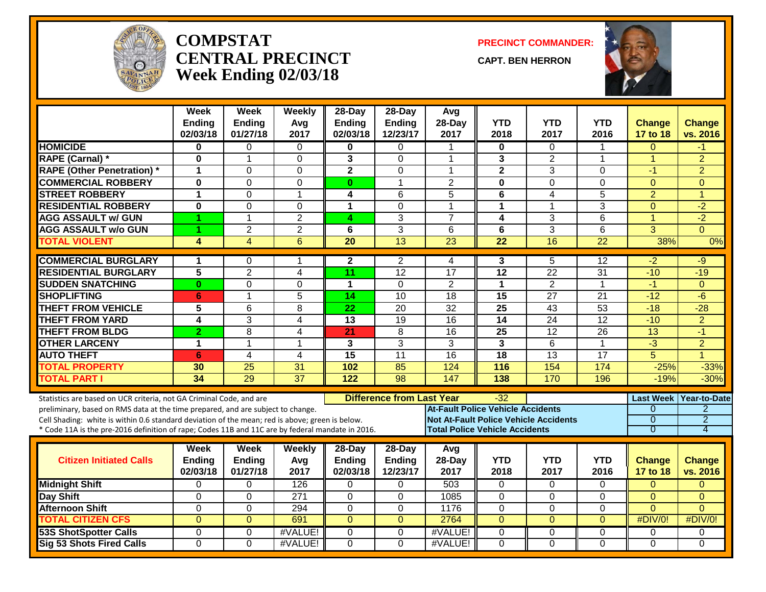# COMPSTAT
# CENTRAL PRECINCT
# Week Ending 02/03/18

**PRECINCT COMMANDER:**

**CAPT. BEN HERRON**

| | Week Ending 02/03/18 | Week Ending 01/27/18 | Weekly Avg 2017 | 28-Day Ending 02/03/18 | 28-Day Ending 12/23/17 | Avg 28-Day 2017 | YTD 2018 | YTD 2017 | YTD 2016 | Change 17 to 18 | Change vs. 2016 |
|---|---|---|---|---|---|---|---|---|---|---|---|
| HOMICIDE | 0 | 0 | 0 | 0 | 0 | 1 | 0 | 0 | 1 | 0 | -1 |
| RAPE (Carnal) * | 0 | 1 | 0 | 3 | 0 | 1 | 3 | 2 | 1 | 1 | 2 |
| RAPE (Other Penetration) * | 1 | 0 | 0 | 2 | 0 | 1 | 2 | 3 | 0 | -1 | 2 |
| COMMERCIAL ROBBERY | 0 | 0 | 0 | 0 | 1 | 2 | 0 | 0 | 0 | 0 | 0 |
| STREET ROBBERY | 1 | 0 | 1 | 4 | 6 | 5 | 6 | 4 | 5 | 2 | 1 |
| RESIDENTIAL ROBBERY | 0 | 0 | 0 | 1 | 0 | 1 | 1 | 1 | 3 | 0 | -2 |
| AGG ASSAULT w/ GUN | 1 | 1 | 2 | 4 | 3 | 7 | 4 | 3 | 6 | 1 | -2 |
| AGG ASSAULT w/o GUN | 1 | 2 | 2 | 6 | 3 | 6 | 6 | 3 | 6 | 3 | 0 |
| TOTAL VIOLENT | 4 | 4 | 6 | 20 | 13 | 23 | 22 | 16 | 22 | 38% | 0% |
| COMMERCIAL BURGLARY | 1 | 0 | 1 | 2 | 2 | 4 | 3 | 5 | 12 | -2 | -9 |
| RESIDENTIAL BURGLARY | 5 | 2 | 4 | 11 | 12 | 17 | 12 | 22 | 31 | -10 | -19 |
| SUDDEN SNATCHING | 0 | 0 | 0 | 1 | 0 | 2 | 1 | 2 | 1 | -1 | 0 |
| SHOPLIFTING | 6 | 1 | 5 | 14 | 10 | 18 | 15 | 27 | 21 | -12 | -6 |
| THEFT FROM VEHICLE | 5 | 6 | 8 | 22 | 20 | 32 | 25 | 43 | 53 | -18 | -28 |
| THEFT FROM YARD | 4 | 3 | 4 | 13 | 19 | 16 | 14 | 24 | 12 | -10 | 2 |
| THEFT FROM BLDG | 2 | 8 | 4 | 21 | 8 | 16 | 25 | 12 | 26 | 13 | -1 |
| OTHER LARCENY | 1 | 1 | 1 | 3 | 3 | 3 | 3 | 6 | 1 | -3 | 2 |
| AUTO THEFT | 6 | 4 | 4 | 15 | 11 | 16 | 18 | 13 | 17 | 5 | 1 |
| TOTAL PROPERTY | 30 | 25 | 31 | 102 | 85 | 124 | 116 | 154 | 174 | -25% | -33% |
| TOTAL PART I | 34 | 29 | 37 | 122 | 98 | 147 | 138 | 170 | 196 | -19% | -30% |

Statistics are based on UCR criteria, not GA Criminal Code, and are preliminary, based on RMS data at the time prepared, and are subject to change.
Cell Shading: white is within 0.6 standard deviation of the mean; red is above; green is below.
* Code 11A is the pre-2016 definition of rape; Codes 11B and 11C are by federal mandate in 2016.

**Difference from Last Year**: -32

| | Last Week | Year-to-Date |
|---|---|---|
| At-Fault Police Vehicle Accidents | 0 | 2 |
| Not At-Fault Police Vehicle Accidents | 0 | 2 |
| Total Police Vehicle Accidents | 0 | 4 |

| Citizen Initiated Calls | Week Ending 02/03/18 | Week Ending 01/27/18 | Weekly Avg 2017 | 28-Day Ending 02/03/18 | 28-Day Ending 12/23/17 | Avg 28-Day 2017 | YTD 2018 | YTD 2017 | YTD 2016 | Change 17 to 18 | Change vs. 2016 |
|---|---|---|---|---|---|---|---|---|---|---|---|
| Midnight Shift | 0 | 0 | 126 | 0 | 0 | 503 | 0 | 0 | 0 | 0 | 0 |
| Day Shift | 0 | 0 | 271 | 0 | 0 | 1085 | 0 | 0 | 0 | 0 | 0 |
| Afternoon Shift | 0 | 0 | 294 | 0 | 0 | 1176 | 0 | 0 | 0 | 0 | 0 |
| TOTAL CITIZEN CFS | 0 | 0 | 691 | 0 | 0 | 2764 | 0 | 0 | 0 | #DIV/0! | #DIV/0! |
| 53S ShotSpotter Calls | 0 | 0 | #VALUE! | 0 | 0 | #VALUE! | 0 | 0 | 0 | 0 | 0 |
| Sig 53 Shots Fired Calls | 0 | 0 | #VALUE! | 0 | 0 | #VALUE! | 0 | 0 | 0 | 0 | 0 |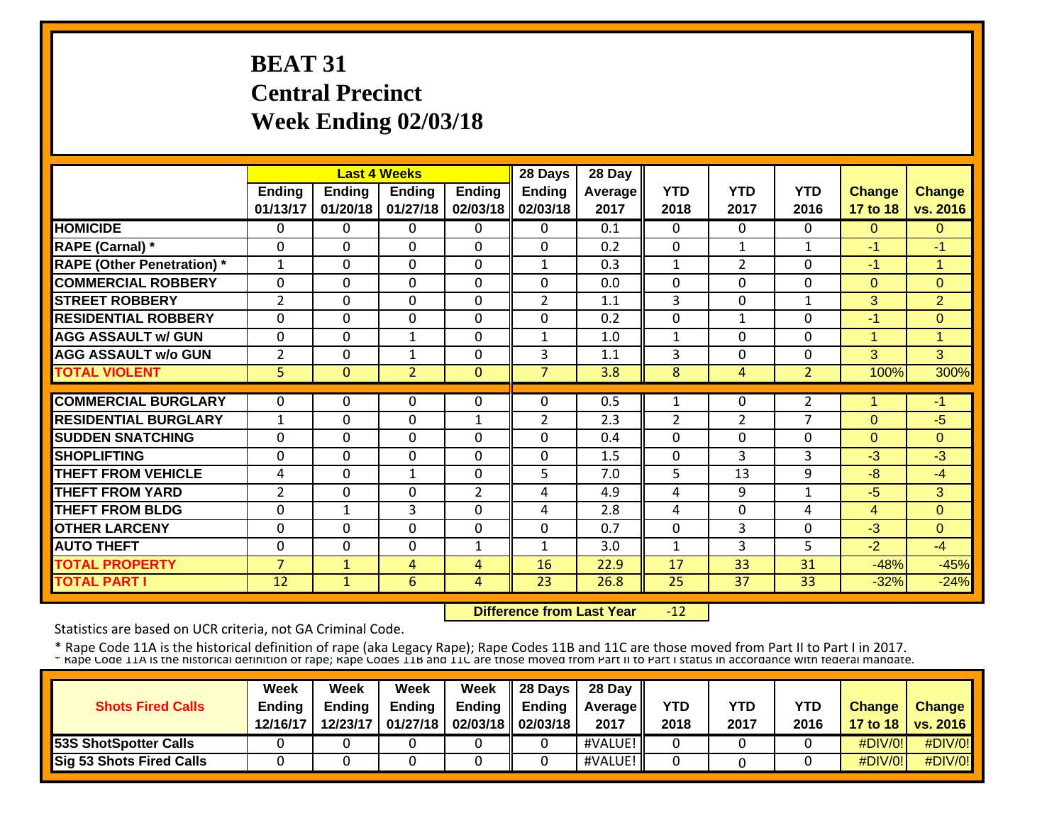# BEAT 31
# Central Precinct
# Week Ending 02/03/18

| | Last 4 Weeks | | | | 28 Days | 28 Day | | | | | |
|---|---|---|---|---|---|---|---|---|---|---|---|
| | Ending 01/13/17 | Ending 01/20/18 | Ending 01/27/18 | Ending 02/03/18 | Ending 02/03/18 | Average 2017 | YTD 2018 | YTD 2017 | YTD 2016 | Change 17 to 18 | Change vs. 2016 |
| HOMICIDE | 0 | 0 | 0 | 0 | 0 | 0.1 | 0 | 0 | 0 | 0 | 0 |
| RAPE (Carnal) * | 0 | 0 | 0 | 0 | 0 | 0.2 | 0 | 1 | 1 | -1 | -1 |
| RAPE (Other Penetration) * | 1 | 0 | 0 | 0 | 1 | 0.3 | 1 | 2 | 0 | -1 | 1 |
| COMMERCIAL ROBBERY | 0 | 0 | 0 | 0 | 0 | 0.0 | 0 | 0 | 0 | 0 | 0 |
| STREET ROBBERY | 2 | 0 | 0 | 0 | 2 | 1.1 | 3 | 0 | 1 | 3 | 2 |
| RESIDENTIAL ROBBERY | 0 | 0 | 0 | 0 | 0 | 0.2 | 0 | 1 | 0 | -1 | 0 |
| AGG ASSAULT w/ GUN | 0 | 0 | 1 | 0 | 1 | 1.0 | 1 | 0 | 0 | 1 | 1 |
| AGG ASSAULT w/o GUN | 2 | 0 | 1 | 0 | 3 | 1.1 | 3 | 0 | 0 | 3 | 3 |
| TOTAL VIOLENT | 5 | 0 | 2 | 0 | 7 | 3.8 | 8 | 4 | 2 | 100% | 300% |
| COMMERCIAL BURGLARY | 0 | 0 | 0 | 0 | 0 | 0.5 | 1 | 0 | 2 | 1 | -1 |
| RESIDENTIAL BURGLARY | 1 | 0 | 0 | 1 | 2 | 2.3 | 2 | 2 | 7 | 0 | -5 |
| SUDDEN SNATCHING | 0 | 0 | 0 | 0 | 0 | 0.4 | 0 | 0 | 0 | 0 | 0 |
| SHOPLIFTING | 0 | 0 | 0 | 0 | 0 | 1.5 | 0 | 3 | 3 | -3 | -3 |
| THEFT FROM VEHICLE | 4 | 0 | 1 | 0 | 5 | 7.0 | 5 | 13 | 9 | -8 | -4 |
| THEFT FROM YARD | 2 | 0 | 0 | 2 | 4 | 4.9 | 4 | 9 | 1 | -5 | 3 |
| THEFT FROM BLDG | 0 | 1 | 3 | 0 | 4 | 2.8 | 4 | 0 | 4 | 4 | 0 |
| OTHER LARCENY | 0 | 0 | 0 | 0 | 0 | 0.7 | 0 | 3 | 0 | -3 | 0 |
| AUTO THEFT | 0 | 0 | 0 | 1 | 1 | 3.0 | 1 | 3 | 5 | -2 | -4 |
| TOTAL PROPERTY | 7 | 1 | 4 | 4 | 16 | 22.9 | 17 | 33 | 31 | -48% | -45% |
| TOTAL PART I | 12 | 1 | 6 | 4 | 23 | 26.8 | 25 | 37 | 33 | -32% | -24% |

**Difference from Last Year** -12

Statistics are based on UCR criteria, not GA Criminal Code.

* Rape Code 11A is the historical definition of rape (aka Legacy Rape); Rape Codes 11B and 11C are those moved from Part II to Part I in 2017.
* Rape Code 11A is the historical definition of rape; Rape Codes 11B and 11C are those moved from Part II to Part I status in accordance with federal mandate.

| Shots Fired Calls | Week Ending 12/16/17 | Week Ending 12/23/17 | Week Ending 01/27/18 | Week Ending 02/03/18 | 28 Days Ending 02/03/18 | 28 Day Average 2017 | YTD 2018 | YTD 2017 | YTD 2016 | Change 17 to 18 | Change vs. 2016 |
|---|---|---|---|---|---|---|---|---|---|---|---|
| 53S ShotSpotter Calls | 0 | 0 | 0 | 0 | 0 | #VALUE! | 0 | 0 | 0 | #DIV/0! | #DIV/0! |
| Sig 53 Shots Fired Calls | 0 | 0 | 0 | 0 | 0 | #VALUE! | 0 | 0 | 0 | #DIV/0! | #DIV/0! |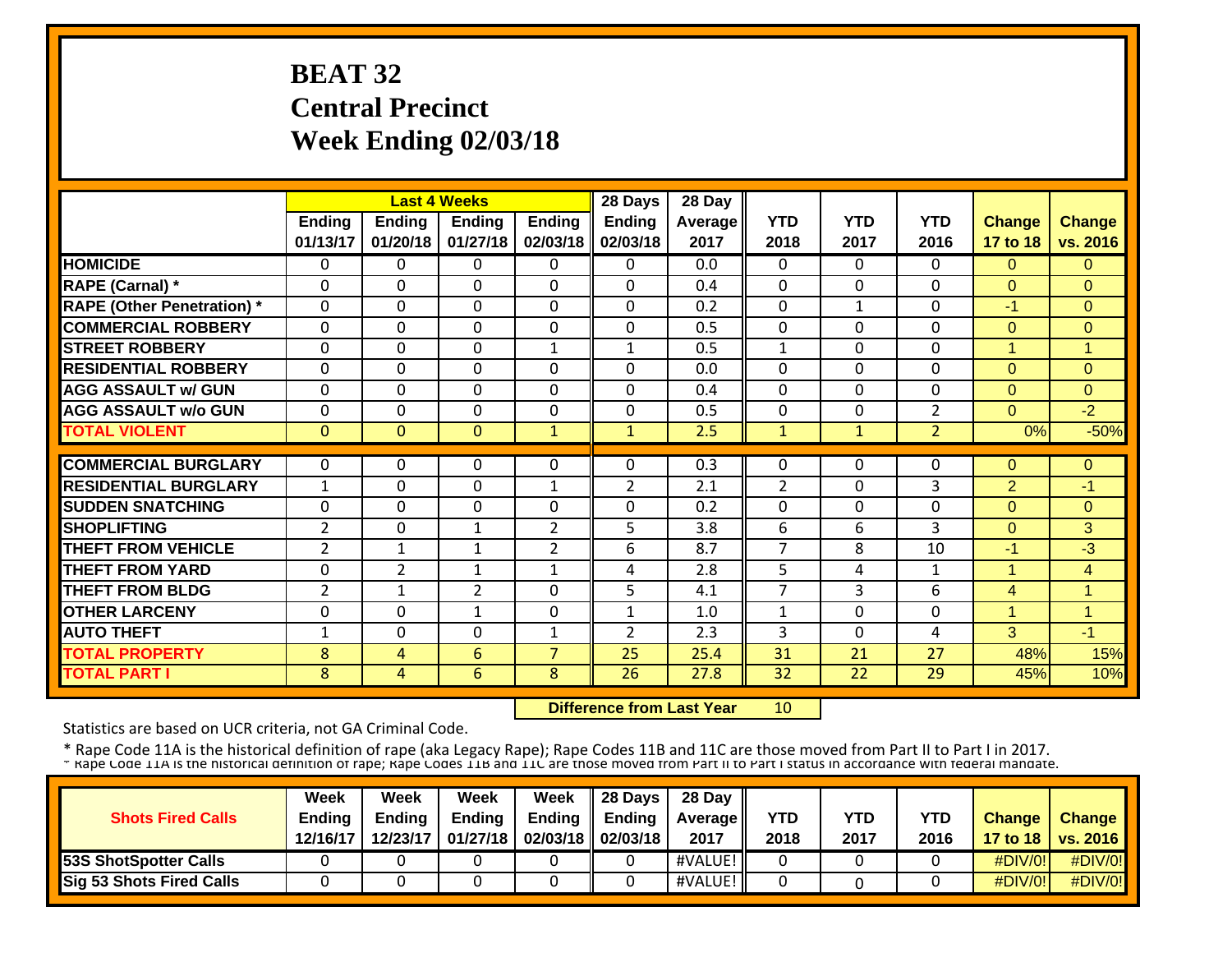# BEAT 32
# Central Precinct
# Week Ending 02/03/18

| | Last 4 Weeks | | | | 28 Days | 28 Day | | | | | |
|---|---|---|---|---|---|---|---|---|---|---|---|
| | Ending 01/13/17 | Ending 01/20/18 | Ending 01/27/18 | Ending 02/03/18 | Ending 02/03/18 | Average 2017 | YTD 2018 | YTD 2017 | YTD 2016 | Change 17 to 18 | Change vs. 2016 |
| HOMICIDE | 0 | 0 | 0 | 0 | 0 | 0.0 | 0 | 0 | 0 | 0 | 0 |
| RAPE (Carnal) * | 0 | 0 | 0 | 0 | 0 | 0.4 | 0 | 0 | 0 | 0 | 0 |
| RAPE (Other Penetration) * | 0 | 0 | 0 | 0 | 0 | 0.2 | 0 | 1 | 0 | -1 | 0 |
| COMMERCIAL ROBBERY | 0 | 0 | 0 | 0 | 0 | 0.5 | 0 | 0 | 0 | 0 | 0 |
| STREET ROBBERY | 0 | 0 | 0 | 1 | 1 | 0.5 | 1 | 0 | 0 | 1 | 1 |
| RESIDENTIAL ROBBERY | 0 | 0 | 0 | 0 | 0 | 0.0 | 0 | 0 | 0 | 0 | 0 |
| AGG ASSAULT w/ GUN | 0 | 0 | 0 | 0 | 0 | 0.4 | 0 | 0 | 0 | 0 | 0 |
| AGG ASSAULT w/o GUN | 0 | 0 | 0 | 0 | 0 | 0.5 | 0 | 0 | 2 | 0 | -2 |
| TOTAL VIOLENT | 0 | 0 | 0 | 1 | 1 | 2.5 | 1 | 1 | 2 | 0% | -50% |
| COMMERCIAL BURGLARY | 0 | 0 | 0 | 0 | 0 | 0.3 | 0 | 0 | 0 | 0 | 0 |
| RESIDENTIAL BURGLARY | 1 | 0 | 0 | 1 | 2 | 2.1 | 2 | 0 | 3 | 2 | -1 |
| SUDDEN SNATCHING | 0 | 0 | 0 | 0 | 0 | 0.2 | 0 | 0 | 0 | 0 | 0 |
| SHOPLIFTING | 2 | 0 | 1 | 2 | 5 | 3.8 | 6 | 6 | 3 | 0 | 3 |
| THEFT FROM VEHICLE | 2 | 1 | 1 | 2 | 6 | 8.7 | 7 | 8 | 10 | -1 | -3 |
| THEFT FROM YARD | 0 | 2 | 1 | 1 | 4 | 2.8 | 5 | 4 | 1 | 1 | 4 |
| THEFT FROM BLDG | 2 | 1 | 2 | 0 | 5 | 4.1 | 7 | 3 | 6 | 4 | 1 |
| OTHER LARCENY | 0 | 0 | 1 | 0 | 1 | 1.0 | 1 | 0 | 0 | 1 | 1 |
| AUTO THEFT | 1 | 0 | 0 | 1 | 2 | 2.3 | 3 | 0 | 4 | 3 | -1 |
| TOTAL PROPERTY | 8 | 4 | 6 | 7 | 25 | 25.4 | 31 | 21 | 27 | 48% | 15% |
| TOTAL PART I | 8 | 4 | 6 | 8 | 26 | 27.8 | 32 | 22 | 29 | 45% | 10% |

**Difference from Last Year** 10

Statistics are based on UCR criteria, not GA Criminal Code.

* Rape Code 11A is the historical definition of rape (aka Legacy Rape); Rape Codes 11B and 11C are those moved from Part II to Part I in 2017.
* Rape Code 11A is the historical definition of rape; Rape Codes 11B and 11C are those moved from Part II to Part I status in accordance with federal mandate.

| Shots Fired Calls | Week Ending 12/16/17 | Week Ending 12/23/17 | Week Ending 01/27/18 | Week Ending 02/03/18 | 28 Days Ending 02/03/18 | 28 Day Average 2017 | YTD 2018 | YTD 2017 | YTD 2016 | Change 17 to 18 | Change vs. 2016 |
|---|---|---|---|---|---|---|---|---|---|---|---|
| 53S ShotSpotter Calls | 0 | 0 | 0 | 0 | 0 | #VALUE! | 0 | 0 | 0 | #DIV/0! | #DIV/0! |
| Sig 53 Shots Fired Calls | 0 | 0 | 0 | 0 | 0 | #VALUE! | 0 | 0 | 0 | #DIV/0! | #DIV/0! |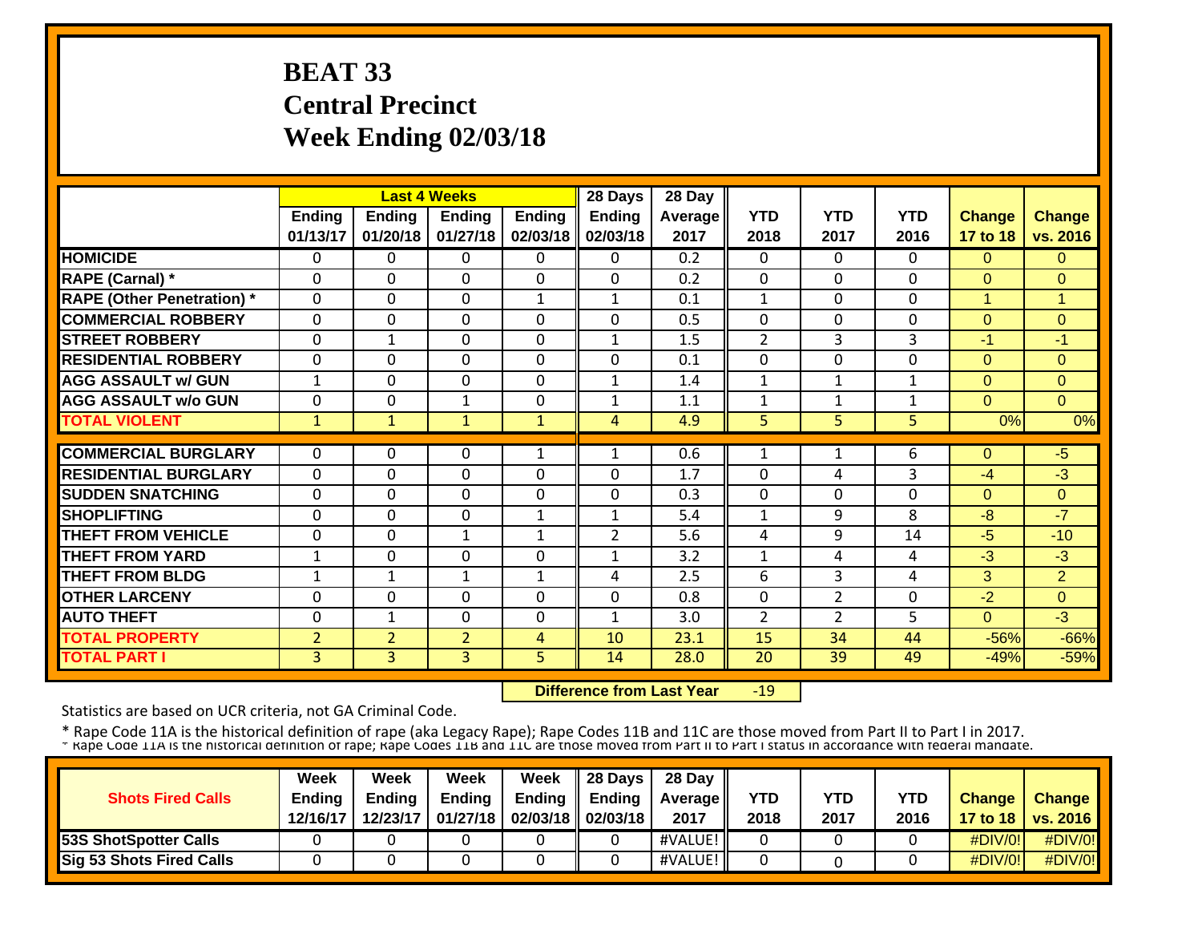# BEAT 33
# Central Precinct
# Week Ending 02/03/18

| | Last 4 Weeks | | | | 28 Days | 28 Day | | | | | |
|---|---|---|---|---|---|---|---|---|---|---|---|
| | Ending 01/13/17 | Ending 01/20/18 | Ending 01/27/18 | Ending 02/03/18 | Ending 02/03/18 | Average 2017 | YTD 2018 | YTD 2017 | YTD 2016 | Change 17 to 18 | Change vs. 2016 |
| HOMICIDE | 0 | 0 | 0 | 0 | 0 | 0.2 | 0 | 0 | 0 | 0 | 0 |
| RAPE (Carnal) * | 0 | 0 | 0 | 0 | 0 | 0.2 | 0 | 0 | 0 | 0 | 0 |
| RAPE (Other Penetration) * | 0 | 0 | 0 | 1 | 1 | 0.1 | 1 | 0 | 0 | 1 | 1 |
| COMMERCIAL ROBBERY | 0 | 0 | 0 | 0 | 0 | 0.5 | 0 | 0 | 0 | 0 | 0 |
| STREET ROBBERY | 0 | 1 | 0 | 0 | 1 | 1.5 | 2 | 3 | 3 | -1 | -1 |
| RESIDENTIAL ROBBERY | 0 | 0 | 0 | 0 | 0 | 0.1 | 0 | 0 | 0 | 0 | 0 |
| AGG ASSAULT w/ GUN | 1 | 0 | 0 | 0 | 1 | 1.4 | 1 | 1 | 1 | 0 | 0 |
| AGG ASSAULT w/o GUN | 0 | 0 | 1 | 0 | 1 | 1.1 | 1 | 1 | 1 | 0 | 0 |
| TOTAL VIOLENT | 1 | 1 | 1 | 1 | 4 | 4.9 | 5 | 5 | 5 | 0% | 0% |
| COMMERCIAL BURGLARY | 0 | 0 | 0 | 1 | 1 | 0.6 | 1 | 1 | 6 | 0 | -5 |
| RESIDENTIAL BURGLARY | 0 | 0 | 0 | 0 | 0 | 1.7 | 0 | 4 | 3 | -4 | -3 |
| SUDDEN SNATCHING | 0 | 0 | 0 | 0 | 0 | 0.3 | 0 | 0 | 0 | 0 | 0 |
| SHOPLIFTING | 0 | 0 | 0 | 1 | 1 | 5.4 | 1 | 9 | 8 | -8 | -7 |
| THEFT FROM VEHICLE | 0 | 0 | 1 | 1 | 2 | 5.6 | 4 | 9 | 14 | -5 | -10 |
| THEFT FROM YARD | 1 | 0 | 0 | 0 | 1 | 3.2 | 1 | 4 | 4 | -3 | -3 |
| THEFT FROM BLDG | 1 | 1 | 1 | 1 | 4 | 2.5 | 6 | 3 | 4 | 3 | 2 |
| OTHER LARCENY | 0 | 0 | 0 | 0 | 0 | 0.8 | 0 | 2 | 0 | -2 | 0 |
| AUTO THEFT | 0 | 1 | 0 | 0 | 1 | 3.0 | 2 | 2 | 5 | 0 | -3 |
| TOTAL PROPERTY | 2 | 2 | 2 | 4 | 10 | 23.1 | 15 | 34 | 44 | -56% | -66% |
| TOTAL PART I | 3 | 3 | 3 | 5 | 14 | 28.0 | 20 | 39 | 49 | -49% | -59% |

**Difference from Last Year** -19

Statistics are based on UCR criteria, not GA Criminal Code.

* Rape Code 11A is the historical definition of rape (aka Legacy Rape); Rape Codes 11B and 11C are those moved from Part II to Part I in 2017.
* Rape Code 11A is the historical definition of rape; Rape Codes 11B and 11C are those moved from Part II to Part I status in accordance with federal mandate.

| Shots Fired Calls | Week Ending 12/16/17 | Week Ending 12/23/17 | Week Ending 01/27/18 | Week Ending 02/03/18 | 28 Days Ending 02/03/18 | 28 Day Average 2017 | YTD 2018 | YTD 2017 | YTD 2016 | Change 17 to 18 | Change vs. 2016 |
|---|---|---|---|---|---|---|---|---|---|---|---|
| 53S ShotSpotter Calls | 0 | 0 | 0 | 0 | 0 | #VALUE! | 0 | 0 | 0 | #DIV/0! | #DIV/0! |
| Sig 53 Shots Fired Calls | 0 | 0 | 0 | 0 | 0 | #VALUE! | 0 | 0 | 0 | #DIV/0! | #DIV/0! |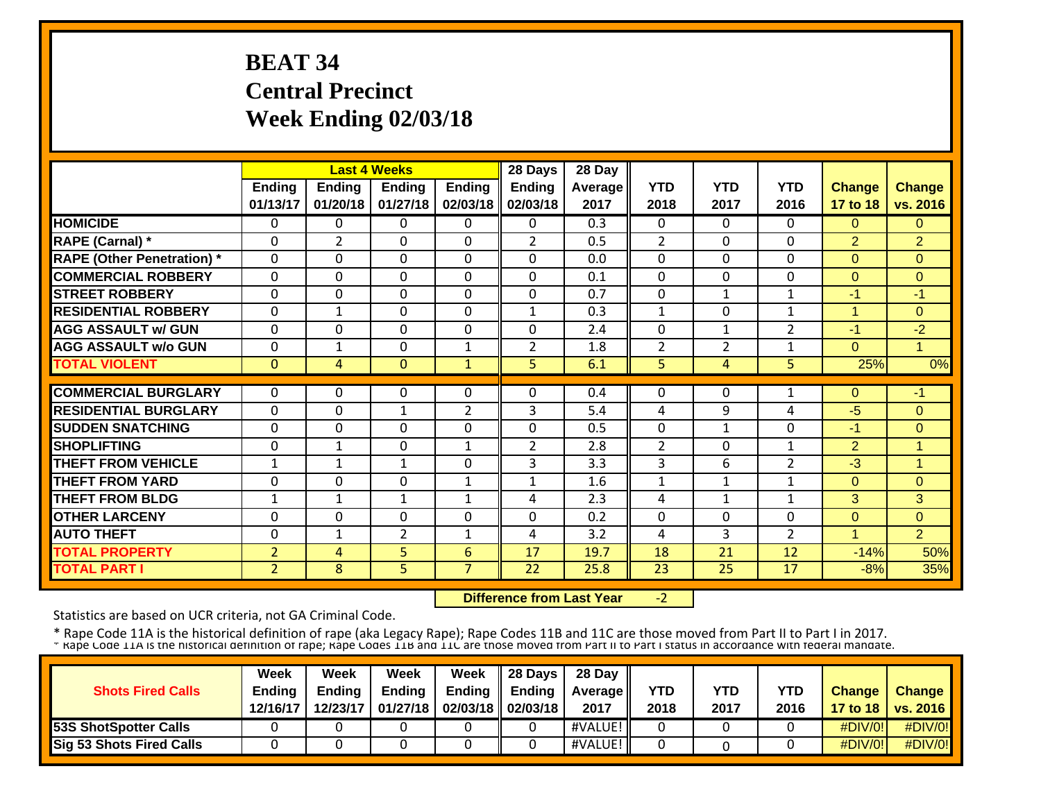# BEAT 34
# Central Precinct
# Week Ending 02/03/18

| | Last 4 Weeks | | | | 28 Days | 28 Day | YTD | YTD | YTD | Change | Change |
|---|---|---|---|---|---|---|---|---|---|---|---|
| | Ending 01/13/17 | Ending 01/20/18 | Ending 01/27/18 | Ending 02/03/18 | Ending 02/03/18 | Average 2017 | 2018 | 2017 | 2016 | 17 to 18 | vs. 2016 |
| HOMICIDE | 0 | 0 | 0 | 0 | 0 | 0.3 | 0 | 0 | 0 | 0 | 0 |
| RAPE (Carnal) * | 0 | 2 | 0 | 0 | 2 | 0.5 | 2 | 0 | 0 | 2 | 2 |
| RAPE (Other Penetration) * | 0 | 0 | 0 | 0 | 0 | 0.0 | 0 | 0 | 0 | 0 | 0 |
| COMMERCIAL ROBBERY | 0 | 0 | 0 | 0 | 0 | 0.1 | 0 | 0 | 0 | 0 | 0 |
| STREET ROBBERY | 0 | 0 | 0 | 0 | 0 | 0.7 | 0 | 1 | 1 | -1 | -1 |
| RESIDENTIAL ROBBERY | 0 | 1 | 0 | 0 | 1 | 0.3 | 1 | 0 | 1 | 1 | 0 |
| AGG ASSAULT w/ GUN | 0 | 0 | 0 | 0 | 0 | 2.4 | 0 | 1 | 2 | -1 | -2 |
| AGG ASSAULT w/o GUN | 0 | 1 | 0 | 1 | 2 | 1.8 | 2 | 2 | 1 | 0 | 1 |
| TOTAL VIOLENT | 0 | 4 | 0 | 1 | 5 | 6.1 | 5 | 4 | 5 | 25% | 0% |
| COMMERCIAL BURGLARY | 0 | 0 | 0 | 0 | 0 | 0.4 | 0 | 0 | 1 | 0 | -1 |
| RESIDENTIAL BURGLARY | 0 | 0 | 1 | 2 | 3 | 5.4 | 4 | 9 | 4 | -5 | 0 |
| SUDDEN SNATCHING | 0 | 0 | 0 | 0 | 0 | 0.5 | 0 | 1 | 0 | -1 | 0 |
| SHOPLIFTING | 0 | 1 | 0 | 1 | 2 | 2.8 | 2 | 0 | 1 | 2 | 1 |
| THEFT FROM VEHICLE | 1 | 1 | 1 | 0 | 3 | 3.3 | 3 | 6 | 2 | -3 | 1 |
| THEFT FROM YARD | 0 | 0 | 0 | 1 | 1 | 1.6 | 1 | 1 | 1 | 0 | 0 |
| THEFT FROM BLDG | 1 | 1 | 1 | 1 | 4 | 2.3 | 4 | 1 | 1 | 3 | 3 |
| OTHER LARCENY | 0 | 0 | 0 | 0 | 0 | 0.2 | 0 | 0 | 0 | 0 | 0 |
| AUTO THEFT | 0 | 1 | 2 | 1 | 4 | 3.2 | 4 | 3 | 2 | 1 | 2 |
| TOTAL PROPERTY | 2 | 4 | 5 | 6 | 17 | 19.7 | 18 | 21 | 12 | -14% | 50% |
| TOTAL PART I | 2 | 8 | 5 | 7 | 22 | 25.8 | 23 | 25 | 17 | -8% | 35% |

**Difference from Last Year** -2

Statistics are based on UCR criteria, not GA Criminal Code.

* Rape Code 11A is the historical definition of rape (aka Legacy Rape); Rape Codes 11B and 11C are those moved from Part II to Part I in 2017.
* Rape Code 11A is the historical definition of rape; Rape Codes 11B and 11C are those moved from Part II to Part I status in accordance with federal mandate.

| Shots Fired Calls | Week Ending 12/16/17 | Week Ending 12/23/17 | Week Ending 01/27/18 | Week Ending 02/03/18 | 28 Days Ending 02/03/18 | 28 Day Average 2017 | YTD 2018 | YTD 2017 | YTD 2016 | Change 17 to 18 | Change vs. 2016 |
|---|---|---|---|---|---|---|---|---|---|---|---|
| 53S ShotSpotter Calls | 0 | 0 | 0 | 0 | 0 | #VALUE! | 0 | 0 | 0 | #DIV/0! | #DIV/0! |
| Sig 53 Shots Fired Calls | 0 | 0 | 0 | 0 | 0 | #VALUE! | 0 | 0 | 0 | #DIV/0! | #DIV/0! |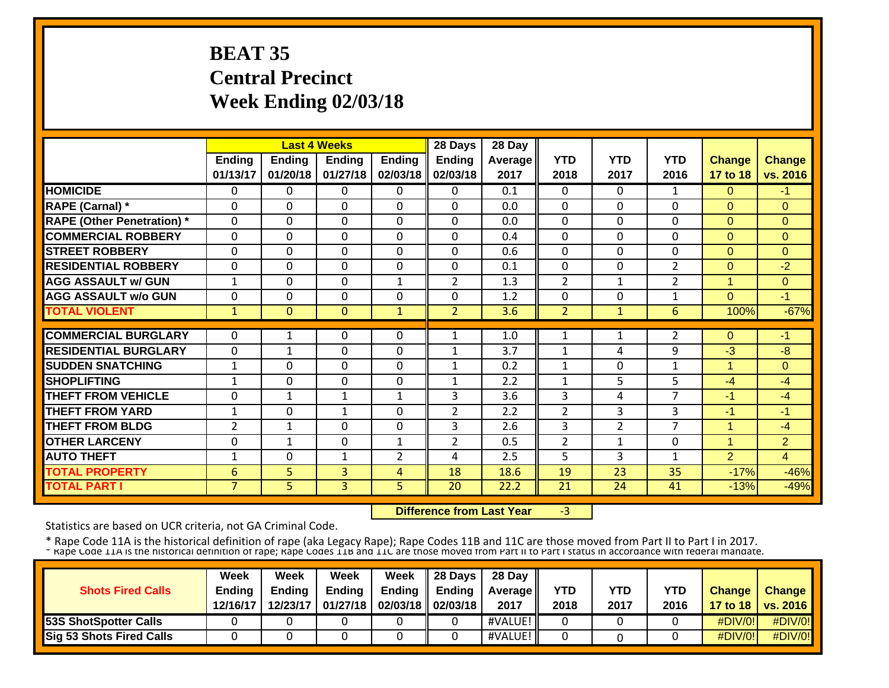# BEAT 35
# Central Precinct
# Week Ending 02/03/18

| | Last 4 Weeks | | | | 28 Days | 28 Day | | | | | |
|---|---|---|---|---|---|---|---|---|---|---|---|
| | Ending 01/13/17 | Ending 01/20/18 | Ending 01/27/18 | Ending 02/03/18 | Ending 02/03/18 | Average 2017 | YTD 2018 | YTD 2017 | YTD 2016 | Change 17 to 18 | Change vs. 2016 |
| HOMICIDE | 0 | 0 | 0 | 0 | 0 | 0.1 | 0 | 0 | 1 | 0 | -1 |
| RAPE (Carnal) * | 0 | 0 | 0 | 0 | 0 | 0.0 | 0 | 0 | 0 | 0 | 0 |
| RAPE (Other Penetration) * | 0 | 0 | 0 | 0 | 0 | 0.0 | 0 | 0 | 0 | 0 | 0 |
| COMMERCIAL ROBBERY | 0 | 0 | 0 | 0 | 0 | 0.4 | 0 | 0 | 0 | 0 | 0 |
| STREET ROBBERY | 0 | 0 | 0 | 0 | 0 | 0.6 | 0 | 0 | 0 | 0 | 0 |
| RESIDENTIAL ROBBERY | 0 | 0 | 0 | 0 | 0 | 0.1 | 0 | 0 | 2 | 0 | -2 |
| AGG ASSAULT w/ GUN | 1 | 0 | 0 | 1 | 2 | 1.3 | 2 | 1 | 2 | 1 | 0 |
| AGG ASSAULT w/o GUN | 0 | 0 | 0 | 0 | 0 | 1.2 | 0 | 0 | 1 | 0 | -1 |
| TOTAL VIOLENT | 1 | 0 | 0 | 1 | 2 | 3.6 | 2 | 1 | 6 | 100% | -67% |
| COMMERCIAL BURGLARY | 0 | 1 | 0 | 0 | 1 | 1.0 | 1 | 1 | 2 | 0 | -1 |
| RESIDENTIAL BURGLARY | 0 | 1 | 0 | 0 | 1 | 3.7 | 1 | 4 | 9 | -3 | -8 |
| SUDDEN SNATCHING | 1 | 0 | 0 | 0 | 1 | 0.2 | 1 | 0 | 1 | 1 | 0 |
| SHOPLIFTING | 1 | 0 | 0 | 0 | 1 | 2.2 | 1 | 5 | 5 | -4 | -4 |
| THEFT FROM VEHICLE | 0 | 1 | 1 | 1 | 3 | 3.6 | 3 | 4 | 7 | -1 | -4 |
| THEFT FROM YARD | 1 | 0 | 1 | 0 | 2 | 2.2 | 2 | 3 | 3 | -1 | -1 |
| THEFT FROM BLDG | 2 | 1 | 0 | 0 | 3 | 2.6 | 3 | 2 | 7 | 1 | -4 |
| OTHER LARCENY | 0 | 1 | 0 | 1 | 2 | 0.5 | 2 | 1 | 0 | 1 | 2 |
| AUTO THEFT | 1 | 0 | 1 | 2 | 4 | 2.5 | 5 | 3 | 1 | 2 | 4 |
| TOTAL PROPERTY | 6 | 5 | 3 | 4 | 18 | 18.6 | 19 | 23 | 35 | -17% | -46% |
| TOTAL PART I | 7 | 5 | 3 | 5 | 20 | 22.2 | 21 | 24 | 41 | -13% | -49% |

**Difference from Last Year** -3

Statistics are based on UCR criteria, not GA Criminal Code.

* Rape Code 11A is the historical definition of rape (aka Legacy Rape); Rape Codes 11B and 11C are those moved from Part II to Part I in 2017.
* Rape Code 11A is the historical definition of rape; Rape Codes 11B and 11C are those moved from Part II to Part I status in accordance with federal mandate.

| Shots Fired Calls | Week Ending 12/16/17 | Week Ending 12/23/17 | Week Ending 01/27/18 | Week Ending 02/03/18 | 28 Days Ending 02/03/18 | 28 Day Average 2017 | YTD 2018 | YTD 2017 | YTD 2016 | Change 17 to 18 | Change vs. 2016 |
|---|---|---|---|---|---|---|---|---|---|---|---|
| 53S ShotSpotter Calls | 0 | 0 | 0 | 0 | 0 | #VALUE! | 0 | 0 | 0 | #DIV/0! | #DIV/0! |
| Sig 53 Shots Fired Calls | 0 | 0 | 0 | 0 | 0 | #VALUE! | 0 | 0 | 0 | #DIV/0! | #DIV/0! |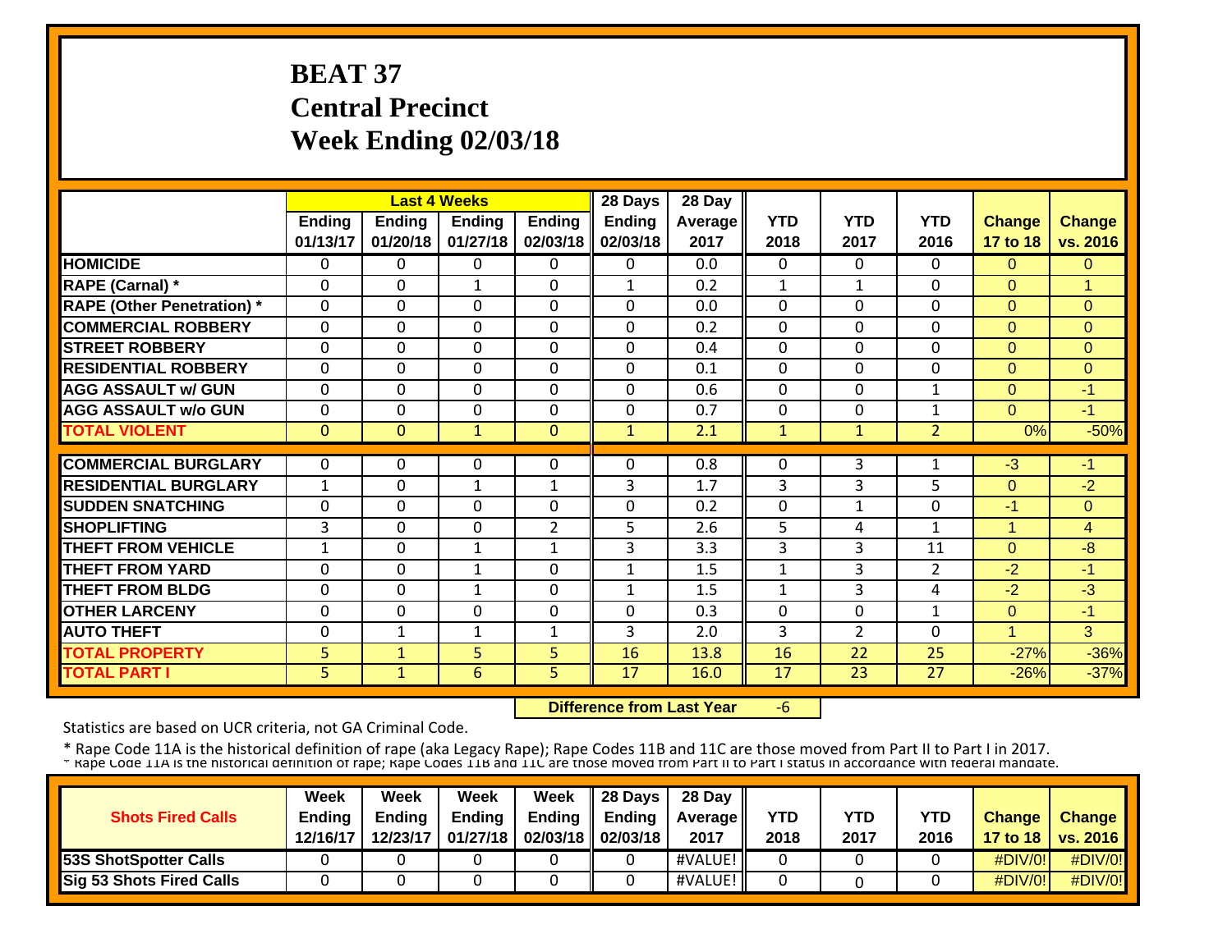# BEAT 37
# Central Precinct
# Week Ending 02/03/18

| | Last 4 Weeks | | | | 28 Days | 28 Day | | | | | |
|---|---|---|---|---|---|---|---|---|---|---|---|
| | Ending 01/13/17 | Ending 01/20/18 | Ending 01/27/18 | Ending 02/03/18 | Ending 02/03/18 | Average 2017 | YTD 2018 | YTD 2017 | YTD 2016 | Change 17 to 18 | Change vs. 2016 |
| HOMICIDE | 0 | 0 | 0 | 0 | 0 | 0.0 | 0 | 0 | 0 | 0 | 0 |
| RAPE (Carnal) * | 0 | 0 | 1 | 0 | 1 | 0.2 | 1 | 1 | 0 | 0 | 1 |
| RAPE (Other Penetration) * | 0 | 0 | 0 | 0 | 0 | 0.0 | 0 | 0 | 0 | 0 | 0 |
| COMMERCIAL ROBBERY | 0 | 0 | 0 | 0 | 0 | 0.2 | 0 | 0 | 0 | 0 | 0 |
| STREET ROBBERY | 0 | 0 | 0 | 0 | 0 | 0.4 | 0 | 0 | 0 | 0 | 0 |
| RESIDENTIAL ROBBERY | 0 | 0 | 0 | 0 | 0 | 0.1 | 0 | 0 | 0 | 0 | 0 |
| AGG ASSAULT w/ GUN | 0 | 0 | 0 | 0 | 0 | 0.6 | 0 | 0 | 1 | 0 | -1 |
| AGG ASSAULT w/o GUN | 0 | 0 | 0 | 0 | 0 | 0.7 | 0 | 0 | 1 | 0 | -1 |
| TOTAL VIOLENT | 0 | 0 | 1 | 0 | 1 | 2.1 | 1 | 1 | 2 | 0% | -50% |
| COMMERCIAL BURGLARY | 0 | 0 | 0 | 0 | 0 | 0.8 | 0 | 3 | 1 | -3 | -1 |
| RESIDENTIAL BURGLARY | 1 | 0 | 1 | 1 | 3 | 1.7 | 3 | 3 | 5 | 0 | -2 |
| SUDDEN SNATCHING | 0 | 0 | 0 | 0 | 0 | 0.2 | 0 | 1 | 0 | -1 | 0 |
| SHOPLIFTING | 3 | 0 | 0 | 2 | 5 | 2.6 | 5 | 4 | 1 | 1 | 4 |
| THEFT FROM VEHICLE | 1 | 0 | 1 | 1 | 3 | 3.3 | 3 | 3 | 11 | 0 | -8 |
| THEFT FROM YARD | 0 | 0 | 1 | 0 | 1 | 1.5 | 1 | 3 | 2 | -2 | -1 |
| THEFT FROM BLDG | 0 | 0 | 1 | 0 | 1 | 1.5 | 1 | 3 | 4 | -2 | -3 |
| OTHER LARCENY | 0 | 0 | 0 | 0 | 0 | 0.3 | 0 | 0 | 1 | 0 | -1 |
| AUTO THEFT | 0 | 1 | 1 | 1 | 3 | 2.0 | 3 | 2 | 0 | 1 | 3 |
| TOTAL PROPERTY | 5 | 1 | 5 | 5 | 16 | 13.8 | 16 | 22 | 25 | -27% | -36% |
| TOTAL PART I | 5 | 1 | 6 | 5 | 17 | 16.0 | 17 | 23 | 27 | -26% | -37% |

**Difference from Last Year** -6

Statistics are based on UCR criteria, not GA Criminal Code.

* Rape Code 11A is the historical definition of rape (aka Legacy Rape); Rape Codes 11B and 11C are those moved from Part II to Part I in 2017.
* Rape Code 11A is the historical definition of rape; Rape Codes 11B and 11C are those moved from Part II to Part I status in accordance with federal mandate.

| Shots Fired Calls | Week Ending 12/16/17 | Week Ending 12/23/17 | Week Ending 01/27/18 | Week Ending 02/03/18 | 28 Days Ending 02/03/18 | 28 Day Average 2017 | YTD 2018 | YTD 2017 | YTD 2016 | Change 17 to 18 | Change vs. 2016 |
|---|---|---|---|---|---|---|---|---|---|---|---|
| 53S ShotSpotter Calls | 0 | 0 | 0 | 0 | 0 | #VALUE! | 0 | 0 | 0 | #DIV/0! | #DIV/0! |
| Sig 53 Shots Fired Calls | 0 | 0 | 0 | 0 | 0 | #VALUE! | 0 | 0 | 0 | #DIV/0! | #DIV/0! |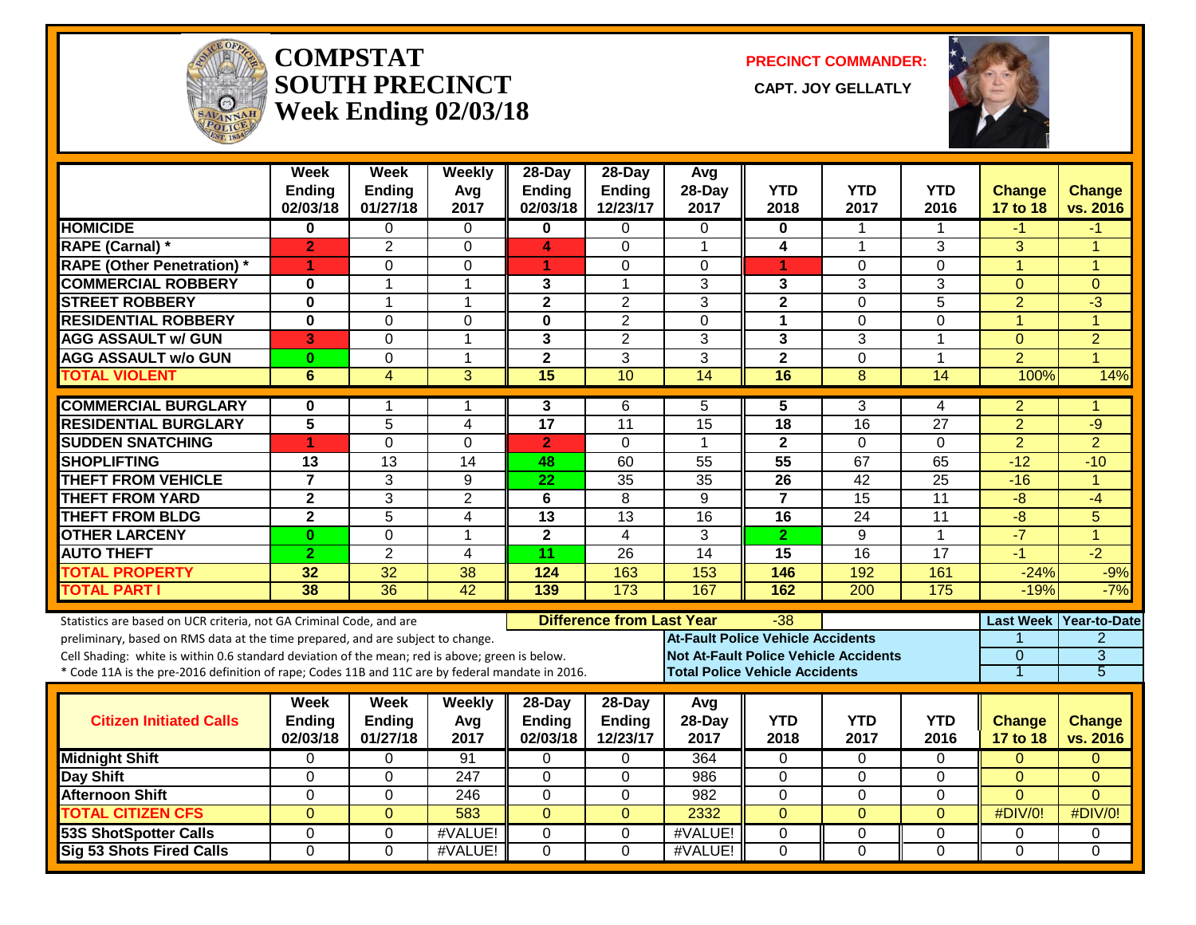# COMPSTAT SOUTH PRECINCT Week Ending 02/03/18

**PRECINCT COMMANDER:**

**CAPT. JOY GELLATLY**

| | Week Ending 02/03/18 | Week Ending 01/27/18 | Weekly Avg 2017 | 28-Day Ending 02/03/18 | 28-Day Ending 12/23/17 | Avg 28-Day 2017 | YTD 2018 | YTD 2017 | YTD 2016 | Change 17 to 18 | Change vs. 2016 |
|---|---|---|---|---|---|---|---|---|---|---|---|
| HOMICIDE | 0 | 0 | 0 | 0 | 0 | 0 | 0 | 1 | 1 | -1 | -1 |
| RAPE (Carnal) * | 2 | 2 | 0 | 4 | 0 | 1 | 4 | 1 | 3 | 3 | 1 |
| RAPE (Other Penetration) * | 1 | 0 | 0 | 1 | 0 | 0 | 1 | 0 | 0 | 1 | 1 |
| COMMERCIAL ROBBERY | 0 | 1 | 1 | 3 | 1 | 3 | 3 | 3 | 3 | 0 | 0 |
| STREET ROBBERY | 0 | 1 | 1 | 2 | 2 | 3 | 2 | 0 | 5 | 2 | -3 |
| RESIDENTIAL ROBBERY | 0 | 0 | 0 | 0 | 2 | 0 | 1 | 0 | 0 | 1 | 1 |
| AGG ASSAULT w/ GUN | 3 | 0 | 1 | 3 | 2 | 3 | 3 | 3 | 1 | 0 | 2 |
| AGG ASSAULT w/o GUN | 0 | 0 | 1 | 2 | 3 | 3 | 2 | 0 | 1 | 2 | 1 |
| TOTAL VIOLENT | 6 | 4 | 3 | 15 | 10 | 14 | 16 | 8 | 14 | 100% | 14% |
| COMMERCIAL BURGLARY | 0 | 1 | 1 | 3 | 6 | 5 | 5 | 3 | 4 | 2 | 1 |
| RESIDENTIAL BURGLARY | 5 | 5 | 4 | 17 | 11 | 15 | 18 | 16 | 27 | 2 | -9 |
| SUDDEN SNATCHING | 1 | 0 | 0 | 2 | 0 | 1 | 2 | 0 | 0 | 2 | 2 |
| SHOPLIFTING | 13 | 13 | 14 | 48 | 60 | 55 | 55 | 67 | 65 | -12 | -10 |
| THEFT FROM VEHICLE | 7 | 3 | 9 | 22 | 35 | 35 | 26 | 42 | 25 | -16 | 1 |
| THEFT FROM YARD | 2 | 3 | 2 | 6 | 8 | 9 | 7 | 15 | 11 | -8 | -4 |
| THEFT FROM BLDG | 2 | 5 | 4 | 13 | 13 | 16 | 16 | 24 | 11 | -8 | 5 |
| OTHER LARCENY | 0 | 0 | 1 | 2 | 4 | 3 | 2 | 9 | 1 | -7 | 1 |
| AUTO THEFT | 2 | 2 | 4 | 11 | 26 | 14 | 15 | 16 | 17 | -1 | -2 |
| TOTAL PROPERTY | 32 | 32 | 38 | 124 | 163 | 153 | 146 | 192 | 161 | -24% | -9% |
| TOTAL PART I | 38 | 36 | 42 | 139 | 173 | 167 | 162 | 200 | 175 | -19% | -7% |

Statistics are based on UCR criteria, not GA Criminal Code, and are preliminary, based on RMS data at the time prepared, and are subject to change.

Cell Shading: white is within 0.6 standard deviation of the mean; red is above; green is below.

* Code 11A is the pre-2016 definition of rape; Codes 11B and 11C are by federal mandate in 2016.

**Difference from Last Year:** -38

| | Last Week | Year-to-Date |
|---|---|---|
| At-Fault Police Vehicle Accidents | 1 | 2 |
| Not At-Fault Police Vehicle Accidents | 0 | 3 |
| Total Police Vehicle Accidents | 1 | 5 |

| Citizen Initiated Calls | Week Ending 02/03/18 | Week Ending 01/27/18 | Weekly Avg 2017 | 28-Day Ending 02/03/18 | 28-Day Ending 12/23/17 | Avg 28-Day 2017 | YTD 2018 | YTD 2017 | YTD 2016 | Change 17 to 18 | Change vs. 2016 |
|---|---|---|---|---|---|---|---|---|---|---|---|
| Midnight Shift | 0 | 0 | 91 | 0 | 0 | 364 | 0 | 0 | 0 | 0 | 0 |
| Day Shift | 0 | 0 | 247 | 0 | 0 | 986 | 0 | 0 | 0 | 0 | 0 |
| Afternoon Shift | 0 | 0 | 246 | 0 | 0 | 982 | 0 | 0 | 0 | 0 | 0 |
| TOTAL CITIZEN CFS | 0 | 0 | 583 | 0 | 0 | 2332 | 0 | 0 | 0 | #DIV/0! | #DIV/0! |
| 53S ShotSpotter Calls | 0 | 0 | #VALUE! | 0 | 0 | #VALUE! | 0 | 0 | 0 | 0 | 0 |
| Sig 53 Shots Fired Calls | 0 | 0 | #VALUE! | 0 | 0 | #VALUE! | 0 | 0 | 0 | 0 | 0 |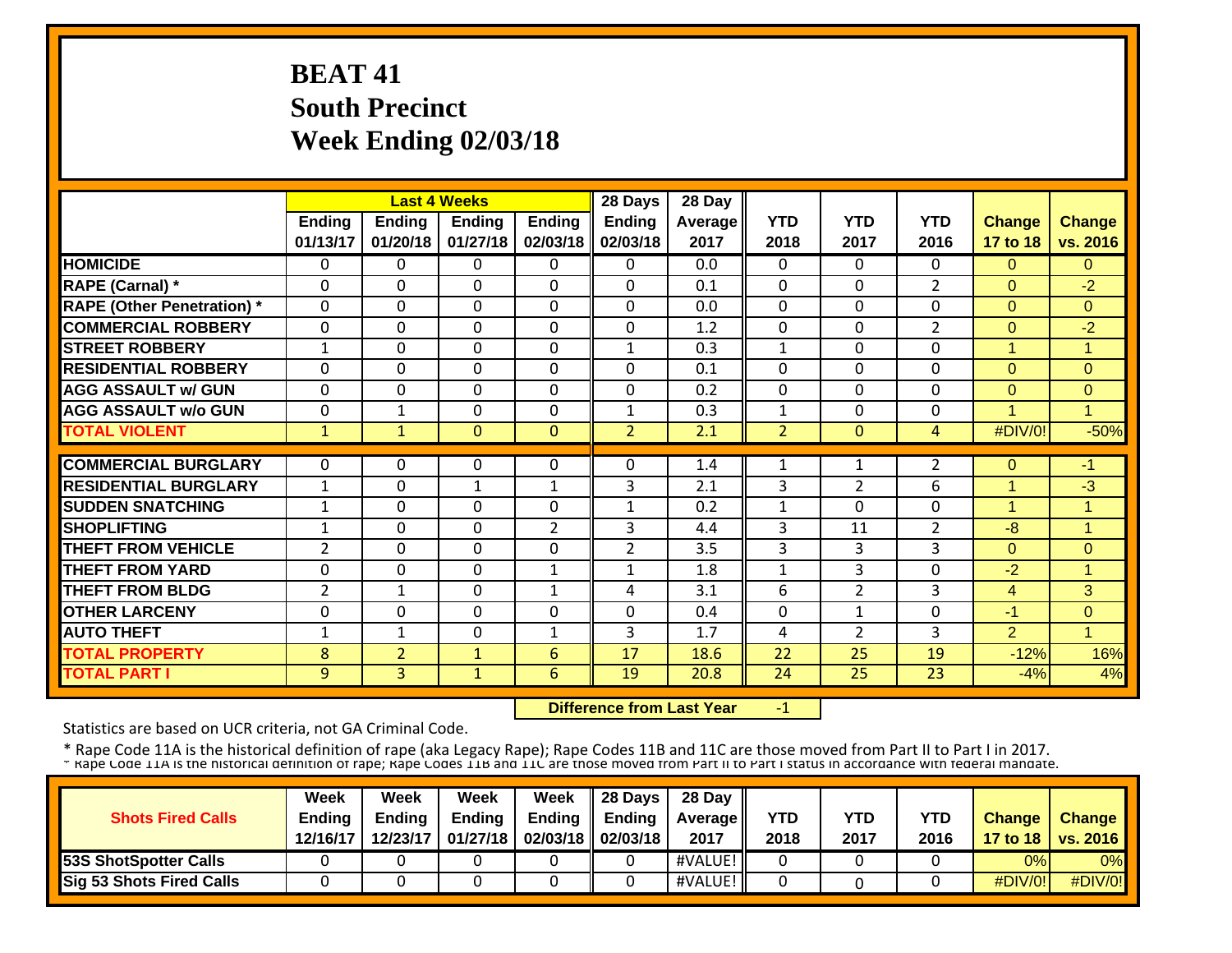# BEAT 41
## South Precinct
## Week Ending 02/03/18

| | Last 4 Weeks | | | | 28 Days | 28 Day | | | | | |
|---|---|---|---|---|---|---|---|---|---|---|---|
| | Ending 01/13/17 | Ending 01/20/18 | Ending 01/27/18 | Ending 02/03/18 | Ending 02/03/18 | Average 2017 | YTD 2018 | YTD 2017 | YTD 2016 | Change 17 to 18 | Change vs. 2016 |
| HOMICIDE | 0 | 0 | 0 | 0 | 0 | 0.0 | 0 | 0 | 0 | 0 | 0 |
| RAPE (Carnal) * | 0 | 0 | 0 | 0 | 0 | 0.1 | 0 | 0 | 2 | 0 | -2 |
| RAPE (Other Penetration) * | 0 | 0 | 0 | 0 | 0 | 0.0 | 0 | 0 | 0 | 0 | 0 |
| COMMERCIAL ROBBERY | 0 | 0 | 0 | 0 | 0 | 1.2 | 0 | 0 | 2 | 0 | -2 |
| STREET ROBBERY | 1 | 0 | 0 | 0 | 1 | 0.3 | 1 | 0 | 0 | 1 | 1 |
| RESIDENTIAL ROBBERY | 0 | 0 | 0 | 0 | 0 | 0.1 | 0 | 0 | 0 | 0 | 0 |
| AGG ASSAULT w/ GUN | 0 | 0 | 0 | 0 | 0 | 0.2 | 0 | 0 | 0 | 0 | 0 |
| AGG ASSAULT w/o GUN | 0 | 1 | 0 | 0 | 1 | 0.3 | 1 | 0 | 0 | 1 | 1 |
| TOTAL VIOLENT | 1 | 1 | 0 | 0 | 2 | 2.1 | 2 | 0 | 4 | #DIV/0! | -50% |
| COMMERCIAL BURGLARY | 0 | 0 | 0 | 0 | 0 | 1.4 | 1 | 1 | 2 | 0 | -1 |
| RESIDENTIAL BURGLARY | 1 | 0 | 1 | 1 | 3 | 2.1 | 3 | 2 | 6 | 1 | -3 |
| SUDDEN SNATCHING | 1 | 0 | 0 | 0 | 1 | 0.2 | 1 | 0 | 0 | 1 | 1 |
| SHOPLIFTING | 1 | 0 | 0 | 2 | 3 | 4.4 | 3 | 11 | 2 | -8 | 1 |
| THEFT FROM VEHICLE | 2 | 0 | 0 | 0 | 2 | 3.5 | 3 | 3 | 3 | 0 | 0 |
| THEFT FROM YARD | 0 | 0 | 0 | 1 | 1 | 1.8 | 1 | 3 | 0 | -2 | 1 |
| THEFT FROM BLDG | 2 | 1 | 0 | 1 | 4 | 3.1 | 6 | 2 | 3 | 4 | 3 |
| OTHER LARCENY | 0 | 0 | 0 | 0 | 0 | 0.4 | 0 | 1 | 0 | -1 | 0 |
| AUTO THEFT | 1 | 1 | 0 | 1 | 3 | 1.7 | 4 | 2 | 3 | 2 | 1 |
| TOTAL PROPERTY | 8 | 2 | 1 | 6 | 17 | 18.6 | 22 | 25 | 19 | -12% | 16% |
| TOTAL PART I | 9 | 3 | 1 | 6 | 19 | 20.8 | 24 | 25 | 23 | -4% | 4% |

**Difference from Last Year** -1

Statistics are based on UCR criteria, not GA Criminal Code.

* Rape Code 11A is the historical definition of rape (aka Legacy Rape); Rape Codes 11B and 11C are those moved from Part II to Part I in 2017.
* Rape Code 11A is the historical definition of rape; Rape Codes 11B and 11C are those moved from Part II to Part I status in accordance with federal mandate.

| Shots Fired Calls | Week Ending 12/16/17 | Week Ending 12/23/17 | Week Ending 01/27/18 | Week Ending 02/03/18 | 28 Days Ending 02/03/18 | 28 Day Average 2017 | YTD 2018 | YTD 2017 | YTD 2016 | Change 17 to 18 | Change vs. 2016 |
|---|---|---|---|---|---|---|---|---|---|---|---|
| 53S ShotSpotter Calls | 0 | 0 | 0 | 0 | 0 | #VALUE! | 0 | 0 | 0 | 0% | 0% |
| Sig 53 Shots Fired Calls | 0 | 0 | 0 | 0 | 0 | #VALUE! | 0 | 0 | 0 | #DIV/0! | #DIV/0! |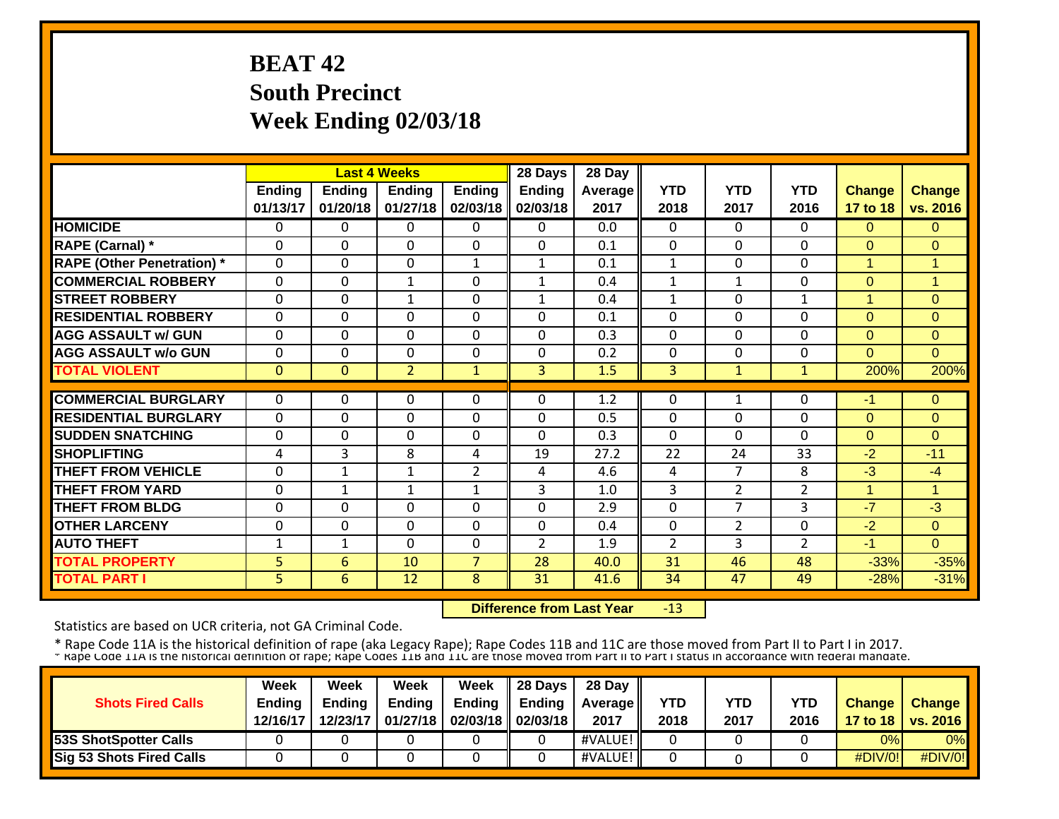# BEAT 42
# South Precinct
# Week Ending 02/03/18

| | Last 4 Weeks | | | | 28 Days | 28 Day | | | | | |
|---|---|---|---|---|---|---|---|---|---|---|---|
| | Ending 01/13/17 | Ending 01/20/18 | Ending 01/27/18 | Ending 02/03/18 | Ending 02/03/18 | Average 2017 | YTD 2018 | YTD 2017 | YTD 2016 | Change 17 to 18 | Change vs. 2016 |
| HOMICIDE | 0 | 0 | 0 | 0 | 0 | 0.0 | 0 | 0 | 0 | 0 | 0 |
| RAPE (Carnal) * | 0 | 0 | 0 | 0 | 0 | 0.1 | 0 | 0 | 0 | 0 | 0 |
| RAPE (Other Penetration) * | 0 | 0 | 0 | 1 | 1 | 0.1 | 1 | 0 | 0 | 1 | 1 |
| COMMERCIAL ROBBERY | 0 | 0 | 1 | 0 | 1 | 0.4 | 1 | 1 | 0 | 0 | 1 |
| STREET ROBBERY | 0 | 0 | 1 | 0 | 1 | 0.4 | 1 | 0 | 1 | 1 | 0 |
| RESIDENTIAL ROBBERY | 0 | 0 | 0 | 0 | 0 | 0.1 | 0 | 0 | 0 | 0 | 0 |
| AGG ASSAULT w/ GUN | 0 | 0 | 0 | 0 | 0 | 0.3 | 0 | 0 | 0 | 0 | 0 |
| AGG ASSAULT w/o GUN | 0 | 0 | 0 | 0 | 0 | 0.2 | 0 | 0 | 0 | 0 | 0 |
| TOTAL VIOLENT | 0 | 0 | 2 | 1 | 3 | 1.5 | 3 | 1 | 1 | 200% | 200% |
| COMMERCIAL BURGLARY | 0 | 0 | 0 | 0 | 0 | 1.2 | 0 | 1 | 0 | -1 | 0 |
| RESIDENTIAL BURGLARY | 0 | 0 | 0 | 0 | 0 | 0.5 | 0 | 0 | 0 | 0 | 0 |
| SUDDEN SNATCHING | 0 | 0 | 0 | 0 | 0 | 0.3 | 0 | 0 | 0 | 0 | 0 |
| SHOPLIFTING | 4 | 3 | 8 | 4 | 19 | 27.2 | 22 | 24 | 33 | -2 | -11 |
| THEFT FROM VEHICLE | 0 | 1 | 1 | 2 | 4 | 4.6 | 4 | 7 | 8 | -3 | -4 |
| THEFT FROM YARD | 0 | 1 | 1 | 1 | 3 | 1.0 | 3 | 2 | 2 | 1 | 1 |
| THEFT FROM BLDG | 0 | 0 | 0 | 0 | 0 | 2.9 | 0 | 7 | 3 | -7 | -3 |
| OTHER LARCENY | 0 | 0 | 0 | 0 | 0 | 0.4 | 0 | 2 | 0 | -2 | 0 |
| AUTO THEFT | 1 | 1 | 0 | 0 | 2 | 1.9 | 2 | 3 | 2 | -1 | 0 |
| TOTAL PROPERTY | 5 | 6 | 10 | 7 | 28 | 40.0 | 31 | 46 | 48 | -33% | -35% |
| TOTAL PART I | 5 | 6 | 12 | 8 | 31 | 41.6 | 34 | 47 | 49 | -28% | -31% |

**Difference from Last Year** -13

Statistics are based on UCR criteria, not GA Criminal Code.

* Rape Code 11A is the historical definition of rape (aka Legacy Rape); Rape Codes 11B and 11C are those moved from Part II to Part I in 2017.
* Rape Code 11A is the historical definition of rape; Rape Codes 11B and 11C are those moved from Part II to Part I status in accordance with federal mandate.

| Shots Fired Calls | Week Ending 12/16/17 | Week Ending 12/23/17 | Week Ending 01/27/18 | Week Ending 02/03/18 | 28 Days Ending 02/03/18 | 28 Day Average 2017 | YTD 2018 | YTD 2017 | YTD 2016 | Change 17 to 18 | Change vs. 2016 |
|---|---|---|---|---|---|---|---|---|---|---|---|
| 53S ShotSpotter Calls | 0 | 0 | 0 | 0 | 0 | #VALUE! | 0 | 0 | 0 | 0% | 0% |
| Sig 53 Shots Fired Calls | 0 | 0 | 0 | 0 | 0 | #VALUE! | 0 | 0 | 0 | #DIV/0! | #DIV/0! |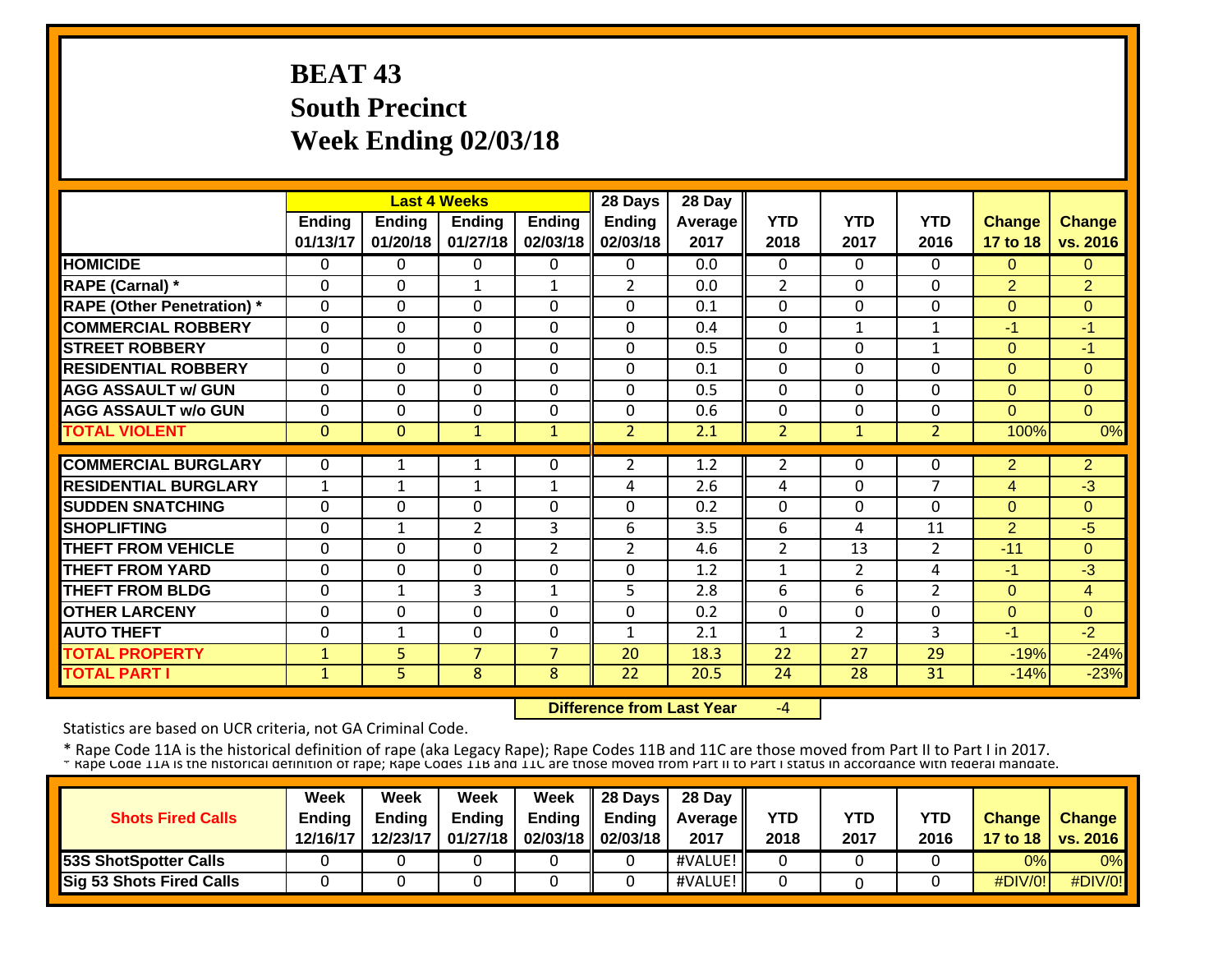# BEAT 43
## South Precinct
## Week Ending 02/03/18

| | Last 4 Weeks | | | | 28 Days | 28 Day | | | | | |
|---|---|---|---|---|---|---|---|---|---|---|---|
| | Ending 01/13/17 | Ending 01/20/18 | Ending 01/27/18 | Ending 02/03/18 | Ending 02/03/18 | Average 2017 | YTD 2018 | YTD 2017 | YTD 2016 | Change 17 to 18 | Change vs. 2016 |
| HOMICIDE | 0 | 0 | 0 | 0 | 0 | 0.0 | 0 | 0 | 0 | 0 | 0 |
| RAPE (Carnal) * | 0 | 0 | 1 | 1 | 2 | 0.0 | 2 | 0 | 0 | 2 | 2 |
| RAPE (Other Penetration) * | 0 | 0 | 0 | 0 | 0 | 0.1 | 0 | 0 | 0 | 0 | 0 |
| COMMERCIAL ROBBERY | 0 | 0 | 0 | 0 | 0 | 0.4 | 0 | 1 | 1 | -1 | -1 |
| STREET ROBBERY | 0 | 0 | 0 | 0 | 0 | 0.5 | 0 | 0 | 1 | 0 | -1 |
| RESIDENTIAL ROBBERY | 0 | 0 | 0 | 0 | 0 | 0.1 | 0 | 0 | 0 | 0 | 0 |
| AGG ASSAULT w/ GUN | 0 | 0 | 0 | 0 | 0 | 0.5 | 0 | 0 | 0 | 0 | 0 |
| AGG ASSAULT w/o GUN | 0 | 0 | 0 | 0 | 0 | 0.6 | 0 | 0 | 0 | 0 | 0 |
| TOTAL VIOLENT | 0 | 0 | 1 | 1 | 2 | 2.1 | 2 | 1 | 2 | 100% | 0% |
| COMMERCIAL BURGLARY | 0 | 1 | 1 | 0 | 2 | 1.2 | 2 | 0 | 0 | 2 | 2 |
| RESIDENTIAL BURGLARY | 1 | 1 | 1 | 1 | 4 | 2.6 | 4 | 0 | 7 | 4 | -3 |
| SUDDEN SNATCHING | 0 | 0 | 0 | 0 | 0 | 0.2 | 0 | 0 | 0 | 0 | 0 |
| SHOPLIFTING | 0 | 1 | 2 | 3 | 6 | 3.5 | 6 | 4 | 11 | 2 | -5 |
| THEFT FROM VEHICLE | 0 | 0 | 0 | 2 | 2 | 4.6 | 2 | 13 | 2 | -11 | 0 |
| THEFT FROM YARD | 0 | 0 | 0 | 0 | 0 | 1.2 | 1 | 2 | 4 | -1 | -3 |
| THEFT FROM BLDG | 0 | 1 | 3 | 1 | 5 | 2.8 | 6 | 6 | 2 | 0 | 4 |
| OTHER LARCENY | 0 | 0 | 0 | 0 | 0 | 0.2 | 0 | 0 | 0 | 0 | 0 |
| AUTO THEFT | 0 | 1 | 0 | 0 | 1 | 2.1 | 1 | 2 | 3 | -1 | -2 |
| TOTAL PROPERTY | 1 | 5 | 7 | 7 | 20 | 18.3 | 22 | 27 | 29 | -19% | -24% |
| TOTAL PART I | 1 | 5 | 8 | 8 | 22 | 20.5 | 24 | 28 | 31 | -14% | -23% |

**Difference from Last Year** -4

Statistics are based on UCR criteria, not GA Criminal Code.

\* Rape Code 11A is the historical definition of rape (aka Legacy Rape); Rape Codes 11B and 11C are those moved from Part II to Part I in 2017.

\* Rape Code 11A is the historical definition of rape; Rape Codes 11B and 11C are those moved from Part II to Part I status in accordance with federal mandate.

| Shots Fired Calls | Week Ending 12/16/17 | Week Ending 12/23/17 | Week Ending 01/27/18 | Week Ending 02/03/18 | 28 Days Ending 02/03/18 | 28 Day Average 2017 | YTD 2018 | YTD 2017 | YTD 2016 | Change 17 to 18 | Change vs. 2016 |
|---|---|---|---|---|---|---|---|---|---|---|---|
| 53S ShotSpotter Calls | 0 | 0 | 0 | 0 | 0 | #VALUE! | 0 | 0 | 0 | 0% | 0% |
| Sig 53 Shots Fired Calls | 0 | 0 | 0 | 0 | 0 | #VALUE! | 0 | 0 | 0 | #DIV/0! | #DIV/0! |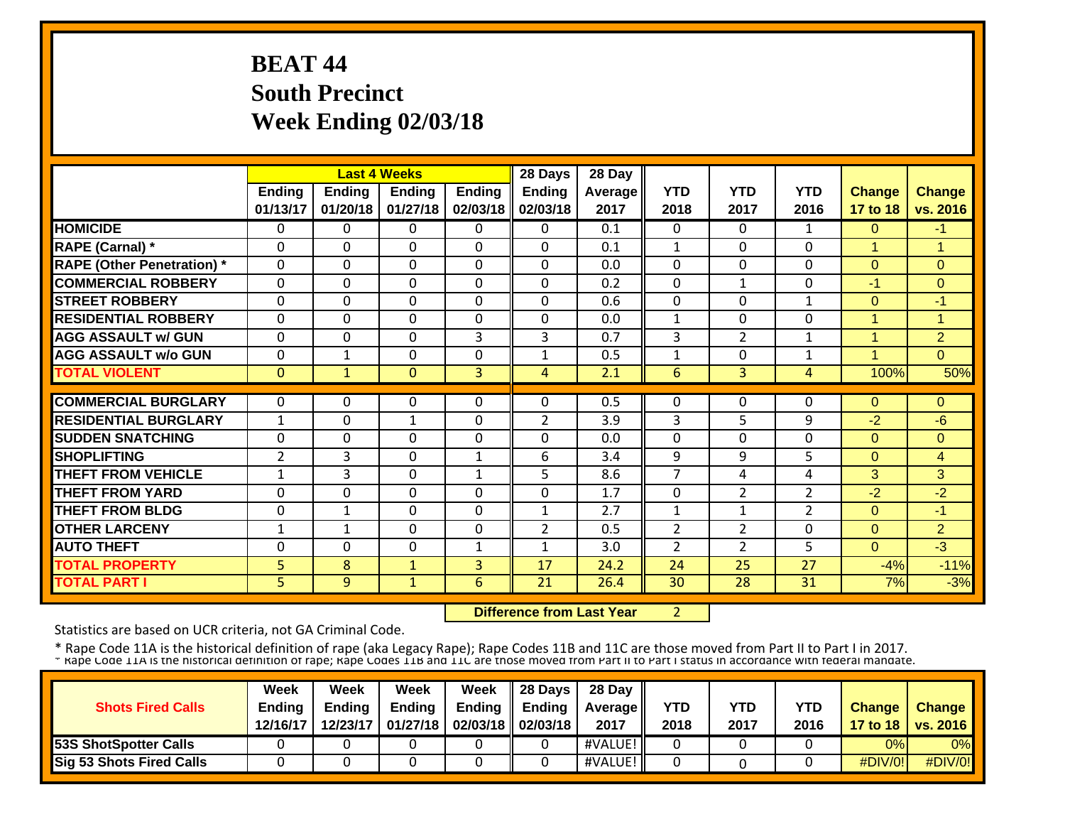# BEAT 44
## South Precinct
## Week Ending 02/03/18

| | Last 4 Weeks | | | | 28 Days | 28 Day | | | | | |
|---|---|---|---|---|---|---|---|---|---|---|---|
| | Ending 01/13/17 | Ending 01/20/18 | Ending 01/27/18 | Ending 02/03/18 | Ending 02/03/18 | Average 2017 | YTD 2018 | YTD 2017 | YTD 2016 | Change 17 to 18 | Change vs. 2016 |
| HOMICIDE | 0 | 0 | 0 | 0 | 0 | 0.1 | 0 | 0 | 1 | 0 | -1 |
| RAPE (Carnal) * | 0 | 0 | 0 | 0 | 0 | 0.1 | 1 | 0 | 0 | 1 | 1 |
| RAPE (Other Penetration) * | 0 | 0 | 0 | 0 | 0 | 0.0 | 0 | 0 | 0 | 0 | 0 |
| COMMERCIAL ROBBERY | 0 | 0 | 0 | 0 | 0 | 0.2 | 0 | 1 | 0 | -1 | 0 |
| STREET ROBBERY | 0 | 0 | 0 | 0 | 0 | 0.6 | 0 | 0 | 1 | 0 | -1 |
| RESIDENTIAL ROBBERY | 0 | 0 | 0 | 0 | 0 | 0.0 | 1 | 0 | 0 | 1 | 1 |
| AGG ASSAULT w/ GUN | 0 | 0 | 0 | 3 | 3 | 0.7 | 3 | 2 | 1 | 1 | 2 |
| AGG ASSAULT w/o GUN | 0 | 1 | 0 | 0 | 1 | 0.5 | 1 | 0 | 1 | 1 | 0 |
| TOTAL VIOLENT | 0 | 1 | 0 | 3 | 4 | 2.1 | 6 | 3 | 4 | 100% | 50% |
| COMMERCIAL BURGLARY | 0 | 0 | 0 | 0 | 0 | 0.5 | 0 | 0 | 0 | 0 | 0 |
| RESIDENTIAL BURGLARY | 1 | 0 | 1 | 0 | 2 | 3.9 | 3 | 5 | 9 | -2 | -6 |
| SUDDEN SNATCHING | 0 | 0 | 0 | 0 | 0 | 0.0 | 0 | 0 | 0 | 0 | 0 |
| SHOPLIFTING | 2 | 3 | 0 | 1 | 6 | 3.4 | 9 | 9 | 5 | 0 | 4 |
| THEFT FROM VEHICLE | 1 | 3 | 0 | 1 | 5 | 8.6 | 7 | 4 | 4 | 3 | 3 |
| THEFT FROM YARD | 0 | 0 | 0 | 0 | 0 | 1.7 | 0 | 2 | 2 | -2 | -2 |
| THEFT FROM BLDG | 0 | 1 | 0 | 0 | 1 | 2.7 | 1 | 1 | 2 | 0 | -1 |
| OTHER LARCENY | 1 | 1 | 0 | 0 | 2 | 0.5 | 2 | 2 | 0 | 0 | 2 |
| AUTO THEFT | 0 | 0 | 0 | 1 | 1 | 3.0 | 2 | 2 | 5 | 0 | -3 |
| TOTAL PROPERTY | 5 | 8 | 1 | 3 | 17 | 24.2 | 24 | 25 | 27 | -4% | -11% |
| TOTAL PART I | 5 | 9 | 1 | 6 | 21 | 26.4 | 30 | 28 | 31 | 7% | -3% |

**Difference from Last Year** 2

Statistics are based on UCR criteria, not GA Criminal Code.

* Rape Code 11A is the historical definition of rape (aka Legacy Rape); Rape Codes 11B and 11C are those moved from Part II to Part I in 2017.
* Rape Code 11A is the historical definition of rape; Rape Codes 11B and 11C are those moved from Part II to Part I status in accordance with federal mandate.

| Shots Fired Calls | Week Ending 12/16/17 | Week Ending 12/23/17 | Week Ending 01/27/18 | Week Ending 02/03/18 | 28 Days Ending 02/03/18 | 28 Day Average 2017 | YTD 2018 | YTD 2017 | YTD 2016 | Change 17 to 18 | Change vs. 2016 |
|---|---|---|---|---|---|---|---|---|---|---|---|
| 53S ShotSpotter Calls | 0 | 0 | 0 | 0 | 0 | #VALUE! | 0 | 0 | 0 | 0% | 0% |
| Sig 53 Shots Fired Calls | 0 | 0 | 0 | 0 | 0 | #VALUE! | 0 | 0 | 0 | #DIV/0! | #DIV/0! |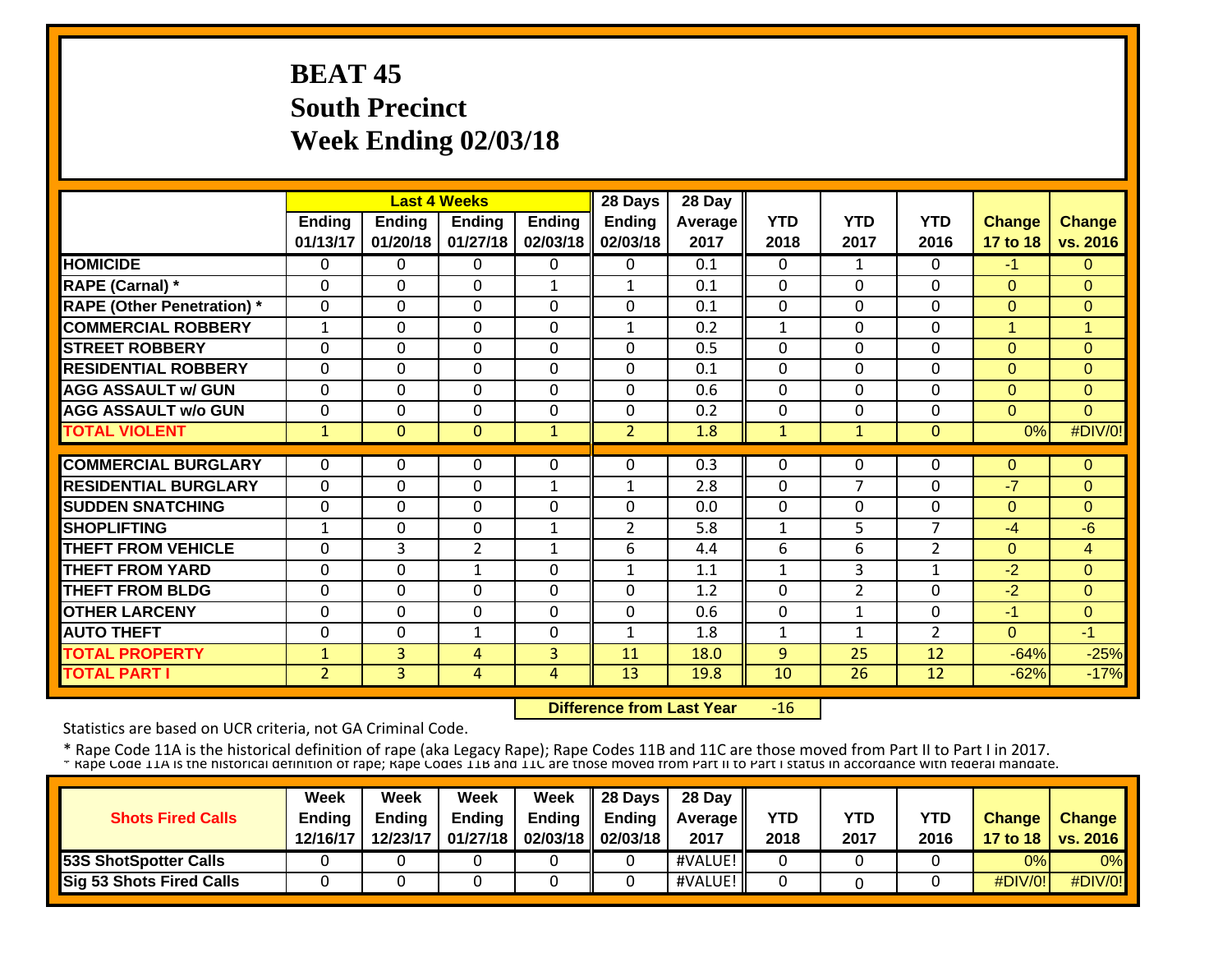# BEAT 45
# South Precinct
# Week Ending 02/03/18

| | Last 4 Weeks | | | | 28 Days | 28 Day | | | | | |
|---|---|---|---|---|---|---|---|---|---|---|---|
| | Ending 01/13/17 | Ending 01/20/18 | Ending 01/27/18 | Ending 02/03/18 | Ending 02/03/18 | Average 2017 | YTD 2018 | YTD 2017 | YTD 2016 | Change 17 to 18 | Change vs. 2016 |
| HOMICIDE | 0 | 0 | 0 | 0 | 0 | 0.1 | 0 | 1 | 0 | -1 | 0 |
| RAPE (Carnal) * | 0 | 0 | 0 | 1 | 1 | 0.1 | 0 | 0 | 0 | 0 | 0 |
| RAPE (Other Penetration) * | 0 | 0 | 0 | 0 | 0 | 0.1 | 0 | 0 | 0 | 0 | 0 |
| COMMERCIAL ROBBERY | 1 | 0 | 0 | 0 | 1 | 0.2 | 1 | 0 | 0 | 1 | 1 |
| STREET ROBBERY | 0 | 0 | 0 | 0 | 0 | 0.5 | 0 | 0 | 0 | 0 | 0 |
| RESIDENTIAL ROBBERY | 0 | 0 | 0 | 0 | 0 | 0.1 | 0 | 0 | 0 | 0 | 0 |
| AGG ASSAULT w/ GUN | 0 | 0 | 0 | 0 | 0 | 0.6 | 0 | 0 | 0 | 0 | 0 |
| AGG ASSAULT w/o GUN | 0 | 0 | 0 | 0 | 0 | 0.2 | 0 | 0 | 0 | 0 | 0 |
| TOTAL VIOLENT | 1 | 0 | 0 | 1 | 2 | 1.8 | 1 | 1 | 0 | 0% | #DIV/0! |
| COMMERCIAL BURGLARY | 0 | 0 | 0 | 0 | 0 | 0.3 | 0 | 0 | 0 | 0 | 0 |
| RESIDENTIAL BURGLARY | 0 | 0 | 0 | 1 | 1 | 2.8 | 0 | 7 | 0 | -7 | 0 |
| SUDDEN SNATCHING | 0 | 0 | 0 | 0 | 0 | 0.0 | 0 | 0 | 0 | 0 | 0 |
| SHOPLIFTING | 1 | 0 | 0 | 1 | 2 | 5.8 | 1 | 5 | 7 | -4 | -6 |
| THEFT FROM VEHICLE | 0 | 3 | 2 | 1 | 6 | 4.4 | 6 | 6 | 2 | 0 | 4 |
| THEFT FROM YARD | 0 | 0 | 1 | 0 | 1 | 1.1 | 1 | 3 | 1 | -2 | 0 |
| THEFT FROM BLDG | 0 | 0 | 0 | 0 | 0 | 1.2 | 0 | 2 | 0 | -2 | 0 |
| OTHER LARCENY | 0 | 0 | 0 | 0 | 0 | 0.6 | 0 | 1 | 0 | -1 | 0 |
| AUTO THEFT | 0 | 0 | 1 | 0 | 1 | 1.8 | 1 | 1 | 2 | 0 | -1 |
| TOTAL PROPERTY | 1 | 3 | 4 | 3 | 11 | 18.0 | 9 | 25 | 12 | -64% | -25% |
| TOTAL PART I | 2 | 3 | 4 | 4 | 13 | 19.8 | 10 | 26 | 12 | -62% | -17% |

**Difference from Last Year** -16

Statistics are based on UCR criteria, not GA Criminal Code.

* Rape Code 11A is the historical definition of rape (aka Legacy Rape); Rape Codes 11B and 11C are those moved from Part II to Part I in 2017.
* Rape Code 11A is the historical definition of rape; Rape Codes 11B and 11C are those moved from Part II to Part I status in accordance with federal mandate.

| Shots Fired Calls | Week Ending 12/16/17 | Week Ending 12/23/17 | Week Ending 01/27/18 | Week Ending 02/03/18 | 28 Days Ending 02/03/18 | 28 Day Average 2017 | YTD 2018 | YTD 2017 | YTD 2016 | Change 17 to 18 | Change vs. 2016 |
|---|---|---|---|---|---|---|---|---|---|---|---|
| 53S ShotSpotter Calls | 0 | 0 | 0 | 0 | 0 | #VALUE! | 0 | 0 | 0 | 0% | 0% |
| Sig 53 Shots Fired Calls | 0 | 0 | 0 | 0 | 0 | #VALUE! | 0 | 0 | 0 | #DIV/0! | #DIV/0! |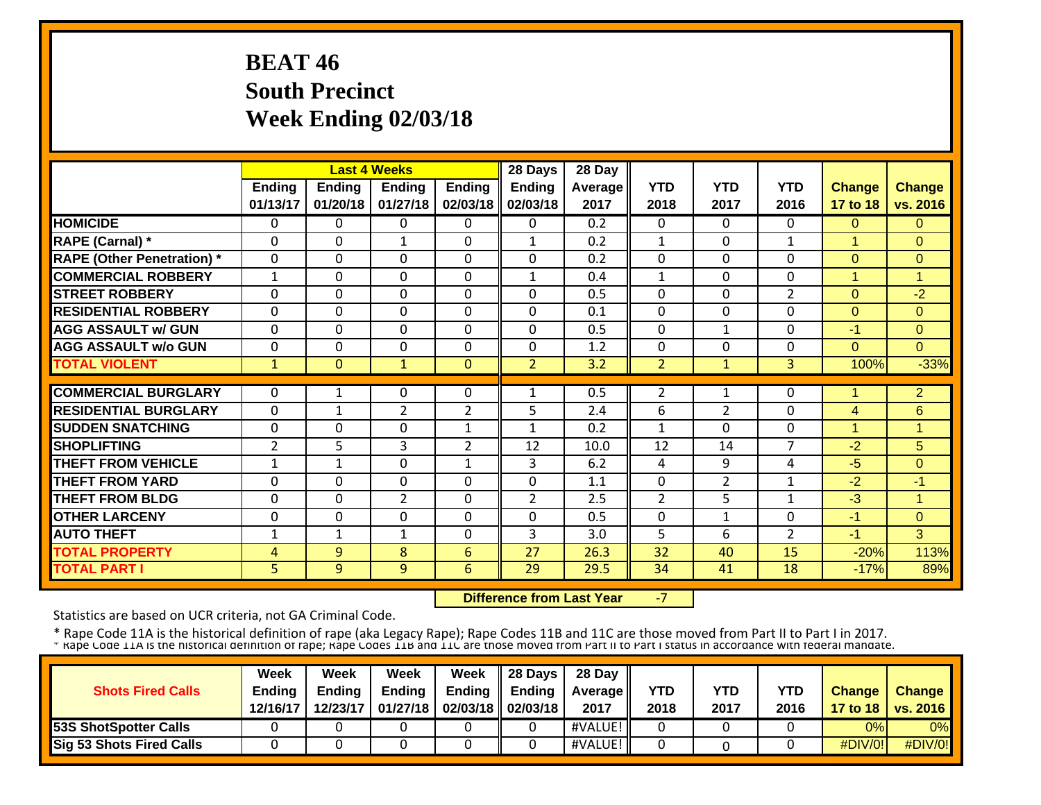# BEAT 46
## South Precinct
## Week Ending 02/03/18

| | Last 4 Weeks | | | | 28 Days | 28 Day | | | | | |
|---|---|---|---|---|---|---|---|---|---|---|---|
| | Ending 01/13/17 | Ending 01/20/18 | Ending 01/27/18 | Ending 02/03/18 | Ending 02/03/18 | Average 2017 | YTD 2018 | YTD 2017 | YTD 2016 | Change 17 to 18 | Change vs. 2016 |
| HOMICIDE | 0 | 0 | 0 | 0 | 0 | 0.2 | 0 | 0 | 0 | 0 | 0 |
| RAPE (Carnal) * | 0 | 0 | 1 | 0 | 1 | 0.2 | 1 | 0 | 1 | 1 | 0 |
| RAPE (Other Penetration) * | 0 | 0 | 0 | 0 | 0 | 0.2 | 0 | 0 | 0 | 0 | 0 |
| COMMERCIAL ROBBERY | 1 | 0 | 0 | 0 | 1 | 0.4 | 1 | 0 | 0 | 1 | 1 |
| STREET ROBBERY | 0 | 0 | 0 | 0 | 0 | 0.5 | 0 | 0 | 2 | 0 | -2 |
| RESIDENTIAL ROBBERY | 0 | 0 | 0 | 0 | 0 | 0.1 | 0 | 0 | 0 | 0 | 0 |
| AGG ASSAULT w/ GUN | 0 | 0 | 0 | 0 | 0 | 0.5 | 0 | 1 | 0 | -1 | 0 |
| AGG ASSAULT w/o GUN | 0 | 0 | 0 | 0 | 0 | 1.2 | 0 | 0 | 0 | 0 | 0 |
| TOTAL VIOLENT | 1 | 0 | 1 | 0 | 2 | 3.2 | 2 | 1 | 3 | 100% | -33% |
| COMMERCIAL BURGLARY | 0 | 1 | 0 | 0 | 1 | 0.5 | 2 | 1 | 0 | 1 | 2 |
| RESIDENTIAL BURGLARY | 0 | 1 | 2 | 2 | 5 | 2.4 | 6 | 2 | 0 | 4 | 6 |
| SUDDEN SNATCHING | 0 | 0 | 0 | 1 | 1 | 0.2 | 1 | 0 | 0 | 1 | 1 |
| SHOPLIFTING | 2 | 5 | 3 | 2 | 12 | 10.0 | 12 | 14 | 7 | -2 | 5 |
| THEFT FROM VEHICLE | 1 | 1 | 0 | 1 | 3 | 6.2 | 4 | 9 | 4 | -5 | 0 |
| THEFT FROM YARD | 0 | 0 | 0 | 0 | 0 | 1.1 | 0 | 2 | 1 | -2 | -1 |
| THEFT FROM BLDG | 0 | 0 | 2 | 0 | 2 | 2.5 | 2 | 5 | 1 | -3 | 1 |
| OTHER LARCENY | 0 | 0 | 0 | 0 | 0 | 0.5 | 0 | 1 | 0 | -1 | 0 |
| AUTO THEFT | 1 | 1 | 1 | 0 | 3 | 3.0 | 5 | 6 | 2 | -1 | 3 |
| TOTAL PROPERTY | 4 | 9 | 8 | 6 | 27 | 26.3 | 32 | 40 | 15 | -20% | 113% |
| TOTAL PART I | 5 | 9 | 9 | 6 | 29 | 29.5 | 34 | 41 | 18 | -17% | 89% |

**Difference from Last Year** -7

Statistics are based on UCR criteria, not GA Criminal Code.

* Rape Code 11A is the historical definition of rape (aka Legacy Rape); Rape Codes 11B and 11C are those moved from Part II to Part I in 2017.

* Rape Code 11A is the historical definition of rape; Rape Codes 11B and 11C are those moved from Part II to Part I status in accordance with federal mandate.

| Shots Fired Calls | Week Ending 12/16/17 | Week Ending 12/23/17 | Week Ending 01/27/18 | Week Ending 02/03/18 | 28 Days Ending 02/03/18 | 28 Day Average 2017 | YTD 2018 | YTD 2017 | YTD 2016 | Change 17 to 18 | Change vs. 2016 |
|---|---|---|---|---|---|---|---|---|---|---|---|
| 53S ShotSpotter Calls | 0 | 0 | 0 | 0 | 0 | #VALUE! | 0 | 0 | 0 | 0% | 0% |
| Sig 53 Shots Fired Calls | 0 | 0 | 0 | 0 | 0 | #VALUE! | 0 | 0 | 0 | #DIV/0! | #DIV/0! |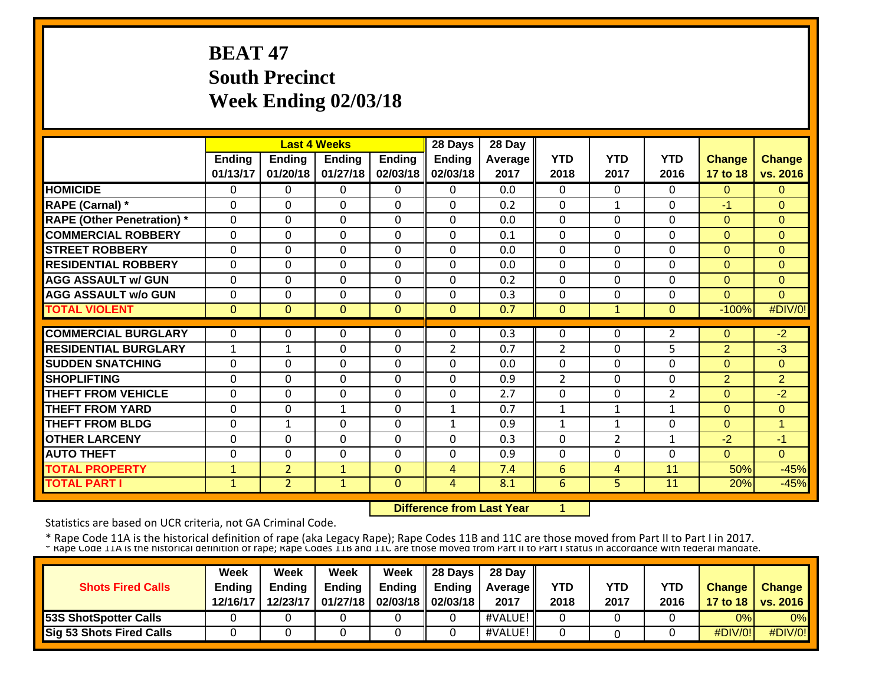# BEAT 47
## South Precinct
## Week Ending 02/03/18

| | Last 4 Weeks | | | | 28 Days | 28 Day | | | | | |
|---|---|---|---|---|---|---|---|---|---|---|---|
| | Ending 01/13/17 | Ending 01/20/18 | Ending 01/27/18 | Ending 02/03/18 | Ending 02/03/18 | Average 2017 | YTD 2018 | YTD 2017 | YTD 2016 | Change 17 to 18 | Change vs. 2016 |
| HOMICIDE | 0 | 0 | 0 | 0 | 0 | 0.0 | 0 | 0 | 0 | 0 | 0 |
| RAPE (Carnal) * | 0 | 0 | 0 | 0 | 0 | 0.2 | 0 | 1 | 0 | -1 | 0 |
| RAPE (Other Penetration) * | 0 | 0 | 0 | 0 | 0 | 0.0 | 0 | 0 | 0 | 0 | 0 |
| COMMERCIAL ROBBERY | 0 | 0 | 0 | 0 | 0 | 0.1 | 0 | 0 | 0 | 0 | 0 |
| STREET ROBBERY | 0 | 0 | 0 | 0 | 0 | 0.0 | 0 | 0 | 0 | 0 | 0 |
| RESIDENTIAL ROBBERY | 0 | 0 | 0 | 0 | 0 | 0.0 | 0 | 0 | 0 | 0 | 0 |
| AGG ASSAULT w/ GUN | 0 | 0 | 0 | 0 | 0 | 0.2 | 0 | 0 | 0 | 0 | 0 |
| AGG ASSAULT w/o GUN | 0 | 0 | 0 | 0 | 0 | 0.3 | 0 | 0 | 0 | 0 | 0 |
| TOTAL VIOLENT | 0 | 0 | 0 | 0 | 0 | 0.7 | 0 | 1 | 0 | -100% | #DIV/0! |
| COMMERCIAL BURGLARY | 0 | 0 | 0 | 0 | 0 | 0.3 | 0 | 0 | 2 | 0 | -2 |
| RESIDENTIAL BURGLARY | 1 | 1 | 0 | 0 | 2 | 0.7 | 2 | 0 | 5 | 2 | -3 |
| SUDDEN SNATCHING | 0 | 0 | 0 | 0 | 0 | 0.0 | 0 | 0 | 0 | 0 | 0 |
| SHOPLIFTING | 0 | 0 | 0 | 0 | 0 | 0.9 | 2 | 0 | 0 | 2 | 2 |
| THEFT FROM VEHICLE | 0 | 0 | 0 | 0 | 0 | 2.7 | 0 | 0 | 2 | 0 | -2 |
| THEFT FROM YARD | 0 | 0 | 1 | 0 | 1 | 0.7 | 1 | 1 | 1 | 0 | 0 |
| THEFT FROM BLDG | 0 | 1 | 0 | 0 | 1 | 0.9 | 1 | 1 | 0 | 0 | 1 |
| OTHER LARCENY | 0 | 0 | 0 | 0 | 0 | 0.3 | 0 | 2 | 1 | -2 | -1 |
| AUTO THEFT | 0 | 0 | 0 | 0 | 0 | 0.9 | 0 | 0 | 0 | 0 | 0 |
| TOTAL PROPERTY | 1 | 2 | 1 | 0 | 4 | 7.4 | 6 | 4 | 11 | 50% | -45% |
| TOTAL PART I | 1 | 2 | 1 | 0 | 4 | 8.1 | 6 | 5 | 11 | 20% | -45% |

**Difference from Last Year** 1

Statistics are based on UCR criteria, not GA Criminal Code.

* Rape Code 11A is the historical definition of rape (aka Legacy Rape); Rape Codes 11B and 11C are those moved from Part II to Part I in 2017.
* Rape Code 11A is the historical definition of rape; Rape Codes 11B and 11C are those moved from Part II to Part I status in accordance with federal mandate.

| Shots Fired Calls | Week Ending 12/16/17 | Week Ending 12/23/17 | Week Ending 01/27/18 | Week Ending 02/03/18 | 28 Days Ending 02/03/18 | 28 Day Average 2017 | YTD 2018 | YTD 2017 | YTD 2016 | Change 17 to 18 | Change vs. 2016 |
|---|---|---|---|---|---|---|---|---|---|---|---|
| 53S ShotSpotter Calls | 0 | 0 | 0 | 0 | 0 | #VALUE! | 0 | 0 | 0 | 0% | 0% |
| Sig 53 Shots Fired Calls | 0 | 0 | 0 | 0 | 0 | #VALUE! | 0 | 0 | 0 | #DIV/0! | #DIV/0! |